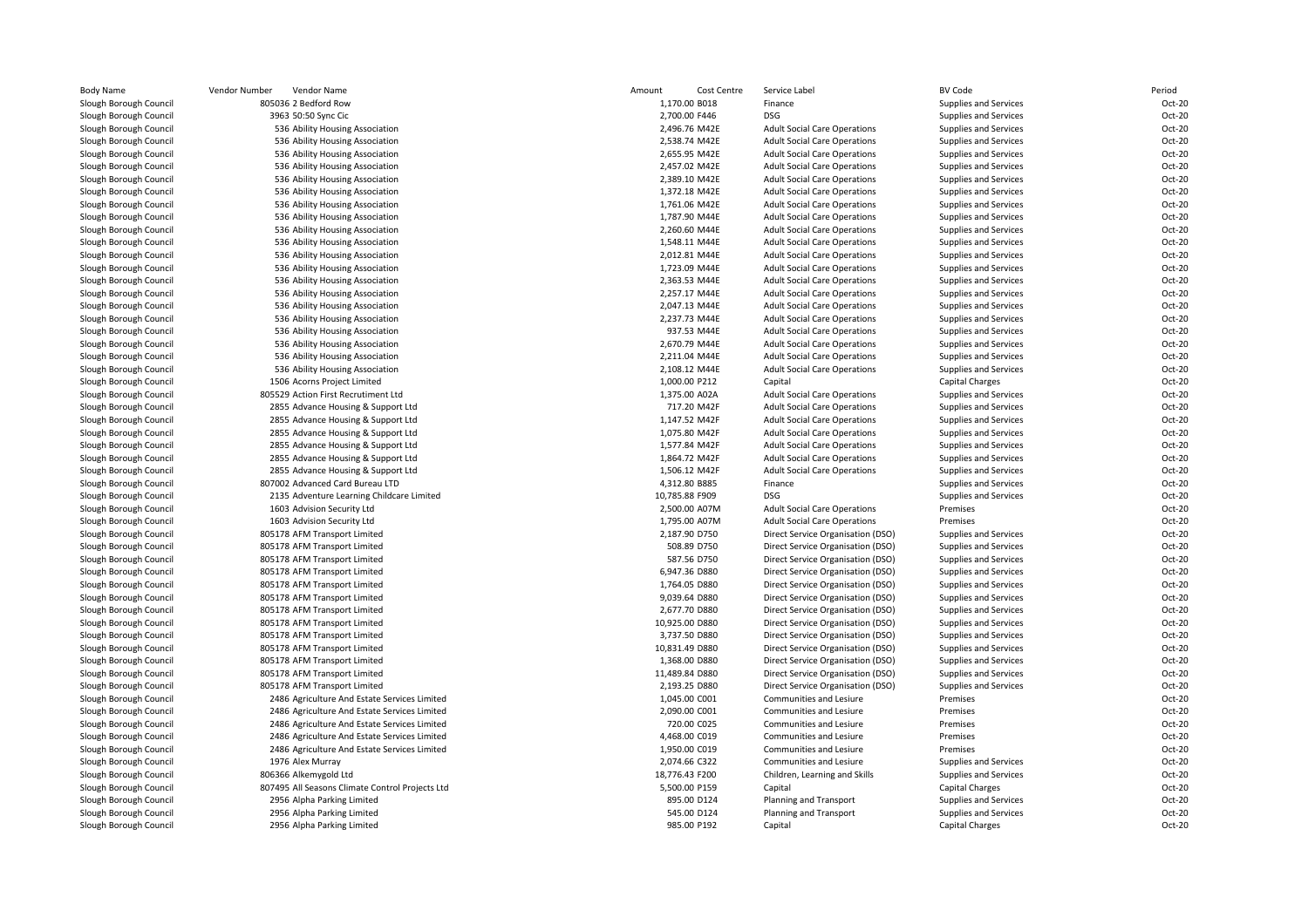| Body Name | Vendor Number | Vendor Name | Amount | Cost Centre | Service Label | BV Code | Period |
|---|---|---|---|---|---|---|---|
| Slough Borough Council | 805036 | 2 Bedford Row | 1,170.00 | B018 | Finance | Supplies and Services | Oct-20 |
| Slough Borough Council | 3963 | 50:50 Sync Cic | 2,700.00 | F446 | DSG | Supplies and Services | Oct-20 |
| Slough Borough Council | 536 | Ability Housing Association | 2,496.76 | M42E | Adult Social Care Operations | Supplies and Services | Oct-20 |
| Slough Borough Council | 536 | Ability Housing Association | 2,538.74 | M42E | Adult Social Care Operations | Supplies and Services | Oct-20 |
| Slough Borough Council | 536 | Ability Housing Association | 2,655.95 | M42E | Adult Social Care Operations | Supplies and Services | Oct-20 |
| Slough Borough Council | 536 | Ability Housing Association | 2,457.02 | M42E | Adult Social Care Operations | Supplies and Services | Oct-20 |
| Slough Borough Council | 536 | Ability Housing Association | 2,389.10 | M42E | Adult Social Care Operations | Supplies and Services | Oct-20 |
| Slough Borough Council | 536 | Ability Housing Association | 1,372.18 | M42E | Adult Social Care Operations | Supplies and Services | Oct-20 |
| Slough Borough Council | 536 | Ability Housing Association | 1,761.06 | M42E | Adult Social Care Operations | Supplies and Services | Oct-20 |
| Slough Borough Council | 536 | Ability Housing Association | 1,787.90 | M44E | Adult Social Care Operations | Supplies and Services | Oct-20 |
| Slough Borough Council | 536 | Ability Housing Association | 2,260.60 | M44E | Adult Social Care Operations | Supplies and Services | Oct-20 |
| Slough Borough Council | 536 | Ability Housing Association | 1,548.11 | M44E | Adult Social Care Operations | Supplies and Services | Oct-20 |
| Slough Borough Council | 536 | Ability Housing Association | 2,012.81 | M44E | Adult Social Care Operations | Supplies and Services | Oct-20 |
| Slough Borough Council | 536 | Ability Housing Association | 1,723.09 | M44E | Adult Social Care Operations | Supplies and Services | Oct-20 |
| Slough Borough Council | 536 | Ability Housing Association | 2,363.53 | M44E | Adult Social Care Operations | Supplies and Services | Oct-20 |
| Slough Borough Council | 536 | Ability Housing Association | 2,257.17 | M44E | Adult Social Care Operations | Supplies and Services | Oct-20 |
| Slough Borough Council | 536 | Ability Housing Association | 2,047.13 | M44E | Adult Social Care Operations | Supplies and Services | Oct-20 |
| Slough Borough Council | 536 | Ability Housing Association | 2,237.73 | M44E | Adult Social Care Operations | Supplies and Services | Oct-20 |
| Slough Borough Council | 536 | Ability Housing Association | 937.53 | M44E | Adult Social Care Operations | Supplies and Services | Oct-20 |
| Slough Borough Council | 536 | Ability Housing Association | 2,670.79 | M44E | Adult Social Care Operations | Supplies and Services | Oct-20 |
| Slough Borough Council | 536 | Ability Housing Association | 2,211.04 | M44E | Adult Social Care Operations | Supplies and Services | Oct-20 |
| Slough Borough Council | 536 | Ability Housing Association | 2,108.12 | M44E | Adult Social Care Operations | Supplies and Services | Oct-20 |
| Slough Borough Council | 1506 | Acorns Project Limited | 1,000.00 | P212 | Capital | Capital Charges | Oct-20 |
| Slough Borough Council | 805529 | Action First Recrutiment Ltd | 1,375.00 | A02A | Adult Social Care Operations | Supplies and Services | Oct-20 |
| Slough Borough Council | 2855 | Advance Housing & Support Ltd | 717.20 | M42F | Adult Social Care Operations | Supplies and Services | Oct-20 |
| Slough Borough Council | 2855 | Advance Housing & Support Ltd | 1,147.52 | M42F | Adult Social Care Operations | Supplies and Services | Oct-20 |
| Slough Borough Council | 2855 | Advance Housing & Support Ltd | 1,075.80 | M42F | Adult Social Care Operations | Supplies and Services | Oct-20 |
| Slough Borough Council | 2855 | Advance Housing & Support Ltd | 1,577.84 | M42F | Adult Social Care Operations | Supplies and Services | Oct-20 |
| Slough Borough Council | 2855 | Advance Housing & Support Ltd | 1,864.72 | M42F | Adult Social Care Operations | Supplies and Services | Oct-20 |
| Slough Borough Council | 2855 | Advance Housing & Support Ltd | 1,506.12 | M42F | Adult Social Care Operations | Supplies and Services | Oct-20 |
| Slough Borough Council | 807002 | Advanced Card Bureau LTD | 4,312.80 | B885 | Finance | Supplies and Services | Oct-20 |
| Slough Borough Council | 2135 | Adventure Learning Childcare Limited | 10,785.88 | F909 | DSG | Supplies and Services | Oct-20 |
| Slough Borough Council | 1603 | Advision Security Ltd | 2,500.00 | A07M | Adult Social Care Operations | Premises | Oct-20 |
| Slough Borough Council | 1603 | Advision Security Ltd | 1,795.00 | A07M | Adult Social Care Operations | Premises | Oct-20 |
| Slough Borough Council | 805178 | AFM Transport Limited | 2,187.90 | D750 | Direct Service Organisation (DSO) | Supplies and Services | Oct-20 |
| Slough Borough Council | 805178 | AFM Transport Limited | 508.89 | D750 | Direct Service Organisation (DSO) | Supplies and Services | Oct-20 |
| Slough Borough Council | 805178 | AFM Transport Limited | 587.56 | D750 | Direct Service Organisation (DSO) | Supplies and Services | Oct-20 |
| Slough Borough Council | 805178 | AFM Transport Limited | 6,947.36 | D880 | Direct Service Organisation (DSO) | Supplies and Services | Oct-20 |
| Slough Borough Council | 805178 | AFM Transport Limited | 1,764.05 | D880 | Direct Service Organisation (DSO) | Supplies and Services | Oct-20 |
| Slough Borough Council | 805178 | AFM Transport Limited | 9,039.64 | D880 | Direct Service Organisation (DSO) | Supplies and Services | Oct-20 |
| Slough Borough Council | 805178 | AFM Transport Limited | 2,677.70 | D880 | Direct Service Organisation (DSO) | Supplies and Services | Oct-20 |
| Slough Borough Council | 805178 | AFM Transport Limited | 10,925.00 | D880 | Direct Service Organisation (DSO) | Supplies and Services | Oct-20 |
| Slough Borough Council | 805178 | AFM Transport Limited | 3,737.50 | D880 | Direct Service Organisation (DSO) | Supplies and Services | Oct-20 |
| Slough Borough Council | 805178 | AFM Transport Limited | 10,831.49 | D880 | Direct Service Organisation (DSO) | Supplies and Services | Oct-20 |
| Slough Borough Council | 805178 | AFM Transport Limited | 1,368.00 | D880 | Direct Service Organisation (DSO) | Supplies and Services | Oct-20 |
| Slough Borough Council | 805178 | AFM Transport Limited | 11,489.84 | D880 | Direct Service Organisation (DSO) | Supplies and Services | Oct-20 |
| Slough Borough Council | 805178 | AFM Transport Limited | 2,193.25 | D880 | Direct Service Organisation (DSO) | Supplies and Services | Oct-20 |
| Slough Borough Council | 2486 | Agriculture And Estate Services Limited | 1,045.00 | C001 | Communities and Lesiure | Premises | Oct-20 |
| Slough Borough Council | 2486 | Agriculture And Estate Services Limited | 2,090.00 | C001 | Communities and Lesiure | Premises | Oct-20 |
| Slough Borough Council | 2486 | Agriculture And Estate Services Limited | 720.00 | C025 | Communities and Lesiure | Premises | Oct-20 |
| Slough Borough Council | 2486 | Agriculture And Estate Services Limited | 4,468.00 | C019 | Communities and Lesiure | Premises | Oct-20 |
| Slough Borough Council | 2486 | Agriculture And Estate Services Limited | 1,950.00 | C019 | Communities and Lesiure | Premises | Oct-20 |
| Slough Borough Council | 1976 | Alex Murray | 2,074.66 | C322 | Communities and Lesiure | Supplies and Services | Oct-20 |
| Slough Borough Council | 806366 | Alkemygold Ltd | 18,776.43 | F200 | Children, Learning and Skills | Supplies and Services | Oct-20 |
| Slough Borough Council | 807495 | All Seasons Climate Control Projects Ltd | 5,500.00 | P159 | Capital | Capital Charges | Oct-20 |
| Slough Borough Council | 2956 | Alpha Parking Limited | 895.00 | D124 | Planning and Transport | Supplies and Services | Oct-20 |
| Slough Borough Council | 2956 | Alpha Parking Limited | 545.00 | D124 | Planning and Transport | Supplies and Services | Oct-20 |
| Slough Borough Council | 2956 | Alpha Parking Limited | 985.00 | P192 | Capital | Capital Charges | Oct-20 |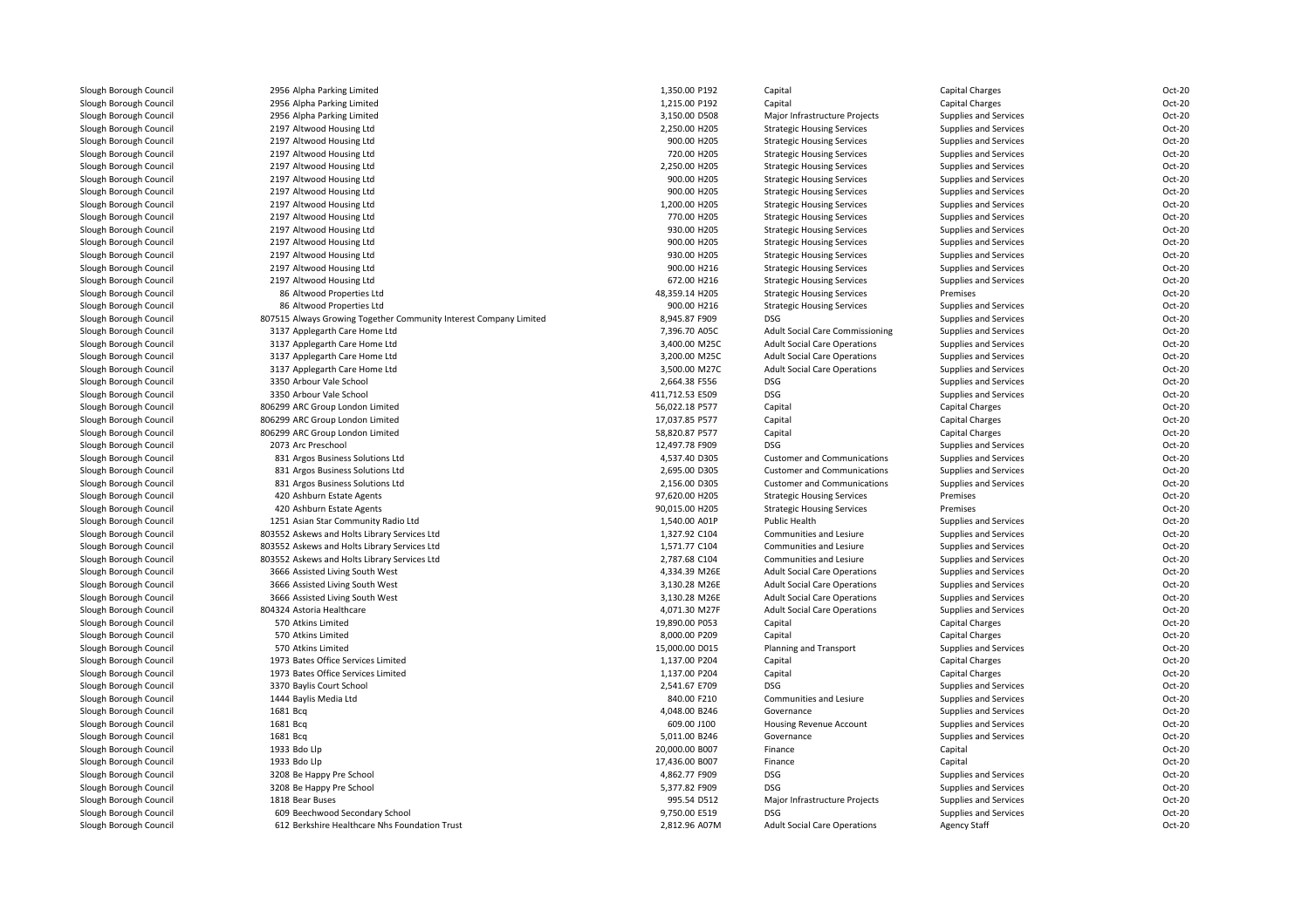| | | | | | |
|---|---|---|---|---|---|
| Slough Borough Council | 2956 Alpha Parking Limited | 1,350.00 P192 | Capital | Capital Charges | Oct-20 |
| Slough Borough Council | 2956 Alpha Parking Limited | 1,215.00 P192 | Capital | Capital Charges | Oct-20 |
| Slough Borough Council | 2956 Alpha Parking Limited | 3,150.00 D508 | Major Infrastructure Projects | Supplies and Services | Oct-20 |
| Slough Borough Council | 2197 Altwood Housing Ltd | 2,250.00 H205 | Strategic Housing Services | Supplies and Services | Oct-20 |
| Slough Borough Council | 2197 Altwood Housing Ltd | 900.00 H205 | Strategic Housing Services | Supplies and Services | Oct-20 |
| Slough Borough Council | 2197 Altwood Housing Ltd | 720.00 H205 | Strategic Housing Services | Supplies and Services | Oct-20 |
| Slough Borough Council | 2197 Altwood Housing Ltd | 2,250.00 H205 | Strategic Housing Services | Supplies and Services | Oct-20 |
| Slough Borough Council | 2197 Altwood Housing Ltd | 900.00 H205 | Strategic Housing Services | Supplies and Services | Oct-20 |
| Slough Borough Council | 2197 Altwood Housing Ltd | 900.00 H205 | Strategic Housing Services | Supplies and Services | Oct-20 |
| Slough Borough Council | 2197 Altwood Housing Ltd | 1,200.00 H205 | Strategic Housing Services | Supplies and Services | Oct-20 |
| Slough Borough Council | 2197 Altwood Housing Ltd | 770.00 H205 | Strategic Housing Services | Supplies and Services | Oct-20 |
| Slough Borough Council | 2197 Altwood Housing Ltd | 930.00 H205 | Strategic Housing Services | Supplies and Services | Oct-20 |
| Slough Borough Council | 2197 Altwood Housing Ltd | 900.00 H205 | Strategic Housing Services | Supplies and Services | Oct-20 |
| Slough Borough Council | 2197 Altwood Housing Ltd | 930.00 H205 | Strategic Housing Services | Supplies and Services | Oct-20 |
| Slough Borough Council | 2197 Altwood Housing Ltd | 900.00 H216 | Strategic Housing Services | Supplies and Services | Oct-20 |
| Slough Borough Council | 2197 Altwood Housing Ltd | 672.00 H216 | Strategic Housing Services | Supplies and Services | Oct-20 |
| Slough Borough Council | 86 Altwood Properties Ltd | 48,359.14 H205 | Strategic Housing Services | Premises | Oct-20 |
| Slough Borough Council | 86 Altwood Properties Ltd | 900.00 H216 | Strategic Housing Services | Supplies and Services | Oct-20 |
| Slough Borough Council | 807515 Always Growing Together Community Interest Company Limited | 8,945.87 F909 | DSG | Supplies and Services | Oct-20 |
| Slough Borough Council | 3137 Applegarth Care Home Ltd | 7,396.70 A05C | Adult Social Care Commissioning | Supplies and Services | Oct-20 |
| Slough Borough Council | 3137 Applegarth Care Home Ltd | 3,400.00 M25C | Adult Social Care Operations | Supplies and Services | Oct-20 |
| Slough Borough Council | 3137 Applegarth Care Home Ltd | 3,200.00 M25C | Adult Social Care Operations | Supplies and Services | Oct-20 |
| Slough Borough Council | 3137 Applegarth Care Home Ltd | 3,500.00 M27C | Adult Social Care Operations | Supplies and Services | Oct-20 |
| Slough Borough Council | 3350 Arbour Vale School | 2,664.38 F556 | DSG | Supplies and Services | Oct-20 |
| Slough Borough Council | 3350 Arbour Vale School | 411,712.53 E509 | DSG | Supplies and Services | Oct-20 |
| Slough Borough Council | 806299 ARC Group London Limited | 56,022.18 P577 | Capital | Capital Charges | Oct-20 |
| Slough Borough Council | 806299 ARC Group London Limited | 17,037.85 P577 | Capital | Capital Charges | Oct-20 |
| Slough Borough Council | 806299 ARC Group London Limited | 58,820.87 P577 | Capital | Capital Charges | Oct-20 |
| Slough Borough Council | 2073 Arc Preschool | 12,497.78 F909 | DSG | Supplies and Services | Oct-20 |
| Slough Borough Council | 831 Argos Business Solutions Ltd | 4,537.40 D305 | Customer and Communications | Supplies and Services | Oct-20 |
| Slough Borough Council | 831 Argos Business Solutions Ltd | 2,695.00 D305 | Customer and Communications | Supplies and Services | Oct-20 |
| Slough Borough Council | 831 Argos Business Solutions Ltd | 2,156.00 D305 | Customer and Communications | Supplies and Services | Oct-20 |
| Slough Borough Council | 420 Ashburn Estate Agents | 97,620.00 H205 | Strategic Housing Services | Premises | Oct-20 |
| Slough Borough Council | 420 Ashburn Estate Agents | 90,015.00 H205 | Strategic Housing Services | Premises | Oct-20 |
| Slough Borough Council | 1251 Asian Star Community Radio Ltd | 1,540.00 A01P | Public Health | Supplies and Services | Oct-20 |
| Slough Borough Council | 803552 Askews and Holts Library Services Ltd | 1,327.92 C104 | Communities and Lesiure | Supplies and Services | Oct-20 |
| Slough Borough Council | 803552 Askews and Holts Library Services Ltd | 1,571.77 C104 | Communities and Lesiure | Supplies and Services | Oct-20 |
| Slough Borough Council | 803552 Askews and Holts Library Services Ltd | 2,787.68 C104 | Communities and Lesiure | Supplies and Services | Oct-20 |
| Slough Borough Council | 3666 Assisted Living South West | 4,334.39 M26E | Adult Social Care Operations | Supplies and Services | Oct-20 |
| Slough Borough Council | 3666 Assisted Living South West | 3,130.28 M26E | Adult Social Care Operations | Supplies and Services | Oct-20 |
| Slough Borough Council | 3666 Assisted Living South West | 3,130.28 M26E | Adult Social Care Operations | Supplies and Services | Oct-20 |
| Slough Borough Council | 804324 Astoria Healthcare | 4,071.30 M27F | Adult Social Care Operations | Supplies and Services | Oct-20 |
| Slough Borough Council | 570 Atkins Limited | 19,890.00 P053 | Capital | Capital Charges | Oct-20 |
| Slough Borough Council | 570 Atkins Limited | 8,000.00 P209 | Capital | Capital Charges | Oct-20 |
| Slough Borough Council | 570 Atkins Limited | 15,000.00 D015 | Planning and Transport | Supplies and Services | Oct-20 |
| Slough Borough Council | 1973 Bates Office Services Limited | 1,137.00 P204 | Capital | Capital Charges | Oct-20 |
| Slough Borough Council | 1973 Bates Office Services Limited | 1,137.00 P204 | Capital | Capital Charges | Oct-20 |
| Slough Borough Council | 3370 Baylis Court School | 2,541.67 E709 | DSG | Supplies and Services | Oct-20 |
| Slough Borough Council | 1444 Baylis Media Ltd | 840.00 F210 | Communities and Lesiure | Supplies and Services | Oct-20 |
| Slough Borough Council | 1681 Bcq | 4,048.00 B246 | Governance | Supplies and Services | Oct-20 |
| Slough Borough Council | 1681 Bcq | 609.00 J100 | Housing Revenue Account | Supplies and Services | Oct-20 |
| Slough Borough Council | 1681 Bcq | 5,011.00 B246 | Governance | Supplies and Services | Oct-20 |
| Slough Borough Council | 1933 Bdo Llp | 20,000.00 B007 | Finance | Capital | Oct-20 |
| Slough Borough Council | 1933 Bdo Llp | 17,436.00 B007 | Finance | Capital | Oct-20 |
| Slough Borough Council | 3208 Be Happy Pre School | 4,862.77 F909 | DSG | Supplies and Services | Oct-20 |
| Slough Borough Council | 3208 Be Happy Pre School | 5,377.82 F909 | DSG | Supplies and Services | Oct-20 |
| Slough Borough Council | 1818 Bear Buses | 995.54 D512 | Major Infrastructure Projects | Supplies and Services | Oct-20 |
| Slough Borough Council | 609 Beechwood Secondary School | 9,750.00 E519 | DSG | Supplies and Services | Oct-20 |
| Slough Borough Council | 612 Berkshire Healthcare Nhs Foundation Trust | 2,812.96 A07M | Adult Social Care Operations | Agency Staff | Oct-20 |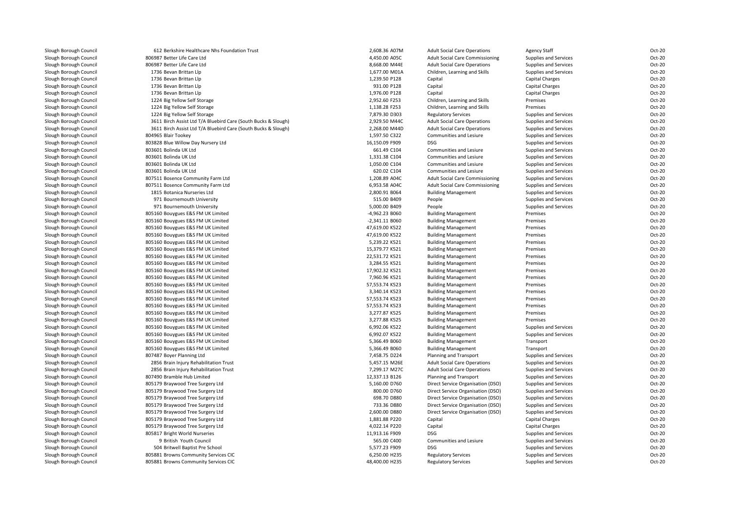| | | | | | | |
|---|---|---|---|---|---|---|
| Slough Borough Council | 612 Berkshire Healthcare Nhs Foundation Trust | 2,608.36 A07M | Adult Social Care Operations | Agency Staff | Oct-20 |
| Slough Borough Council | 806987 Better Life Care Ltd | 4,450.00 A05C | Adult Social Care Commissioning | Supplies and Services | Oct-20 |
| Slough Borough Council | 806987 Better Life Care Ltd | 8,668.00 M44E | Adult Social Care Operations | Supplies and Services | Oct-20 |
| Slough Borough Council | 1736 Bevan Brittan Llp | 1,677.00 M01A | Children, Learning and Skills | Supplies and Services | Oct-20 |
| Slough Borough Council | 1736 Bevan Brittan Llp | 1,239.50 P128 | Capital | Capital Charges | Oct-20 |
| Slough Borough Council | 1736 Bevan Brittan Llp | 931.00 P128 | Capital | Capital Charges | Oct-20 |
| Slough Borough Council | 1736 Bevan Brittan Llp | 1,976.00 P128 | Capital | Capital Charges | Oct-20 |
| Slough Borough Council | 1224 Big Yellow Self Storage | 2,952.60 F253 | Children, Learning and Skills | Premises | Oct-20 |
| Slough Borough Council | 1224 Big Yellow Self Storage | 1,138.28 F253 | Children, Learning and Skills | Premises | Oct-20 |
| Slough Borough Council | 1224 Big Yellow Self Storage | 7,879.30 D303 | Regulatory Services | Supplies and Services | Oct-20 |
| Slough Borough Council | 3611 Birch Assist Ltd T/A Bluebird Care (South Bucks & Slough) | 2,929.50 M44C | Adult Social Care Operations | Supplies and Services | Oct-20 |
| Slough Borough Council | 3611 Birch Assist Ltd T/A Bluebird Care (South Bucks & Slough) | 2,268.00 M44D | Adult Social Care Operations | Supplies and Services | Oct-20 |
| Slough Borough Council | 804965 Blair Tookey | 1,597.50 C322 | Communities and Lesiure | Supplies and Services | Oct-20 |
| Slough Borough Council | 803828 Blue Willow Day Nursery Ltd | 16,150.09 F909 | DSG | Supplies and Services | Oct-20 |
| Slough Borough Council | 803601 Bolinda UK Ltd | 661.49 C104 | Communities and Lesiure | Supplies and Services | Oct-20 |
| Slough Borough Council | 803601 Bolinda UK Ltd | 1,331.38 C104 | Communities and Lesiure | Supplies and Services | Oct-20 |
| Slough Borough Council | 803601 Bolinda UK Ltd | 1,050.00 C104 | Communities and Lesiure | Supplies and Services | Oct-20 |
| Slough Borough Council | 803601 Bolinda UK Ltd | 620.02 C104 | Communities and Lesiure | Supplies and Services | Oct-20 |
| Slough Borough Council | 807511 Bosence Community Farm Ltd | 1,208.89 A04C | Adult Social Care Commissioning | Supplies and Services | Oct-20 |
| Slough Borough Council | 807511 Bosence Community Farm Ltd | 6,953.58 A04C | Adult Social Care Commissioning | Supplies and Services | Oct-20 |
| Slough Borough Council | 1815 Botanica Nurseries Ltd | 2,800.91 B064 | Building Management | Supplies and Services | Oct-20 |
| Slough Borough Council | 971 Bournemouth University | 515.00 B409 | People | Supplies and Services | Oct-20 |
| Slough Borough Council | 971 Bournemouth University | 5,000.00 B409 | People | Supplies and Services | Oct-20 |
| Slough Borough Council | 805160 Bouygues E&S FM UK Limited | -4,962.23 B060 | Building Management | Premises | Oct-20 |
| Slough Borough Council | 805160 Bouygues E&S FM UK Limited | -2,341.11 B060 | Building Management | Premises | Oct-20 |
| Slough Borough Council | 805160 Bouygues E&S FM UK Limited | 47,619.00 K522 | Building Management | Premises | Oct-20 |
| Slough Borough Council | 805160 Bouygues E&S FM UK Limited | 47,619.00 K522 | Building Management | Premises | Oct-20 |
| Slough Borough Council | 805160 Bouygues E&S FM UK Limited | 5,239.22 K521 | Building Management | Premises | Oct-20 |
| Slough Borough Council | 805160 Bouygues E&S FM UK Limited | 15,379.77 K521 | Building Management | Premises | Oct-20 |
| Slough Borough Council | 805160 Bouygues E&S FM UK Limited | 22,531.72 K521 | Building Management | Premises | Oct-20 |
| Slough Borough Council | 805160 Bouygues E&S FM UK Limited | 3,284.55 K521 | Building Management | Premises | Oct-20 |
| Slough Borough Council | 805160 Bouygues E&S FM UK Limited | 17,902.32 K521 | Building Management | Premises | Oct-20 |
| Slough Borough Council | 805160 Bouygues E&S FM UK Limited | 7,960.96 K521 | Building Management | Premises | Oct-20 |
| Slough Borough Council | 805160 Bouygues E&S FM UK Limited | 57,553.74 K523 | Building Management | Premises | Oct-20 |
| Slough Borough Council | 805160 Bouygues E&S FM UK Limited | 3,340.14 K523 | Building Management | Premises | Oct-20 |
| Slough Borough Council | 805160 Bouygues E&S FM UK Limited | 57,553.74 K523 | Building Management | Premises | Oct-20 |
| Slough Borough Council | 805160 Bouygues E&S FM UK Limited | 57,553.74 K523 | Building Management | Premises | Oct-20 |
| Slough Borough Council | 805160 Bouygues E&S FM UK Limited | 3,277.87 K525 | Building Management | Premises | Oct-20 |
| Slough Borough Council | 805160 Bouygues E&S FM UK Limited | 3,277.88 K525 | Building Management | Premises | Oct-20 |
| Slough Borough Council | 805160 Bouygues E&S FM UK Limited | 6,992.06 K522 | Building Management | Supplies and Services | Oct-20 |
| Slough Borough Council | 805160 Bouygues E&S FM UK Limited | 6,992.07 K522 | Building Management | Supplies and Services | Oct-20 |
| Slough Borough Council | 805160 Bouygues E&S FM UK Limited | 5,366.49 B060 | Building Management | Transport | Oct-20 |
| Slough Borough Council | 805160 Bouygues E&S FM UK Limited | 5,366.49 B060 | Building Management | Transport | Oct-20 |
| Slough Borough Council | 807487 Boyer Planning Ltd | 7,458.75 D224 | Planning and Transport | Supplies and Services | Oct-20 |
| Slough Borough Council | 2856 Brain Injury Rehabilitation Trust | 5,457.15 M26E | Adult Social Care Operations | Supplies and Services | Oct-20 |
| Slough Borough Council | 2856 Brain Injury Rehabilitation Trust | 7,299.17 M27C | Adult Social Care Operations | Supplies and Services | Oct-20 |
| Slough Borough Council | 807490 Bramble Hub Limited | 12,337.13 B126 | Planning and Transport | Supplies and Services | Oct-20 |
| Slough Borough Council | 805179 Braywood Tree Surgery Ltd | 5,160.00 D760 | Direct Service Organisation (DSO) | Supplies and Services | Oct-20 |
| Slough Borough Council | 805179 Braywood Tree Surgery Ltd | 800.00 D760 | Direct Service Organisation (DSO) | Supplies and Services | Oct-20 |
| Slough Borough Council | 805179 Braywood Tree Surgery Ltd | 698.70 D880 | Direct Service Organisation (DSO) | Supplies and Services | Oct-20 |
| Slough Borough Council | 805179 Braywood Tree Surgery Ltd | 733.36 D880 | Direct Service Organisation (DSO) | Supplies and Services | Oct-20 |
| Slough Borough Council | 805179 Braywood Tree Surgery Ltd | 2,600.00 D880 | Direct Service Organisation (DSO) | Supplies and Services | Oct-20 |
| Slough Borough Council | 805179 Braywood Tree Surgery Ltd | 1,881.88 P220 | Capital | Capital Charges | Oct-20 |
| Slough Borough Council | 805179 Braywood Tree Surgery Ltd | 4,022.14 P220 | Capital | Capital Charges | Oct-20 |
| Slough Borough Council | 805817 Bright World Nurseries | 11,913.16 F909 | DSG | Supplies and Services | Oct-20 |
| Slough Borough Council | 9 British Youth Council | 565.00 C400 | Communities and Lesiure | Supplies and Services | Oct-20 |
| Slough Borough Council | 504 Britwell Baptist Pre School | 5,577.23 F909 | DSG | Supplies and Services | Oct-20 |
| Slough Borough Council | 805881 Browns Community Services CIC | 6,250.00 H235 | Regulatory Services | Supplies and Services | Oct-20 |
| Slough Borough Council | 805881 Browns Community Services CIC | 48,400.00 H235 | Regulatory Services | Supplies and Services | Oct-20 |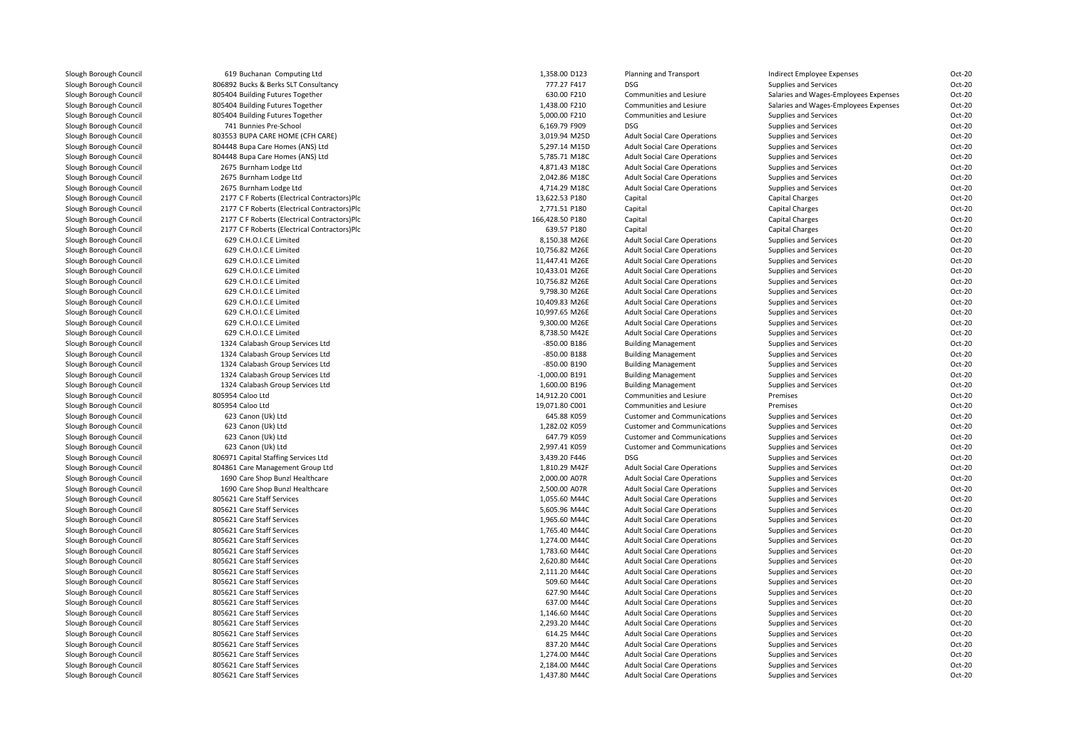| | | | | | | |
|---|---|---|---|---|---|---|
| Slough Borough Council | 619 Buchanan Computing Ltd | 1,358.00 | D123 | Planning and Transport | Indirect Employee Expenses | Oct-20 |
| Slough Borough Council | 806892 Bucks & Berks SLT Consultancy | 777.27 | F417 | DSG | Supplies and Services | Oct-20 |
| Slough Borough Council | 805404 Building Futures Together | 630.00 | F210 | Communities and Lesiure | Salaries and Wages-Employees Expenses | Oct-20 |
| Slough Borough Council | 805404 Building Futures Together | 1,438.00 | F210 | Communities and Lesiure | Salaries and Wages-Employees Expenses | Oct-20 |
| Slough Borough Council | 805404 Building Futures Together | 5,000.00 | F210 | Communities and Lesiure | Supplies and Services | Oct-20 |
| Slough Borough Council | 741 Bunnies Pre-School | 6,169.79 | F909 | DSG | Supplies and Services | Oct-20 |
| Slough Borough Council | 803553 BUPA CARE HOME (CFH CARE) | 3,019.94 | M25D | Adult Social Care Operations | Supplies and Services | Oct-20 |
| Slough Borough Council | 804448 Bupa Care Homes (ANS) Ltd | 5,297.14 | M15D | Adult Social Care Operations | Supplies and Services | Oct-20 |
| Slough Borough Council | 804448 Bupa Care Homes (ANS) Ltd | 5,785.71 | M18C | Adult Social Care Operations | Supplies and Services | Oct-20 |
| Slough Borough Council | 2675 Burnham Lodge Ltd | 4,871.43 | M18C | Adult Social Care Operations | Supplies and Services | Oct-20 |
| Slough Borough Council | 2675 Burnham Lodge Ltd | 2,042.86 | M18C | Adult Social Care Operations | Supplies and Services | Oct-20 |
| Slough Borough Council | 2675 Burnham Lodge Ltd | 4,714.29 | M18C | Adult Social Care Operations | Supplies and Services | Oct-20 |
| Slough Borough Council | 2177 C F Roberts (Electrical Contractors)Plc | 13,622.53 | P180 | Capital | Capital Charges | Oct-20 |
| Slough Borough Council | 2177 C F Roberts (Electrical Contractors)Plc | 2,771.51 | P180 | Capital | Capital Charges | Oct-20 |
| Slough Borough Council | 2177 C F Roberts (Electrical Contractors)Plc | 166,428.50 | P180 | Capital | Capital Charges | Oct-20 |
| Slough Borough Council | 2177 C F Roberts (Electrical Contractors)Plc | 639.57 | P180 | Capital | Capital Charges | Oct-20 |
| Slough Borough Council | 629 C.H.O.I.C.E Limited | 8,150.38 | M26E | Adult Social Care Operations | Supplies and Services | Oct-20 |
| Slough Borough Council | 629 C.H.O.I.C.E Limited | 10,756.82 | M26E | Adult Social Care Operations | Supplies and Services | Oct-20 |
| Slough Borough Council | 629 C.H.O.I.C.E Limited | 11,447.41 | M26E | Adult Social Care Operations | Supplies and Services | Oct-20 |
| Slough Borough Council | 629 C.H.O.I.C.E Limited | 10,433.01 | M26E | Adult Social Care Operations | Supplies and Services | Oct-20 |
| Slough Borough Council | 629 C.H.O.I.C.E Limited | 10,756.82 | M26E | Adult Social Care Operations | Supplies and Services | Oct-20 |
| Slough Borough Council | 629 C.H.O.I.C.E Limited | 9,798.30 | M26E | Adult Social Care Operations | Supplies and Services | Oct-20 |
| Slough Borough Council | 629 C.H.O.I.C.E Limited | 10,409.83 | M26E | Adult Social Care Operations | Supplies and Services | Oct-20 |
| Slough Borough Council | 629 C.H.O.I.C.E Limited | 10,997.65 | M26E | Adult Social Care Operations | Supplies and Services | Oct-20 |
| Slough Borough Council | 629 C.H.O.I.C.E Limited | 9,300.00 | M26E | Adult Social Care Operations | Supplies and Services | Oct-20 |
| Slough Borough Council | 629 C.H.O.I.C.E Limited | 8,738.50 | M42E | Adult Social Care Operations | Supplies and Services | Oct-20 |
| Slough Borough Council | 1324 Calabash Group Services Ltd | -850.00 | B186 | Building Management | Supplies and Services | Oct-20 |
| Slough Borough Council | 1324 Calabash Group Services Ltd | -850.00 | B188 | Building Management | Supplies and Services | Oct-20 |
| Slough Borough Council | 1324 Calabash Group Services Ltd | -850.00 | B190 | Building Management | Supplies and Services | Oct-20 |
| Slough Borough Council | 1324 Calabash Group Services Ltd | -1,000.00 | B191 | Building Management | Supplies and Services | Oct-20 |
| Slough Borough Council | 1324 Calabash Group Services Ltd | 1,600.00 | B196 | Building Management | Supplies and Services | Oct-20 |
| Slough Borough Council | 805954 Caloo Ltd | 14,912.20 | C001 | Communities and Lesiure | Premises | Oct-20 |
| Slough Borough Council | 805954 Caloo Ltd | 19,071.80 | C001 | Communities and Lesiure | Premises | Oct-20 |
| Slough Borough Council | 623 Canon (Uk) Ltd | 645.88 | K059 | Customer and Communications | Supplies and Services | Oct-20 |
| Slough Borough Council | 623 Canon (Uk) Ltd | 1,282.02 | K059 | Customer and Communications | Supplies and Services | Oct-20 |
| Slough Borough Council | 623 Canon (Uk) Ltd | 647.79 | K059 | Customer and Communications | Supplies and Services | Oct-20 |
| Slough Borough Council | 623 Canon (Uk) Ltd | 2,997.41 | K059 | Customer and Communications | Supplies and Services | Oct-20 |
| Slough Borough Council | 806971 Capital Staffing Services Ltd | 3,439.20 | F446 | DSG | Supplies and Services | Oct-20 |
| Slough Borough Council | 804861 Care Management Group Ltd | 1,810.29 | M42F | Adult Social Care Operations | Supplies and Services | Oct-20 |
| Slough Borough Council | 1690 Care Shop Bunzl Healthcare | 2,000.00 | A07R | Adult Social Care Operations | Supplies and Services | Oct-20 |
| Slough Borough Council | 1690 Care Shop Bunzl Healthcare | 2,500.00 | A07R | Adult Social Care Operations | Supplies and Services | Oct-20 |
| Slough Borough Council | 805621 Care Staff Services | 1,055.60 | M44C | Adult Social Care Operations | Supplies and Services | Oct-20 |
| Slough Borough Council | 805621 Care Staff Services | 5,605.96 | M44C | Adult Social Care Operations | Supplies and Services | Oct-20 |
| Slough Borough Council | 805621 Care Staff Services | 1,965.60 | M44C | Adult Social Care Operations | Supplies and Services | Oct-20 |
| Slough Borough Council | 805621 Care Staff Services | 1,765.40 | M44C | Adult Social Care Operations | Supplies and Services | Oct-20 |
| Slough Borough Council | 805621 Care Staff Services | 1,274.00 | M44C | Adult Social Care Operations | Supplies and Services | Oct-20 |
| Slough Borough Council | 805621 Care Staff Services | 1,783.60 | M44C | Adult Social Care Operations | Supplies and Services | Oct-20 |
| Slough Borough Council | 805621 Care Staff Services | 2,620.80 | M44C | Adult Social Care Operations | Supplies and Services | Oct-20 |
| Slough Borough Council | 805621 Care Staff Services | 2,111.20 | M44C | Adult Social Care Operations | Supplies and Services | Oct-20 |
| Slough Borough Council | 805621 Care Staff Services | 509.60 | M44C | Adult Social Care Operations | Supplies and Services | Oct-20 |
| Slough Borough Council | 805621 Care Staff Services | 627.90 | M44C | Adult Social Care Operations | Supplies and Services | Oct-20 |
| Slough Borough Council | 805621 Care Staff Services | 637.00 | M44C | Adult Social Care Operations | Supplies and Services | Oct-20 |
| Slough Borough Council | 805621 Care Staff Services | 1,146.60 | M44C | Adult Social Care Operations | Supplies and Services | Oct-20 |
| Slough Borough Council | 805621 Care Staff Services | 2,293.20 | M44C | Adult Social Care Operations | Supplies and Services | Oct-20 |
| Slough Borough Council | 805621 Care Staff Services | 614.25 | M44C | Adult Social Care Operations | Supplies and Services | Oct-20 |
| Slough Borough Council | 805621 Care Staff Services | 837.20 | M44C | Adult Social Care Operations | Supplies and Services | Oct-20 |
| Slough Borough Council | 805621 Care Staff Services | 1,274.00 | M44C | Adult Social Care Operations | Supplies and Services | Oct-20 |
| Slough Borough Council | 805621 Care Staff Services | 2,184.00 | M44C | Adult Social Care Operations | Supplies and Services | Oct-20 |
| Slough Borough Council | 805621 Care Staff Services | 1,437.80 | M44C | Adult Social Care Operations | Supplies and Services | Oct-20 |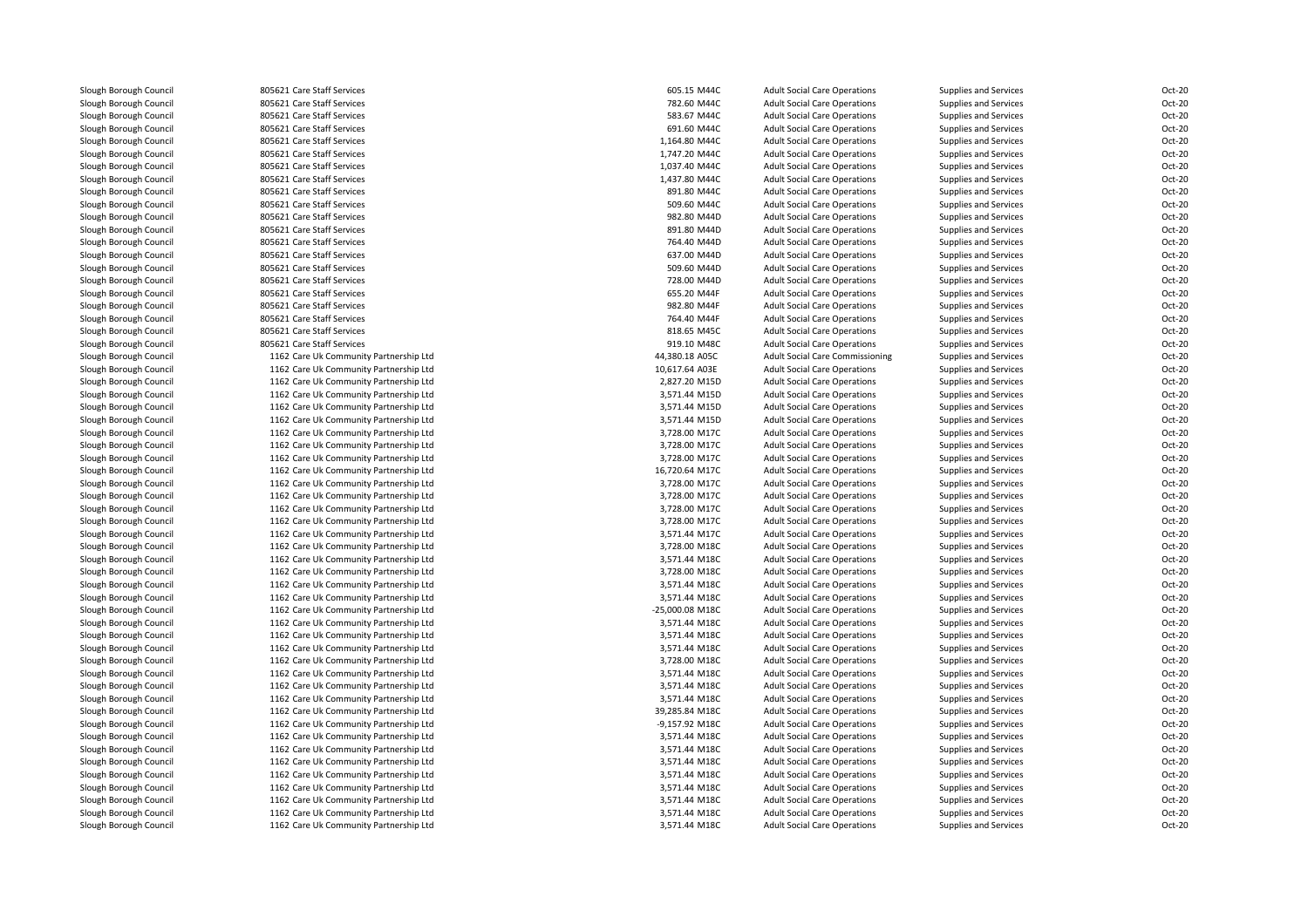| | | | | | | |
|---|---|---|---|---|---|---|
| Slough Borough Council | 805621 Care Staff Services | 605.15 M44C | Adult Social Care Operations | Supplies and Services | Oct-20 |
| Slough Borough Council | 805621 Care Staff Services | 782.60 M44C | Adult Social Care Operations | Supplies and Services | Oct-20 |
| Slough Borough Council | 805621 Care Staff Services | 583.67 M44C | Adult Social Care Operations | Supplies and Services | Oct-20 |
| Slough Borough Council | 805621 Care Staff Services | 691.60 M44C | Adult Social Care Operations | Supplies and Services | Oct-20 |
| Slough Borough Council | 805621 Care Staff Services | 1,164.80 M44C | Adult Social Care Operations | Supplies and Services | Oct-20 |
| Slough Borough Council | 805621 Care Staff Services | 1,747.20 M44C | Adult Social Care Operations | Supplies and Services | Oct-20 |
| Slough Borough Council | 805621 Care Staff Services | 1,037.40 M44C | Adult Social Care Operations | Supplies and Services | Oct-20 |
| Slough Borough Council | 805621 Care Staff Services | 1,437.80 M44C | Adult Social Care Operations | Supplies and Services | Oct-20 |
| Slough Borough Council | 805621 Care Staff Services | 891.80 M44C | Adult Social Care Operations | Supplies and Services | Oct-20 |
| Slough Borough Council | 805621 Care Staff Services | 509.60 M44C | Adult Social Care Operations | Supplies and Services | Oct-20 |
| Slough Borough Council | 805621 Care Staff Services | 982.80 M44D | Adult Social Care Operations | Supplies and Services | Oct-20 |
| Slough Borough Council | 805621 Care Staff Services | 891.80 M44D | Adult Social Care Operations | Supplies and Services | Oct-20 |
| Slough Borough Council | 805621 Care Staff Services | 764.40 M44D | Adult Social Care Operations | Supplies and Services | Oct-20 |
| Slough Borough Council | 805621 Care Staff Services | 637.00 M44D | Adult Social Care Operations | Supplies and Services | Oct-20 |
| Slough Borough Council | 805621 Care Staff Services | 509.60 M44D | Adult Social Care Operations | Supplies and Services | Oct-20 |
| Slough Borough Council | 805621 Care Staff Services | 728.00 M44D | Adult Social Care Operations | Supplies and Services | Oct-20 |
| Slough Borough Council | 805621 Care Staff Services | 655.20 M44F | Adult Social Care Operations | Supplies and Services | Oct-20 |
| Slough Borough Council | 805621 Care Staff Services | 982.80 M44F | Adult Social Care Operations | Supplies and Services | Oct-20 |
| Slough Borough Council | 805621 Care Staff Services | 764.40 M44F | Adult Social Care Operations | Supplies and Services | Oct-20 |
| Slough Borough Council | 805621 Care Staff Services | 818.65 M45C | Adult Social Care Operations | Supplies and Services | Oct-20 |
| Slough Borough Council | 805621 Care Staff Services | 919.10 M48C | Adult Social Care Operations | Supplies and Services | Oct-20 |
| Slough Borough Council | 1162 Care Uk Community Partnership Ltd | 44,380.18 A05C | Adult Social Care Commissioning | Supplies and Services | Oct-20 |
| Slough Borough Council | 1162 Care Uk Community Partnership Ltd | 10,617.64 A03E | Adult Social Care Operations | Supplies and Services | Oct-20 |
| Slough Borough Council | 1162 Care Uk Community Partnership Ltd | 2,827.20 M15D | Adult Social Care Operations | Supplies and Services | Oct-20 |
| Slough Borough Council | 1162 Care Uk Community Partnership Ltd | 3,571.44 M15D | Adult Social Care Operations | Supplies and Services | Oct-20 |
| Slough Borough Council | 1162 Care Uk Community Partnership Ltd | 3,571.44 M15D | Adult Social Care Operations | Supplies and Services | Oct-20 |
| Slough Borough Council | 1162 Care Uk Community Partnership Ltd | 3,571.44 M15D | Adult Social Care Operations | Supplies and Services | Oct-20 |
| Slough Borough Council | 1162 Care Uk Community Partnership Ltd | 3,728.00 M17C | Adult Social Care Operations | Supplies and Services | Oct-20 |
| Slough Borough Council | 1162 Care Uk Community Partnership Ltd | 3,728.00 M17C | Adult Social Care Operations | Supplies and Services | Oct-20 |
| Slough Borough Council | 1162 Care Uk Community Partnership Ltd | 3,728.00 M17C | Adult Social Care Operations | Supplies and Services | Oct-20 |
| Slough Borough Council | 1162 Care Uk Community Partnership Ltd | 16,720.64 M17C | Adult Social Care Operations | Supplies and Services | Oct-20 |
| Slough Borough Council | 1162 Care Uk Community Partnership Ltd | 3,728.00 M17C | Adult Social Care Operations | Supplies and Services | Oct-20 |
| Slough Borough Council | 1162 Care Uk Community Partnership Ltd | 3,728.00 M17C | Adult Social Care Operations | Supplies and Services | Oct-20 |
| Slough Borough Council | 1162 Care Uk Community Partnership Ltd | 3,728.00 M17C | Adult Social Care Operations | Supplies and Services | Oct-20 |
| Slough Borough Council | 1162 Care Uk Community Partnership Ltd | 3,728.00 M17C | Adult Social Care Operations | Supplies and Services | Oct-20 |
| Slough Borough Council | 1162 Care Uk Community Partnership Ltd | 3,571.44 M17C | Adult Social Care Operations | Supplies and Services | Oct-20 |
| Slough Borough Council | 1162 Care Uk Community Partnership Ltd | 3,728.00 M18C | Adult Social Care Operations | Supplies and Services | Oct-20 |
| Slough Borough Council | 1162 Care Uk Community Partnership Ltd | 3,571.44 M18C | Adult Social Care Operations | Supplies and Services | Oct-20 |
| Slough Borough Council | 1162 Care Uk Community Partnership Ltd | 3,728.00 M18C | Adult Social Care Operations | Supplies and Services | Oct-20 |
| Slough Borough Council | 1162 Care Uk Community Partnership Ltd | 3,571.44 M18C | Adult Social Care Operations | Supplies and Services | Oct-20 |
| Slough Borough Council | 1162 Care Uk Community Partnership Ltd | 3,571.44 M18C | Adult Social Care Operations | Supplies and Services | Oct-20 |
| Slough Borough Council | 1162 Care Uk Community Partnership Ltd | -25,000.08 M18C | Adult Social Care Operations | Supplies and Services | Oct-20 |
| Slough Borough Council | 1162 Care Uk Community Partnership Ltd | 3,571.44 M18C | Adult Social Care Operations | Supplies and Services | Oct-20 |
| Slough Borough Council | 1162 Care Uk Community Partnership Ltd | 3,571.44 M18C | Adult Social Care Operations | Supplies and Services | Oct-20 |
| Slough Borough Council | 1162 Care Uk Community Partnership Ltd | 3,571.44 M18C | Adult Social Care Operations | Supplies and Services | Oct-20 |
| Slough Borough Council | 1162 Care Uk Community Partnership Ltd | 3,728.00 M18C | Adult Social Care Operations | Supplies and Services | Oct-20 |
| Slough Borough Council | 1162 Care Uk Community Partnership Ltd | 3,571.44 M18C | Adult Social Care Operations | Supplies and Services | Oct-20 |
| Slough Borough Council | 1162 Care Uk Community Partnership Ltd | 3,571.44 M18C | Adult Social Care Operations | Supplies and Services | Oct-20 |
| Slough Borough Council | 1162 Care Uk Community Partnership Ltd | 3,571.44 M18C | Adult Social Care Operations | Supplies and Services | Oct-20 |
| Slough Borough Council | 1162 Care Uk Community Partnership Ltd | 39,285.84 M18C | Adult Social Care Operations | Supplies and Services | Oct-20 |
| Slough Borough Council | 1162 Care Uk Community Partnership Ltd | -9,157.92 M18C | Adult Social Care Operations | Supplies and Services | Oct-20 |
| Slough Borough Council | 1162 Care Uk Community Partnership Ltd | 3,571.44 M18C | Adult Social Care Operations | Supplies and Services | Oct-20 |
| Slough Borough Council | 1162 Care Uk Community Partnership Ltd | 3,571.44 M18C | Adult Social Care Operations | Supplies and Services | Oct-20 |
| Slough Borough Council | 1162 Care Uk Community Partnership Ltd | 3,571.44 M18C | Adult Social Care Operations | Supplies and Services | Oct-20 |
| Slough Borough Council | 1162 Care Uk Community Partnership Ltd | 3,571.44 M18C | Adult Social Care Operations | Supplies and Services | Oct-20 |
| Slough Borough Council | 1162 Care Uk Community Partnership Ltd | 3,571.44 M18C | Adult Social Care Operations | Supplies and Services | Oct-20 |
| Slough Borough Council | 1162 Care Uk Community Partnership Ltd | 3,571.44 M18C | Adult Social Care Operations | Supplies and Services | Oct-20 |
| Slough Borough Council | 1162 Care Uk Community Partnership Ltd | 3,571.44 M18C | Adult Social Care Operations | Supplies and Services | Oct-20 |
| Slough Borough Council | 1162 Care Uk Community Partnership Ltd | 3,571.44 M18C | Adult Social Care Operations | Supplies and Services | Oct-20 |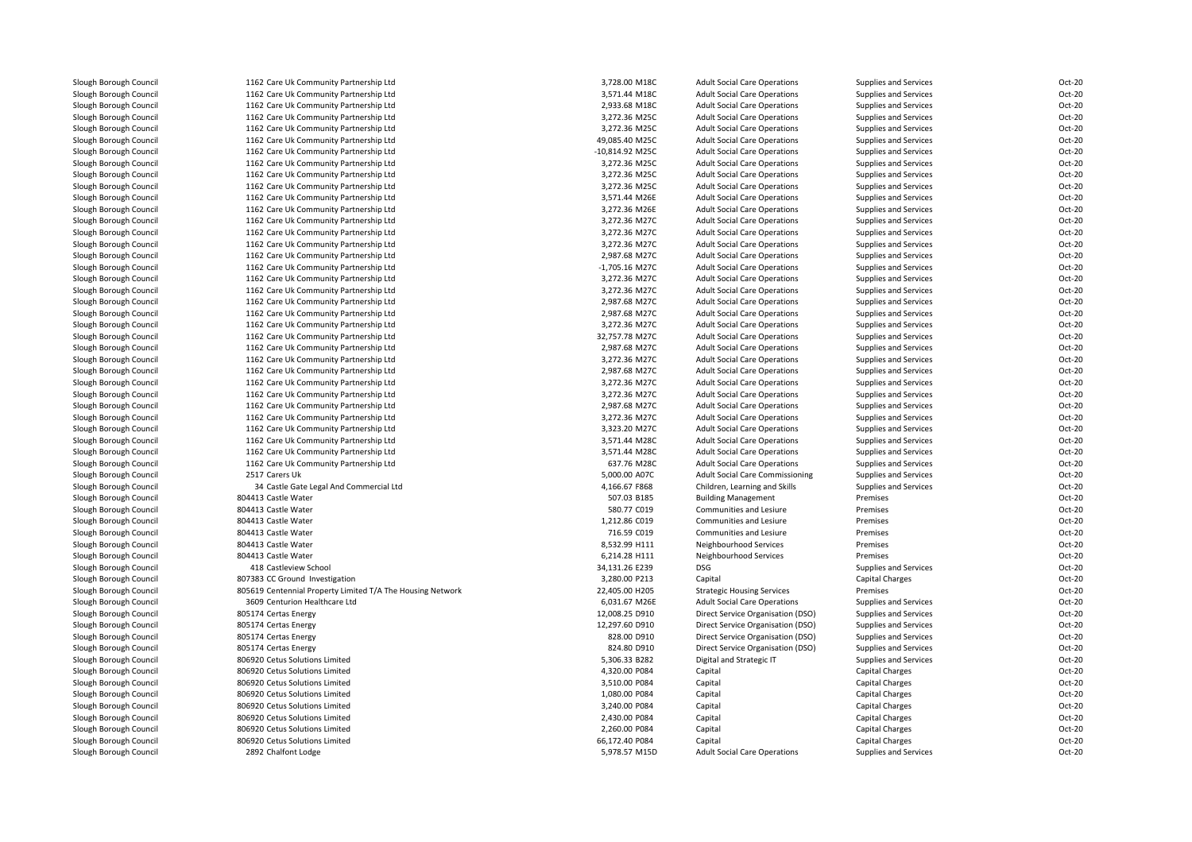| | | | | | | |
|---|---|---|---|---|---|---|
| Slough Borough Council | 1162 Care Uk Community Partnership Ltd | 3,728.00 M18C | Adult Social Care Operations | Supplies and Services | Oct-20 |
| Slough Borough Council | 1162 Care Uk Community Partnership Ltd | 3,571.44 M18C | Adult Social Care Operations | Supplies and Services | Oct-20 |
| Slough Borough Council | 1162 Care Uk Community Partnership Ltd | 2,933.68 M18C | Adult Social Care Operations | Supplies and Services | Oct-20 |
| Slough Borough Council | 1162 Care Uk Community Partnership Ltd | 3,272.36 M25C | Adult Social Care Operations | Supplies and Services | Oct-20 |
| Slough Borough Council | 1162 Care Uk Community Partnership Ltd | 3,272.36 M25C | Adult Social Care Operations | Supplies and Services | Oct-20 |
| Slough Borough Council | 1162 Care Uk Community Partnership Ltd | 49,085.40 M25C | Adult Social Care Operations | Supplies and Services | Oct-20 |
| Slough Borough Council | 1162 Care Uk Community Partnership Ltd | -10,814.92 M25C | Adult Social Care Operations | Supplies and Services | Oct-20 |
| Slough Borough Council | 1162 Care Uk Community Partnership Ltd | 3,272.36 M25C | Adult Social Care Operations | Supplies and Services | Oct-20 |
| Slough Borough Council | 1162 Care Uk Community Partnership Ltd | 3,272.36 M25C | Adult Social Care Operations | Supplies and Services | Oct-20 |
| Slough Borough Council | 1162 Care Uk Community Partnership Ltd | 3,272.36 M25C | Adult Social Care Operations | Supplies and Services | Oct-20 |
| Slough Borough Council | 1162 Care Uk Community Partnership Ltd | 3,571.44 M26E | Adult Social Care Operations | Supplies and Services | Oct-20 |
| Slough Borough Council | 1162 Care Uk Community Partnership Ltd | 3,272.36 M26E | Adult Social Care Operations | Supplies and Services | Oct-20 |
| Slough Borough Council | 1162 Care Uk Community Partnership Ltd | 3,272.36 M27C | Adult Social Care Operations | Supplies and Services | Oct-20 |
| Slough Borough Council | 1162 Care Uk Community Partnership Ltd | 3,272.36 M27C | Adult Social Care Operations | Supplies and Services | Oct-20 |
| Slough Borough Council | 1162 Care Uk Community Partnership Ltd | 3,272.36 M27C | Adult Social Care Operations | Supplies and Services | Oct-20 |
| Slough Borough Council | 1162 Care Uk Community Partnership Ltd | 2,987.68 M27C | Adult Social Care Operations | Supplies and Services | Oct-20 |
| Slough Borough Council | 1162 Care Uk Community Partnership Ltd | -1,705.16 M27C | Adult Social Care Operations | Supplies and Services | Oct-20 |
| Slough Borough Council | 1162 Care Uk Community Partnership Ltd | 3,272.36 M27C | Adult Social Care Operations | Supplies and Services | Oct-20 |
| Slough Borough Council | 1162 Care Uk Community Partnership Ltd | 3,272.36 M27C | Adult Social Care Operations | Supplies and Services | Oct-20 |
| Slough Borough Council | 1162 Care Uk Community Partnership Ltd | 2,987.68 M27C | Adult Social Care Operations | Supplies and Services | Oct-20 |
| Slough Borough Council | 1162 Care Uk Community Partnership Ltd | 2,987.68 M27C | Adult Social Care Operations | Supplies and Services | Oct-20 |
| Slough Borough Council | 1162 Care Uk Community Partnership Ltd | 3,272.36 M27C | Adult Social Care Operations | Supplies and Services | Oct-20 |
| Slough Borough Council | 1162 Care Uk Community Partnership Ltd | 32,757.78 M27C | Adult Social Care Operations | Supplies and Services | Oct-20 |
| Slough Borough Council | 1162 Care Uk Community Partnership Ltd | 2,987.68 M27C | Adult Social Care Operations | Supplies and Services | Oct-20 |
| Slough Borough Council | 1162 Care Uk Community Partnership Ltd | 3,272.36 M27C | Adult Social Care Operations | Supplies and Services | Oct-20 |
| Slough Borough Council | 1162 Care Uk Community Partnership Ltd | 2,987.68 M27C | Adult Social Care Operations | Supplies and Services | Oct-20 |
| Slough Borough Council | 1162 Care Uk Community Partnership Ltd | 3,272.36 M27C | Adult Social Care Operations | Supplies and Services | Oct-20 |
| Slough Borough Council | 1162 Care Uk Community Partnership Ltd | 3,272.36 M27C | Adult Social Care Operations | Supplies and Services | Oct-20 |
| Slough Borough Council | 1162 Care Uk Community Partnership Ltd | 2,987.68 M27C | Adult Social Care Operations | Supplies and Services | Oct-20 |
| Slough Borough Council | 1162 Care Uk Community Partnership Ltd | 3,272.36 M27C | Adult Social Care Operations | Supplies and Services | Oct-20 |
| Slough Borough Council | 1162 Care Uk Community Partnership Ltd | 3,323.20 M27C | Adult Social Care Operations | Supplies and Services | Oct-20 |
| Slough Borough Council | 1162 Care Uk Community Partnership Ltd | 3,571.44 M28C | Adult Social Care Operations | Supplies and Services | Oct-20 |
| Slough Borough Council | 1162 Care Uk Community Partnership Ltd | 3,571.44 M28C | Adult Social Care Operations | Supplies and Services | Oct-20 |
| Slough Borough Council | 1162 Care Uk Community Partnership Ltd | 637.76 M28C | Adult Social Care Operations | Supplies and Services | Oct-20 |
| Slough Borough Council | 2517 Carers Uk | 5,000.00 A07C | Adult Social Care Commissioning | Supplies and Services | Oct-20 |
| Slough Borough Council | 34 Castle Gate Legal And Commercial Ltd | 4,166.67 F868 | Children, Learning and Skills | Supplies and Services | Oct-20 |
| Slough Borough Council | 804413 Castle Water | 507.03 B185 | Building Management | Premises | Oct-20 |
| Slough Borough Council | 804413 Castle Water | 580.77 C019 | Communities and Lesiure | Premises | Oct-20 |
| Slough Borough Council | 804413 Castle Water | 1,212.86 C019 | Communities and Lesiure | Premises | Oct-20 |
| Slough Borough Council | 804413 Castle Water | 716.59 C019 | Communities and Lesiure | Premises | Oct-20 |
| Slough Borough Council | 804413 Castle Water | 8,532.99 H111 | Neighbourhood Services | Premises | Oct-20 |
| Slough Borough Council | 804413 Castle Water | 6,214.28 H111 | Neighbourhood Services | Premises | Oct-20 |
| Slough Borough Council | 418 Castleview School | 34,131.26 E239 | DSG | Supplies and Services | Oct-20 |
| Slough Borough Council | 807383 CC Ground Investigation | 3,280.00 P213 | Capital | Capital Charges | Oct-20 |
| Slough Borough Council | 805619 Centennial Property Limited T/A The Housing Network | 22,405.00 H205 | Strategic Housing Services | Premises | Oct-20 |
| Slough Borough Council | 3609 Centurion Healthcare Ltd | 6,031.67 M26E | Adult Social Care Operations | Supplies and Services | Oct-20 |
| Slough Borough Council | 805174 Certas Energy | 12,008.25 D910 | Direct Service Organisation (DSO) | Supplies and Services | Oct-20 |
| Slough Borough Council | 805174 Certas Energy | 12,297.60 D910 | Direct Service Organisation (DSO) | Supplies and Services | Oct-20 |
| Slough Borough Council | 805174 Certas Energy | 828.00 D910 | Direct Service Organisation (DSO) | Supplies and Services | Oct-20 |
| Slough Borough Council | 805174 Certas Energy | 824.80 D910 | Direct Service Organisation (DSO) | Supplies and Services | Oct-20 |
| Slough Borough Council | 806920 Cetus Solutions Limited | 5,306.33 B282 | Digital and Strategic IT | Supplies and Services | Oct-20 |
| Slough Borough Council | 806920 Cetus Solutions Limited | 4,320.00 P084 | Capital | Capital Charges | Oct-20 |
| Slough Borough Council | 806920 Cetus Solutions Limited | 3,510.00 P084 | Capital | Capital Charges | Oct-20 |
| Slough Borough Council | 806920 Cetus Solutions Limited | 1,080.00 P084 | Capital | Capital Charges | Oct-20 |
| Slough Borough Council | 806920 Cetus Solutions Limited | 3,240.00 P084 | Capital | Capital Charges | Oct-20 |
| Slough Borough Council | 806920 Cetus Solutions Limited | 2,430.00 P084 | Capital | Capital Charges | Oct-20 |
| Slough Borough Council | 806920 Cetus Solutions Limited | 2,260.00 P084 | Capital | Capital Charges | Oct-20 |
| Slough Borough Council | 806920 Cetus Solutions Limited | 66,172.40 P084 | Capital | Capital Charges | Oct-20 |
| Slough Borough Council | 2892 Chalfont Lodge | 5,978.57 M15D | Adult Social Care Operations | Supplies and Services | Oct-20 |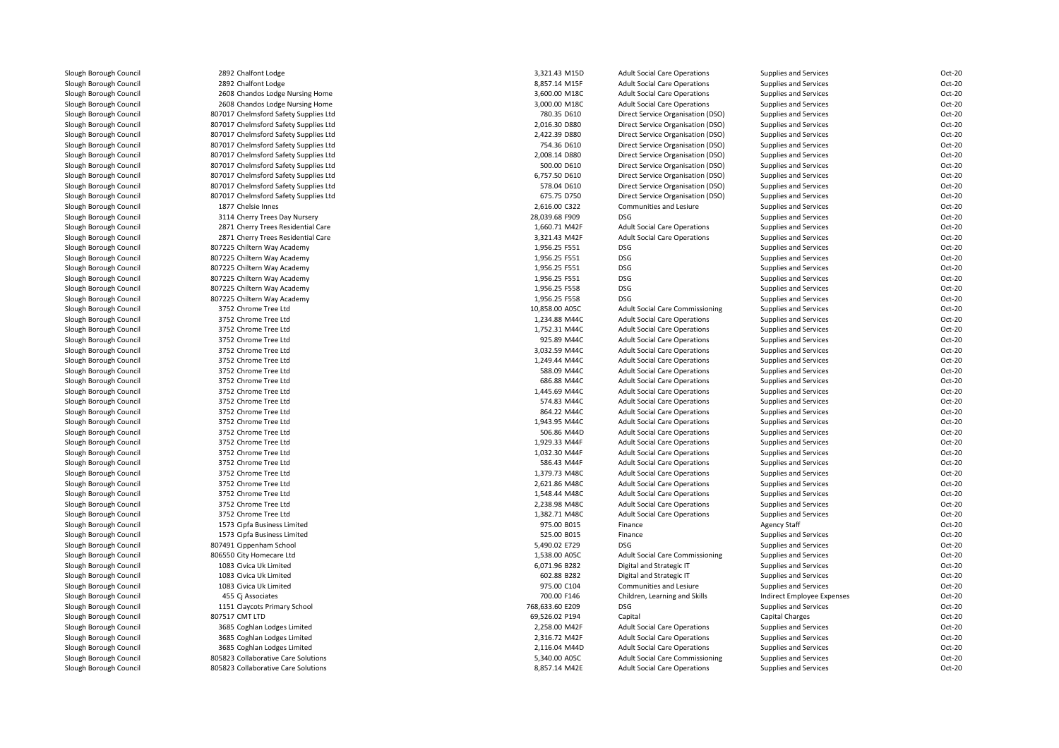| | | | | | | |
|---|---|---|---|---|---|---|
| Slough Borough Council | 2892 Chalfont Lodge | 3,321.43 M15D | Adult Social Care Operations | Supplies and Services | Oct-20 |
| Slough Borough Council | 2892 Chalfont Lodge | 8,857.14 M15F | Adult Social Care Operations | Supplies and Services | Oct-20 |
| Slough Borough Council | 2608 Chandos Lodge Nursing Home | 3,600.00 M18C | Adult Social Care Operations | Supplies and Services | Oct-20 |
| Slough Borough Council | 2608 Chandos Lodge Nursing Home | 3,000.00 M18C | Adult Social Care Operations | Supplies and Services | Oct-20 |
| Slough Borough Council | 807017 Chelmsford Safety Supplies Ltd | 780.35 D610 | Direct Service Organisation (DSO) | Supplies and Services | Oct-20 |
| Slough Borough Council | 807017 Chelmsford Safety Supplies Ltd | 2,016.30 D880 | Direct Service Organisation (DSO) | Supplies and Services | Oct-20 |
| Slough Borough Council | 807017 Chelmsford Safety Supplies Ltd | 2,422.39 D880 | Direct Service Organisation (DSO) | Supplies and Services | Oct-20 |
| Slough Borough Council | 807017 Chelmsford Safety Supplies Ltd | 754.36 D610 | Direct Service Organisation (DSO) | Supplies and Services | Oct-20 |
| Slough Borough Council | 807017 Chelmsford Safety Supplies Ltd | 2,008.14 D880 | Direct Service Organisation (DSO) | Supplies and Services | Oct-20 |
| Slough Borough Council | 807017 Chelmsford Safety Supplies Ltd | 500.00 D610 | Direct Service Organisation (DSO) | Supplies and Services | Oct-20 |
| Slough Borough Council | 807017 Chelmsford Safety Supplies Ltd | 6,757.50 D610 | Direct Service Organisation (DSO) | Supplies and Services | Oct-20 |
| Slough Borough Council | 807017 Chelmsford Safety Supplies Ltd | 578.04 D610 | Direct Service Organisation (DSO) | Supplies and Services | Oct-20 |
| Slough Borough Council | 807017 Chelmsford Safety Supplies Ltd | 675.75 D750 | Direct Service Organisation (DSO) | Supplies and Services | Oct-20 |
| Slough Borough Council | 1877 Chelsie Innes | 2,616.00 C322 | Communities and Lesiure | Supplies and Services | Oct-20 |
| Slough Borough Council | 3114 Cherry Trees Day Nursery | 28,039.68 F909 | DSG | Supplies and Services | Oct-20 |
| Slough Borough Council | 2871 Cherry Trees Residential Care | 1,660.71 M42F | Adult Social Care Operations | Supplies and Services | Oct-20 |
| Slough Borough Council | 2871 Cherry Trees Residential Care | 3,321.43 M42F | Adult Social Care Operations | Supplies and Services | Oct-20 |
| Slough Borough Council | 807225 Chiltern Way Academy | 1,956.25 F551 | DSG | Supplies and Services | Oct-20 |
| Slough Borough Council | 807225 Chiltern Way Academy | 1,956.25 F551 | DSG | Supplies and Services | Oct-20 |
| Slough Borough Council | 807225 Chiltern Way Academy | 1,956.25 F551 | DSG | Supplies and Services | Oct-20 |
| Slough Borough Council | 807225 Chiltern Way Academy | 1,956.25 F551 | DSG | Supplies and Services | Oct-20 |
| Slough Borough Council | 807225 Chiltern Way Academy | 1,956.25 F558 | DSG | Supplies and Services | Oct-20 |
| Slough Borough Council | 807225 Chiltern Way Academy | 1,956.25 F558 | DSG | Supplies and Services | Oct-20 |
| Slough Borough Council | 3752 Chrome Tree Ltd | 10,858.00 A05C | Adult Social Care Commissioning | Supplies and Services | Oct-20 |
| Slough Borough Council | 3752 Chrome Tree Ltd | 1,234.88 M44C | Adult Social Care Operations | Supplies and Services | Oct-20 |
| Slough Borough Council | 3752 Chrome Tree Ltd | 1,752.31 M44C | Adult Social Care Operations | Supplies and Services | Oct-20 |
| Slough Borough Council | 3752 Chrome Tree Ltd | 925.89 M44C | Adult Social Care Operations | Supplies and Services | Oct-20 |
| Slough Borough Council | 3752 Chrome Tree Ltd | 3,032.59 M44C | Adult Social Care Operations | Supplies and Services | Oct-20 |
| Slough Borough Council | 3752 Chrome Tree Ltd | 1,249.44 M44C | Adult Social Care Operations | Supplies and Services | Oct-20 |
| Slough Borough Council | 3752 Chrome Tree Ltd | 588.09 M44C | Adult Social Care Operations | Supplies and Services | Oct-20 |
| Slough Borough Council | 3752 Chrome Tree Ltd | 686.88 M44C | Adult Social Care Operations | Supplies and Services | Oct-20 |
| Slough Borough Council | 3752 Chrome Tree Ltd | 1,445.69 M44C | Adult Social Care Operations | Supplies and Services | Oct-20 |
| Slough Borough Council | 3752 Chrome Tree Ltd | 574.83 M44C | Adult Social Care Operations | Supplies and Services | Oct-20 |
| Slough Borough Council | 3752 Chrome Tree Ltd | 864.22 M44C | Adult Social Care Operations | Supplies and Services | Oct-20 |
| Slough Borough Council | 3752 Chrome Tree Ltd | 1,943.95 M44C | Adult Social Care Operations | Supplies and Services | Oct-20 |
| Slough Borough Council | 3752 Chrome Tree Ltd | 506.86 M44D | Adult Social Care Operations | Supplies and Services | Oct-20 |
| Slough Borough Council | 3752 Chrome Tree Ltd | 1,929.33 M44F | Adult Social Care Operations | Supplies and Services | Oct-20 |
| Slough Borough Council | 3752 Chrome Tree Ltd | 1,032.30 M44F | Adult Social Care Operations | Supplies and Services | Oct-20 |
| Slough Borough Council | 3752 Chrome Tree Ltd | 586.43 M44F | Adult Social Care Operations | Supplies and Services | Oct-20 |
| Slough Borough Council | 3752 Chrome Tree Ltd | 1,379.73 M48C | Adult Social Care Operations | Supplies and Services | Oct-20 |
| Slough Borough Council | 3752 Chrome Tree Ltd | 2,621.86 M48C | Adult Social Care Operations | Supplies and Services | Oct-20 |
| Slough Borough Council | 3752 Chrome Tree Ltd | 1,548.44 M48C | Adult Social Care Operations | Supplies and Services | Oct-20 |
| Slough Borough Council | 3752 Chrome Tree Ltd | 2,238.98 M48C | Adult Social Care Operations | Supplies and Services | Oct-20 |
| Slough Borough Council | 3752 Chrome Tree Ltd | 1,382.71 M48C | Adult Social Care Operations | Supplies and Services | Oct-20 |
| Slough Borough Council | 1573 Cipfa Business Limited | 975.00 B015 | Finance | Agency Staff | Oct-20 |
| Slough Borough Council | 1573 Cipfa Business Limited | 525.00 B015 | Finance | Supplies and Services | Oct-20 |
| Slough Borough Council | 807491 Cippenham School | 5,490.02 E729 | DSG | Supplies and Services | Oct-20 |
| Slough Borough Council | 806550 City Homecare Ltd | 1,538.00 A05C | Adult Social Care Commissioning | Supplies and Services | Oct-20 |
| Slough Borough Council | 1083 Civica Uk Limited | 6,071.96 B282 | Digital and Strategic IT | Supplies and Services | Oct-20 |
| Slough Borough Council | 1083 Civica Uk Limited | 602.88 B282 | Digital and Strategic IT | Supplies and Services | Oct-20 |
| Slough Borough Council | 1083 Civica Uk Limited | 975.00 C104 | Communities and Lesiure | Supplies and Services | Oct-20 |
| Slough Borough Council | 455 Cj Associates | 700.00 F146 | Children, Learning and Skills | Indirect Employee Expenses | Oct-20 |
| Slough Borough Council | 1151 Claycots Primary School | 768,633.60 E209 | DSG | Supplies and Services | Oct-20 |
| Slough Borough Council | 807517 CMT LTD | 69,526.02 P194 | Capital | Capital Charges | Oct-20 |
| Slough Borough Council | 3685 Coghlan Lodges Limited | 2,258.00 M42F | Adult Social Care Operations | Supplies and Services | Oct-20 |
| Slough Borough Council | 3685 Coghlan Lodges Limited | 2,316.72 M42F | Adult Social Care Operations | Supplies and Services | Oct-20 |
| Slough Borough Council | 3685 Coghlan Lodges Limited | 2,116.04 M44D | Adult Social Care Operations | Supplies and Services | Oct-20 |
| Slough Borough Council | 805823 Collaborative Care Solutions | 5,340.00 A05C | Adult Social Care Commissioning | Supplies and Services | Oct-20 |
| Slough Borough Council | 805823 Collaborative Care Solutions | 8,857.14 M42E | Adult Social Care Operations | Supplies and Services | Oct-20 |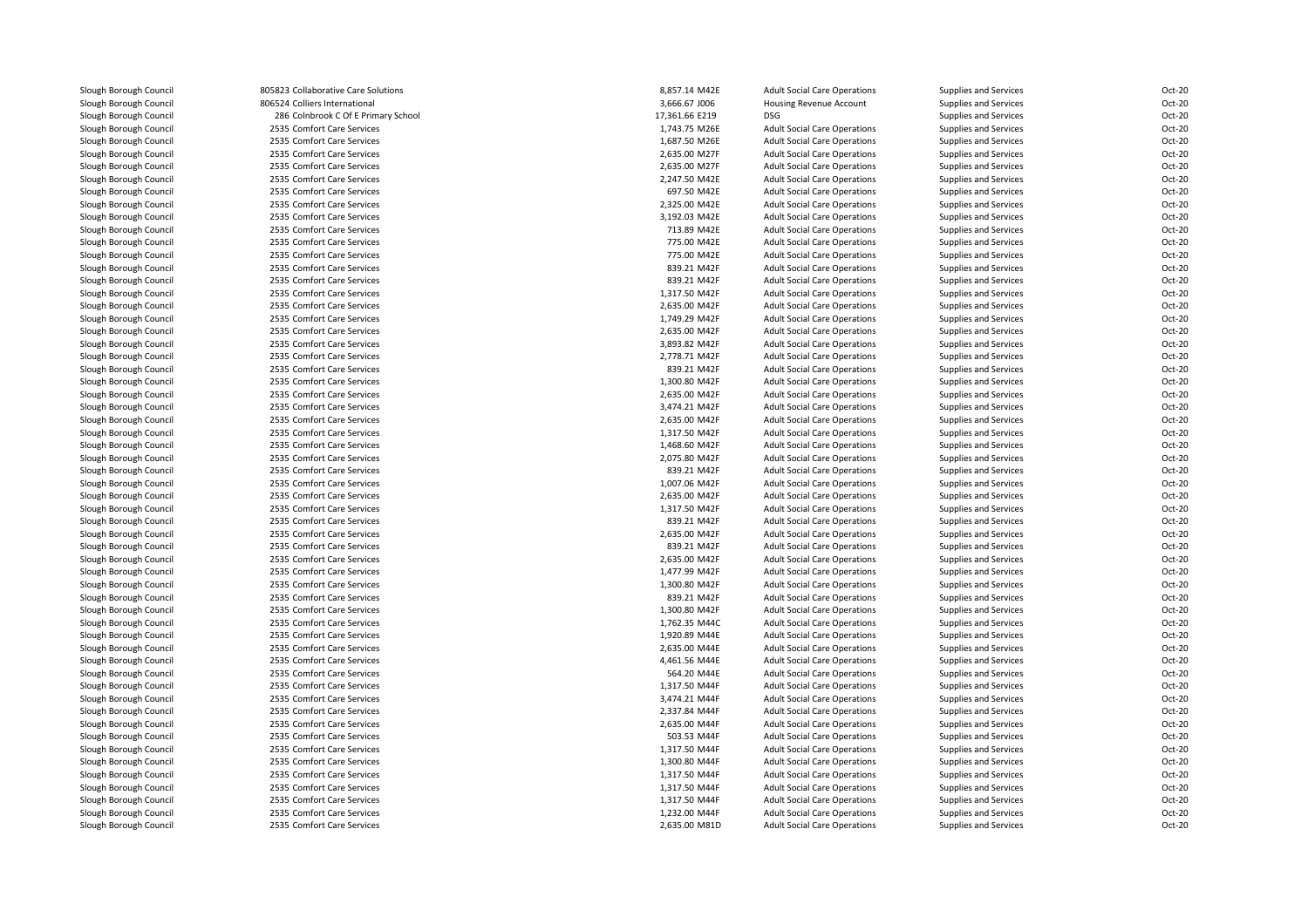| | | | | | | |
|---|---|---|---|---|---|---|
| Slough Borough Council | 805823 Collaborative Care Solutions | 8,857.14 M42E | Adult Social Care Operations | Supplies and Services | Oct-20 |
| Slough Borough Council | 806524 Colliers International | 3,666.67 J006 | Housing Revenue Account | Supplies and Services | Oct-20 |
| Slough Borough Council | 286 Colnbrook C Of E Primary School | 17,361.66 E219 | DSG | Supplies and Services | Oct-20 |
| Slough Borough Council | 2535 Comfort Care Services | 1,743.75 M26E | Adult Social Care Operations | Supplies and Services | Oct-20 |
| Slough Borough Council | 2535 Comfort Care Services | 1,687.50 M26E | Adult Social Care Operations | Supplies and Services | Oct-20 |
| Slough Borough Council | 2535 Comfort Care Services | 2,635.00 M27F | Adult Social Care Operations | Supplies and Services | Oct-20 |
| Slough Borough Council | 2535 Comfort Care Services | 2,635.00 M27F | Adult Social Care Operations | Supplies and Services | Oct-20 |
| Slough Borough Council | 2535 Comfort Care Services | 2,247.50 M42E | Adult Social Care Operations | Supplies and Services | Oct-20 |
| Slough Borough Council | 2535 Comfort Care Services | 697.50 M42E | Adult Social Care Operations | Supplies and Services | Oct-20 |
| Slough Borough Council | 2535 Comfort Care Services | 2,325.00 M42E | Adult Social Care Operations | Supplies and Services | Oct-20 |
| Slough Borough Council | 2535 Comfort Care Services | 3,192.03 M42E | Adult Social Care Operations | Supplies and Services | Oct-20 |
| Slough Borough Council | 2535 Comfort Care Services | 713.89 M42E | Adult Social Care Operations | Supplies and Services | Oct-20 |
| Slough Borough Council | 2535 Comfort Care Services | 775.00 M42E | Adult Social Care Operations | Supplies and Services | Oct-20 |
| Slough Borough Council | 2535 Comfort Care Services | 775.00 M42E | Adult Social Care Operations | Supplies and Services | Oct-20 |
| Slough Borough Council | 2535 Comfort Care Services | 839.21 M42F | Adult Social Care Operations | Supplies and Services | Oct-20 |
| Slough Borough Council | 2535 Comfort Care Services | 839.21 M42F | Adult Social Care Operations | Supplies and Services | Oct-20 |
| Slough Borough Council | 2535 Comfort Care Services | 1,317.50 M42F | Adult Social Care Operations | Supplies and Services | Oct-20 |
| Slough Borough Council | 2535 Comfort Care Services | 2,635.00 M42F | Adult Social Care Operations | Supplies and Services | Oct-20 |
| Slough Borough Council | 2535 Comfort Care Services | 1,749.29 M42F | Adult Social Care Operations | Supplies and Services | Oct-20 |
| Slough Borough Council | 2535 Comfort Care Services | 2,635.00 M42F | Adult Social Care Operations | Supplies and Services | Oct-20 |
| Slough Borough Council | 2535 Comfort Care Services | 3,893.82 M42F | Adult Social Care Operations | Supplies and Services | Oct-20 |
| Slough Borough Council | 2535 Comfort Care Services | 2,778.71 M42F | Adult Social Care Operations | Supplies and Services | Oct-20 |
| Slough Borough Council | 2535 Comfort Care Services | 839.21 M42F | Adult Social Care Operations | Supplies and Services | Oct-20 |
| Slough Borough Council | 2535 Comfort Care Services | 1,300.80 M42F | Adult Social Care Operations | Supplies and Services | Oct-20 |
| Slough Borough Council | 2535 Comfort Care Services | 2,635.00 M42F | Adult Social Care Operations | Supplies and Services | Oct-20 |
| Slough Borough Council | 2535 Comfort Care Services | 3,474.21 M42F | Adult Social Care Operations | Supplies and Services | Oct-20 |
| Slough Borough Council | 2535 Comfort Care Services | 2,635.00 M42F | Adult Social Care Operations | Supplies and Services | Oct-20 |
| Slough Borough Council | 2535 Comfort Care Services | 1,317.50 M42F | Adult Social Care Operations | Supplies and Services | Oct-20 |
| Slough Borough Council | 2535 Comfort Care Services | 1,468.60 M42F | Adult Social Care Operations | Supplies and Services | Oct-20 |
| Slough Borough Council | 2535 Comfort Care Services | 2,075.80 M42F | Adult Social Care Operations | Supplies and Services | Oct-20 |
| Slough Borough Council | 2535 Comfort Care Services | 839.21 M42F | Adult Social Care Operations | Supplies and Services | Oct-20 |
| Slough Borough Council | 2535 Comfort Care Services | 1,007.06 M42F | Adult Social Care Operations | Supplies and Services | Oct-20 |
| Slough Borough Council | 2535 Comfort Care Services | 2,635.00 M42F | Adult Social Care Operations | Supplies and Services | Oct-20 |
| Slough Borough Council | 2535 Comfort Care Services | 1,317.50 M42F | Adult Social Care Operations | Supplies and Services | Oct-20 |
| Slough Borough Council | 2535 Comfort Care Services | 839.21 M42F | Adult Social Care Operations | Supplies and Services | Oct-20 |
| Slough Borough Council | 2535 Comfort Care Services | 2,635.00 M42F | Adult Social Care Operations | Supplies and Services | Oct-20 |
| Slough Borough Council | 2535 Comfort Care Services | 839.21 M42F | Adult Social Care Operations | Supplies and Services | Oct-20 |
| Slough Borough Council | 2535 Comfort Care Services | 2,635.00 M42F | Adult Social Care Operations | Supplies and Services | Oct-20 |
| Slough Borough Council | 2535 Comfort Care Services | 1,477.99 M42F | Adult Social Care Operations | Supplies and Services | Oct-20 |
| Slough Borough Council | 2535 Comfort Care Services | 1,300.80 M42F | Adult Social Care Operations | Supplies and Services | Oct-20 |
| Slough Borough Council | 2535 Comfort Care Services | 839.21 M42F | Adult Social Care Operations | Supplies and Services | Oct-20 |
| Slough Borough Council | 2535 Comfort Care Services | 1,300.80 M42F | Adult Social Care Operations | Supplies and Services | Oct-20 |
| Slough Borough Council | 2535 Comfort Care Services | 1,762.35 M44C | Adult Social Care Operations | Supplies and Services | Oct-20 |
| Slough Borough Council | 2535 Comfort Care Services | 1,920.89 M44E | Adult Social Care Operations | Supplies and Services | Oct-20 |
| Slough Borough Council | 2535 Comfort Care Services | 2,635.00 M44E | Adult Social Care Operations | Supplies and Services | Oct-20 |
| Slough Borough Council | 2535 Comfort Care Services | 4,461.56 M44E | Adult Social Care Operations | Supplies and Services | Oct-20 |
| Slough Borough Council | 2535 Comfort Care Services | 564.20 M44E | Adult Social Care Operations | Supplies and Services | Oct-20 |
| Slough Borough Council | 2535 Comfort Care Services | 1,317.50 M44F | Adult Social Care Operations | Supplies and Services | Oct-20 |
| Slough Borough Council | 2535 Comfort Care Services | 3,474.21 M44F | Adult Social Care Operations | Supplies and Services | Oct-20 |
| Slough Borough Council | 2535 Comfort Care Services | 2,337.84 M44F | Adult Social Care Operations | Supplies and Services | Oct-20 |
| Slough Borough Council | 2535 Comfort Care Services | 2,635.00 M44F | Adult Social Care Operations | Supplies and Services | Oct-20 |
| Slough Borough Council | 2535 Comfort Care Services | 503.53 M44F | Adult Social Care Operations | Supplies and Services | Oct-20 |
| Slough Borough Council | 2535 Comfort Care Services | 1,317.50 M44F | Adult Social Care Operations | Supplies and Services | Oct-20 |
| Slough Borough Council | 2535 Comfort Care Services | 1,300.80 M44F | Adult Social Care Operations | Supplies and Services | Oct-20 |
| Slough Borough Council | 2535 Comfort Care Services | 1,317.50 M44F | Adult Social Care Operations | Supplies and Services | Oct-20 |
| Slough Borough Council | 2535 Comfort Care Services | 1,317.50 M44F | Adult Social Care Operations | Supplies and Services | Oct-20 |
| Slough Borough Council | 2535 Comfort Care Services | 1,317.50 M44F | Adult Social Care Operations | Supplies and Services | Oct-20 |
| Slough Borough Council | 2535 Comfort Care Services | 1,232.00 M44F | Adult Social Care Operations | Supplies and Services | Oct-20 |
| Slough Borough Council | 2535 Comfort Care Services | 2,635.00 M81D | Adult Social Care Operations | Supplies and Services | Oct-20 |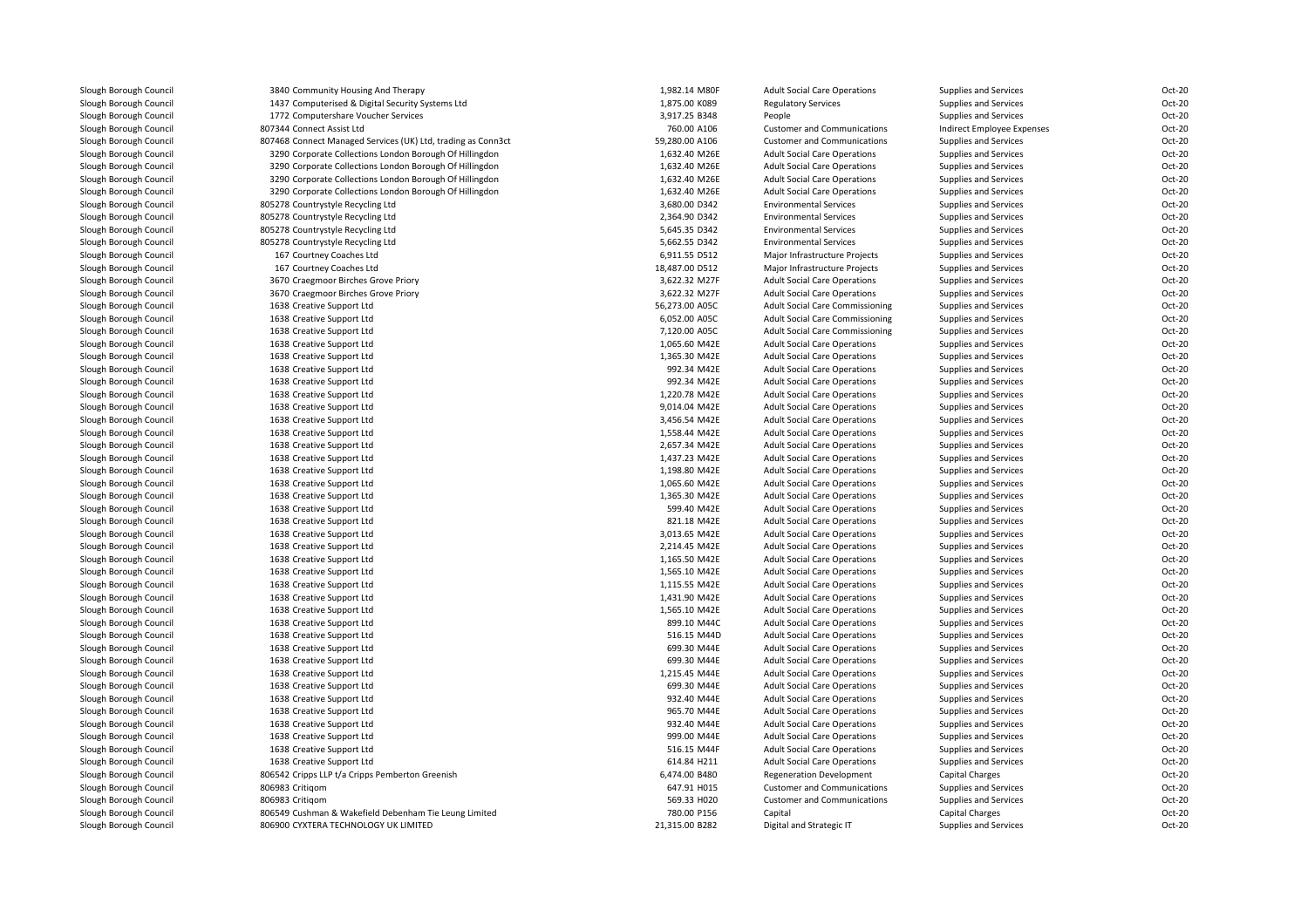| | | | | | | |
|---|---|---|---|---|---|---|
| Slough Borough Council | 3840 Community Housing And Therapy | 1,982.14 M80F | Adult Social Care Operations | Supplies and Services | Oct-20 |
| Slough Borough Council | 1437 Computerised & Digital Security Systems Ltd | 1,875.00 K089 | Regulatory Services | Supplies and Services | Oct-20 |
| Slough Borough Council | 1772 Computershare Voucher Services | 3,917.25 B348 | People | Supplies and Services | Oct-20 |
| Slough Borough Council | 807344 Connect Assist Ltd | 760.00 A106 | Customer and Communications | Indirect Employee Expenses | Oct-20 |
| Slough Borough Council | 807468 Connect Managed Services (UK) Ltd, trading as Conn3ct | 59,280.00 A106 | Customer and Communications | Supplies and Services | Oct-20 |
| Slough Borough Council | 3290 Corporate Collections London Borough Of Hillingdon | 1,632.40 M26E | Adult Social Care Operations | Supplies and Services | Oct-20 |
| Slough Borough Council | 3290 Corporate Collections London Borough Of Hillingdon | 1,632.40 M26E | Adult Social Care Operations | Supplies and Services | Oct-20 |
| Slough Borough Council | 3290 Corporate Collections London Borough Of Hillingdon | 1,632.40 M26E | Adult Social Care Operations | Supplies and Services | Oct-20 |
| Slough Borough Council | 3290 Corporate Collections London Borough Of Hillingdon | 1,632.40 M26E | Adult Social Care Operations | Supplies and Services | Oct-20 |
| Slough Borough Council | 805278 Countrystyle Recycling Ltd | 3,680.00 D342 | Environmental Services | Supplies and Services | Oct-20 |
| Slough Borough Council | 805278 Countrystyle Recycling Ltd | 2,364.90 D342 | Environmental Services | Supplies and Services | Oct-20 |
| Slough Borough Council | 805278 Countrystyle Recycling Ltd | 5,645.35 D342 | Environmental Services | Supplies and Services | Oct-20 |
| Slough Borough Council | 805278 Countrystyle Recycling Ltd | 5,662.55 D342 | Environmental Services | Supplies and Services | Oct-20 |
| Slough Borough Council | 167 Courtney Coaches Ltd | 6,911.55 D512 | Major Infrastructure Projects | Supplies and Services | Oct-20 |
| Slough Borough Council | 167 Courtney Coaches Ltd | 18,487.00 D512 | Major Infrastructure Projects | Supplies and Services | Oct-20 |
| Slough Borough Council | 3670 Craegmoor Birches Grove Priory | 3,622.32 M27F | Adult Social Care Operations | Supplies and Services | Oct-20 |
| Slough Borough Council | 3670 Craegmoor Birches Grove Priory | 3,622.32 M27F | Adult Social Care Operations | Supplies and Services | Oct-20 |
| Slough Borough Council | 1638 Creative Support Ltd | 56,273.00 A05C | Adult Social Care Commissioning | Supplies and Services | Oct-20 |
| Slough Borough Council | 1638 Creative Support Ltd | 6,052.00 A05C | Adult Social Care Commissioning | Supplies and Services | Oct-20 |
| Slough Borough Council | 1638 Creative Support Ltd | 7,120.00 A05C | Adult Social Care Commissioning | Supplies and Services | Oct-20 |
| Slough Borough Council | 1638 Creative Support Ltd | 1,065.60 M42E | Adult Social Care Operations | Supplies and Services | Oct-20 |
| Slough Borough Council | 1638 Creative Support Ltd | 1,365.30 M42E | Adult Social Care Operations | Supplies and Services | Oct-20 |
| Slough Borough Council | 1638 Creative Support Ltd | 992.34 M42E | Adult Social Care Operations | Supplies and Services | Oct-20 |
| Slough Borough Council | 1638 Creative Support Ltd | 992.34 M42E | Adult Social Care Operations | Supplies and Services | Oct-20 |
| Slough Borough Council | 1638 Creative Support Ltd | 1,220.78 M42E | Adult Social Care Operations | Supplies and Services | Oct-20 |
| Slough Borough Council | 1638 Creative Support Ltd | 9,014.04 M42E | Adult Social Care Operations | Supplies and Services | Oct-20 |
| Slough Borough Council | 1638 Creative Support Ltd | 3,456.54 M42E | Adult Social Care Operations | Supplies and Services | Oct-20 |
| Slough Borough Council | 1638 Creative Support Ltd | 1,558.44 M42E | Adult Social Care Operations | Supplies and Services | Oct-20 |
| Slough Borough Council | 1638 Creative Support Ltd | 2,657.34 M42E | Adult Social Care Operations | Supplies and Services | Oct-20 |
| Slough Borough Council | 1638 Creative Support Ltd | 1,437.23 M42E | Adult Social Care Operations | Supplies and Services | Oct-20 |
| Slough Borough Council | 1638 Creative Support Ltd | 1,198.80 M42E | Adult Social Care Operations | Supplies and Services | Oct-20 |
| Slough Borough Council | 1638 Creative Support Ltd | 1,065.60 M42E | Adult Social Care Operations | Supplies and Services | Oct-20 |
| Slough Borough Council | 1638 Creative Support Ltd | 1,365.30 M42E | Adult Social Care Operations | Supplies and Services | Oct-20 |
| Slough Borough Council | 1638 Creative Support Ltd | 599.40 M42E | Adult Social Care Operations | Supplies and Services | Oct-20 |
| Slough Borough Council | 1638 Creative Support Ltd | 821.18 M42E | Adult Social Care Operations | Supplies and Services | Oct-20 |
| Slough Borough Council | 1638 Creative Support Ltd | 3,013.65 M42E | Adult Social Care Operations | Supplies and Services | Oct-20 |
| Slough Borough Council | 1638 Creative Support Ltd | 2,214.45 M42E | Adult Social Care Operations | Supplies and Services | Oct-20 |
| Slough Borough Council | 1638 Creative Support Ltd | 1,165.50 M42E | Adult Social Care Operations | Supplies and Services | Oct-20 |
| Slough Borough Council | 1638 Creative Support Ltd | 1,565.10 M42E | Adult Social Care Operations | Supplies and Services | Oct-20 |
| Slough Borough Council | 1638 Creative Support Ltd | 1,115.55 M42E | Adult Social Care Operations | Supplies and Services | Oct-20 |
| Slough Borough Council | 1638 Creative Support Ltd | 1,431.90 M42E | Adult Social Care Operations | Supplies and Services | Oct-20 |
| Slough Borough Council | 1638 Creative Support Ltd | 1,565.10 M42E | Adult Social Care Operations | Supplies and Services | Oct-20 |
| Slough Borough Council | 1638 Creative Support Ltd | 899.10 M44C | Adult Social Care Operations | Supplies and Services | Oct-20 |
| Slough Borough Council | 1638 Creative Support Ltd | 516.15 M44D | Adult Social Care Operations | Supplies and Services | Oct-20 |
| Slough Borough Council | 1638 Creative Support Ltd | 699.30 M44E | Adult Social Care Operations | Supplies and Services | Oct-20 |
| Slough Borough Council | 1638 Creative Support Ltd | 699.30 M44E | Adult Social Care Operations | Supplies and Services | Oct-20 |
| Slough Borough Council | 1638 Creative Support Ltd | 1,215.45 M44E | Adult Social Care Operations | Supplies and Services | Oct-20 |
| Slough Borough Council | 1638 Creative Support Ltd | 699.30 M44E | Adult Social Care Operations | Supplies and Services | Oct-20 |
| Slough Borough Council | 1638 Creative Support Ltd | 932.40 M44E | Adult Social Care Operations | Supplies and Services | Oct-20 |
| Slough Borough Council | 1638 Creative Support Ltd | 965.70 M44E | Adult Social Care Operations | Supplies and Services | Oct-20 |
| Slough Borough Council | 1638 Creative Support Ltd | 932.40 M44E | Adult Social Care Operations | Supplies and Services | Oct-20 |
| Slough Borough Council | 1638 Creative Support Ltd | 999.00 M44E | Adult Social Care Operations | Supplies and Services | Oct-20 |
| Slough Borough Council | 1638 Creative Support Ltd | 516.15 M44F | Adult Social Care Operations | Supplies and Services | Oct-20 |
| Slough Borough Council | 1638 Creative Support Ltd | 614.84 H211 | Adult Social Care Operations | Supplies and Services | Oct-20 |
| Slough Borough Council | 806542 Cripps LLP t/a Cripps Pemberton Greenish | 6,474.00 B480 | Regeneration Development | Capital Charges | Oct-20 |
| Slough Borough Council | 806983 Critiqom | 647.91 H015 | Customer and Communications | Supplies and Services | Oct-20 |
| Slough Borough Council | 806983 Critiqom | 569.33 H020 | Customer and Communications | Supplies and Services | Oct-20 |
| Slough Borough Council | 806549 Cushman & Wakefield Debenham Tie Leung Limited | 780.00 P156 | Capital | Capital Charges | Oct-20 |
| Slough Borough Council | 806900 CYXTERA TECHNOLOGY UK LIMITED | 21,315.00 B282 | Digital and Strategic IT | Supplies and Services | Oct-20 |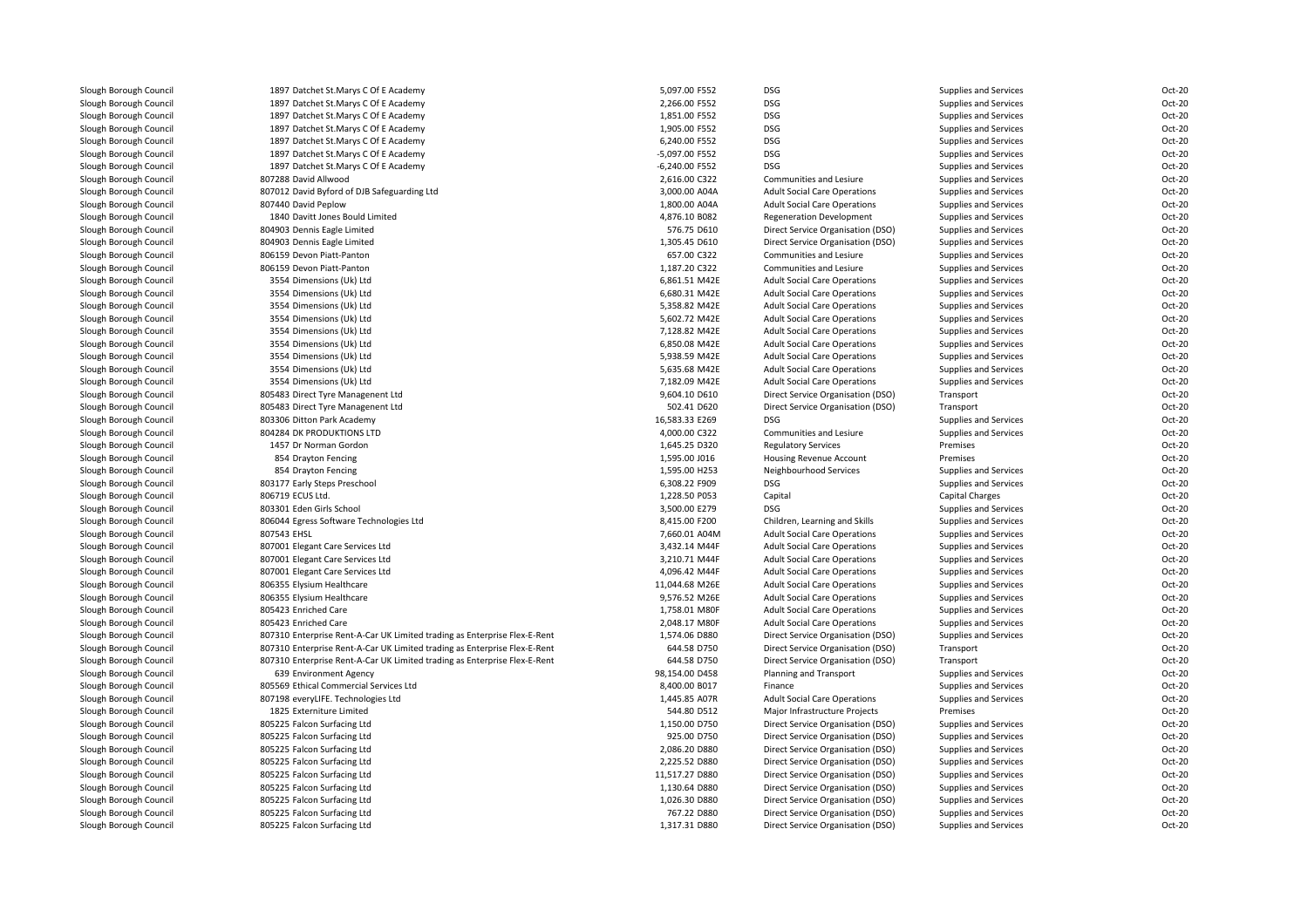| Slough Borough Council | 1897 Datchet St.Marys C Of E Academy | 5,097.00 F552 | DSG | Supplies and Services | Oct-20 |
|---|---|---|---|---|---|
| Slough Borough Council | 1897 Datchet St.Marys C Of E Academy | 2,266.00 F552 | DSG | Supplies and Services | Oct-20 |
| Slough Borough Council | 1897 Datchet St.Marys C Of E Academy | 1,851.00 F552 | DSG | Supplies and Services | Oct-20 |
| Slough Borough Council | 1897 Datchet St.Marys C Of E Academy | 1,905.00 F552 | DSG | Supplies and Services | Oct-20 |
| Slough Borough Council | 1897 Datchet St.Marys C Of E Academy | 6,240.00 F552 | DSG | Supplies and Services | Oct-20 |
| Slough Borough Council | 1897 Datchet St.Marys C Of E Academy | -5,097.00 F552 | DSG | Supplies and Services | Oct-20 |
| Slough Borough Council | 1897 Datchet St.Marys C Of E Academy | -6,240.00 F552 | DSG | Supplies and Services | Oct-20 |
| Slough Borough Council | 807288 David Allwood | 2,616.00 C322 | Communities and Lesiure | Supplies and Services | Oct-20 |
| Slough Borough Council | 807012 David Byford of DJB Safeguarding Ltd | 3,000.00 A04A | Adult Social Care Operations | Supplies and Services | Oct-20 |
| Slough Borough Council | 807440 David Peplow | 1,800.00 A04A | Adult Social Care Operations | Supplies and Services | Oct-20 |
| Slough Borough Council | 1840 Davitt Jones Bould Limited | 4,876.10 B082 | Regeneration Development | Supplies and Services | Oct-20 |
| Slough Borough Council | 804903 Dennis Eagle Limited | 576.75 D610 | Direct Service Organisation (DSO) | Supplies and Services | Oct-20 |
| Slough Borough Council | 804903 Dennis Eagle Limited | 1,305.45 D610 | Direct Service Organisation (DSO) | Supplies and Services | Oct-20 |
| Slough Borough Council | 806159 Devon Piatt-Panton | 657.00 C322 | Communities and Lesiure | Supplies and Services | Oct-20 |
| Slough Borough Council | 806159 Devon Piatt-Panton | 1,187.20 C322 | Communities and Lesiure | Supplies and Services | Oct-20 |
| Slough Borough Council | 3554 Dimensions (Uk) Ltd | 6,861.51 M42E | Adult Social Care Operations | Supplies and Services | Oct-20 |
| Slough Borough Council | 3554 Dimensions (Uk) Ltd | 6,680.31 M42E | Adult Social Care Operations | Supplies and Services | Oct-20 |
| Slough Borough Council | 3554 Dimensions (Uk) Ltd | 5,358.82 M42E | Adult Social Care Operations | Supplies and Services | Oct-20 |
| Slough Borough Council | 3554 Dimensions (Uk) Ltd | 5,602.72 M42E | Adult Social Care Operations | Supplies and Services | Oct-20 |
| Slough Borough Council | 3554 Dimensions (Uk) Ltd | 7,128.82 M42E | Adult Social Care Operations | Supplies and Services | Oct-20 |
| Slough Borough Council | 3554 Dimensions (Uk) Ltd | 6,850.08 M42E | Adult Social Care Operations | Supplies and Services | Oct-20 |
| Slough Borough Council | 3554 Dimensions (Uk) Ltd | 5,938.59 M42E | Adult Social Care Operations | Supplies and Services | Oct-20 |
| Slough Borough Council | 3554 Dimensions (Uk) Ltd | 5,635.68 M42E | Adult Social Care Operations | Supplies and Services | Oct-20 |
| Slough Borough Council | 3554 Dimensions (Uk) Ltd | 7,182.09 M42E | Adult Social Care Operations | Supplies and Services | Oct-20 |
| Slough Borough Council | 805483 Direct Tyre Managenent Ltd | 9,604.10 D610 | Direct Service Organisation (DSO) | Transport | Oct-20 |
| Slough Borough Council | 805483 Direct Tyre Managenent Ltd | 502.41 D620 | Direct Service Organisation (DSO) | Transport | Oct-20 |
| Slough Borough Council | 803306 Ditton Park Academy | 16,583.33 E269 | DSG | Supplies and Services | Oct-20 |
| Slough Borough Council | 804284 DK PRODUKTIONS LTD | 4,000.00 C322 | Communities and Lesiure | Supplies and Services | Oct-20 |
| Slough Borough Council | 1457 Dr Norman Gordon | 1,645.25 D320 | Regulatory Services | Premises | Oct-20 |
| Slough Borough Council | 854 Drayton Fencing | 1,595.00 J016 | Housing Revenue Account | Premises | Oct-20 |
| Slough Borough Council | 854 Drayton Fencing | 1,595.00 H253 | Neighbourhood Services | Supplies and Services | Oct-20 |
| Slough Borough Council | 803177 Early Steps Preschool | 6,308.22 F909 | DSG | Supplies and Services | Oct-20 |
| Slough Borough Council | 806719 ECUS Ltd. | 1,228.50 P053 | Capital | Capital Charges | Oct-20 |
| Slough Borough Council | 803301 Eden Girls School | 3,500.00 E279 | DSG | Supplies and Services | Oct-20 |
| Slough Borough Council | 806044 Egress Software Technologies Ltd | 8,415.00 F200 | Children, Learning and Skills | Supplies and Services | Oct-20 |
| Slough Borough Council | 807543 EHSL | 7,660.01 A04M | Adult Social Care Operations | Supplies and Services | Oct-20 |
| Slough Borough Council | 807001 Elegant Care Services Ltd | 3,432.14 M44F | Adult Social Care Operations | Supplies and Services | Oct-20 |
| Slough Borough Council | 807001 Elegant Care Services Ltd | 3,210.71 M44F | Adult Social Care Operations | Supplies and Services | Oct-20 |
| Slough Borough Council | 807001 Elegant Care Services Ltd | 4,096.42 M44F | Adult Social Care Operations | Supplies and Services | Oct-20 |
| Slough Borough Council | 806355 Elysium Healthcare | 11,044.68 M26E | Adult Social Care Operations | Supplies and Services | Oct-20 |
| Slough Borough Council | 806355 Elysium Healthcare | 9,576.52 M26E | Adult Social Care Operations | Supplies and Services | Oct-20 |
| Slough Borough Council | 805423 Enriched Care | 1,758.01 M80F | Adult Social Care Operations | Supplies and Services | Oct-20 |
| Slough Borough Council | 805423 Enriched Care | 2,048.17 M80F | Adult Social Care Operations | Supplies and Services | Oct-20 |
| Slough Borough Council | 807310 Enterprise Rent-A-Car UK Limited trading as Enterprise Flex-E-Rent | 1,574.06 D880 | Direct Service Organisation (DSO) | Supplies and Services | Oct-20 |
| Slough Borough Council | 807310 Enterprise Rent-A-Car UK Limited trading as Enterprise Flex-E-Rent | 644.58 D750 | Direct Service Organisation (DSO) | Transport | Oct-20 |
| Slough Borough Council | 807310 Enterprise Rent-A-Car UK Limited trading as Enterprise Flex-E-Rent | 644.58 D750 | Direct Service Organisation (DSO) | Transport | Oct-20 |
| Slough Borough Council | 639 Environment Agency | 98,154.00 D458 | Planning and Transport | Supplies and Services | Oct-20 |
| Slough Borough Council | 805569 Ethical Commercial Services Ltd | 8,400.00 B017 | Finance | Supplies and Services | Oct-20 |
| Slough Borough Council | 807198 everyLIFE. Technologies Ltd | 1,445.85 A07R | Adult Social Care Operations | Supplies and Services | Oct-20 |
| Slough Borough Council | 1825 Externiture Limited | 544.80 D512 | Major Infrastructure Projects | Premises | Oct-20 |
| Slough Borough Council | 805225 Falcon Surfacing Ltd | 1,150.00 D750 | Direct Service Organisation (DSO) | Supplies and Services | Oct-20 |
| Slough Borough Council | 805225 Falcon Surfacing Ltd | 925.00 D750 | Direct Service Organisation (DSO) | Supplies and Services | Oct-20 |
| Slough Borough Council | 805225 Falcon Surfacing Ltd | 2,086.20 D880 | Direct Service Organisation (DSO) | Supplies and Services | Oct-20 |
| Slough Borough Council | 805225 Falcon Surfacing Ltd | 2,225.52 D880 | Direct Service Organisation (DSO) | Supplies and Services | Oct-20 |
| Slough Borough Council | 805225 Falcon Surfacing Ltd | 11,517.27 D880 | Direct Service Organisation (DSO) | Supplies and Services | Oct-20 |
| Slough Borough Council | 805225 Falcon Surfacing Ltd | 1,130.64 D880 | Direct Service Organisation (DSO) | Supplies and Services | Oct-20 |
| Slough Borough Council | 805225 Falcon Surfacing Ltd | 1,026.30 D880 | Direct Service Organisation (DSO) | Supplies and Services | Oct-20 |
| Slough Borough Council | 805225 Falcon Surfacing Ltd | 767.22 D880 | Direct Service Organisation (DSO) | Supplies and Services | Oct-20 |
| Slough Borough Council | 805225 Falcon Surfacing Ltd | 1,317.31 D880 | Direct Service Organisation (DSO) | Supplies and Services | Oct-20 |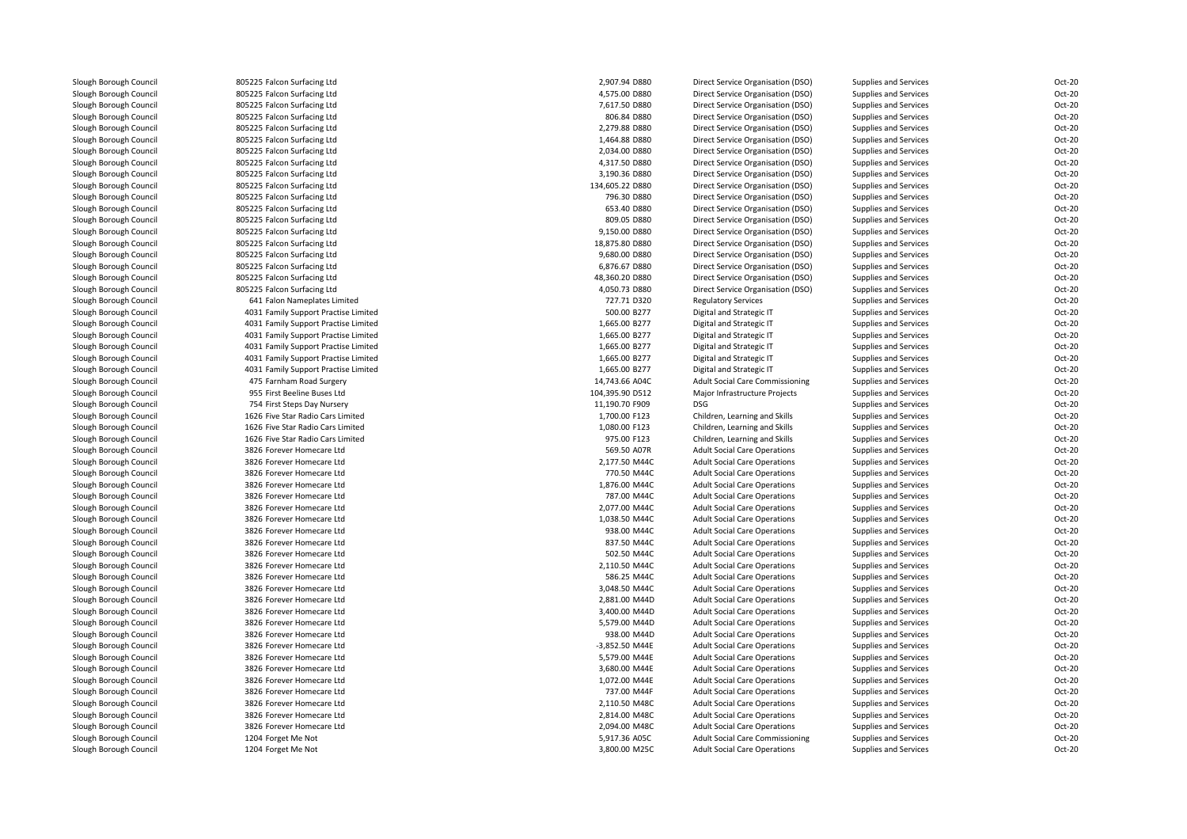| | | | | | | |
|---|---|---|---|---|---|---|
| Slough Borough Council | 805225 Falcon Surfacing Ltd | 2,907.94 D880 | Direct Service Organisation (DSO) | Supplies and Services | Oct-20 |
| Slough Borough Council | 805225 Falcon Surfacing Ltd | 4,575.00 D880 | Direct Service Organisation (DSO) | Supplies and Services | Oct-20 |
| Slough Borough Council | 805225 Falcon Surfacing Ltd | 7,617.50 D880 | Direct Service Organisation (DSO) | Supplies and Services | Oct-20 |
| Slough Borough Council | 805225 Falcon Surfacing Ltd | 806.84 D880 | Direct Service Organisation (DSO) | Supplies and Services | Oct-20 |
| Slough Borough Council | 805225 Falcon Surfacing Ltd | 2,279.88 D880 | Direct Service Organisation (DSO) | Supplies and Services | Oct-20 |
| Slough Borough Council | 805225 Falcon Surfacing Ltd | 1,464.88 D880 | Direct Service Organisation (DSO) | Supplies and Services | Oct-20 |
| Slough Borough Council | 805225 Falcon Surfacing Ltd | 2,034.00 D880 | Direct Service Organisation (DSO) | Supplies and Services | Oct-20 |
| Slough Borough Council | 805225 Falcon Surfacing Ltd | 4,317.50 D880 | Direct Service Organisation (DSO) | Supplies and Services | Oct-20 |
| Slough Borough Council | 805225 Falcon Surfacing Ltd | 3,190.36 D880 | Direct Service Organisation (DSO) | Supplies and Services | Oct-20 |
| Slough Borough Council | 805225 Falcon Surfacing Ltd | 134,605.22 D880 | Direct Service Organisation (DSO) | Supplies and Services | Oct-20 |
| Slough Borough Council | 805225 Falcon Surfacing Ltd | 796.30 D880 | Direct Service Organisation (DSO) | Supplies and Services | Oct-20 |
| Slough Borough Council | 805225 Falcon Surfacing Ltd | 653.40 D880 | Direct Service Organisation (DSO) | Supplies and Services | Oct-20 |
| Slough Borough Council | 805225 Falcon Surfacing Ltd | 809.05 D880 | Direct Service Organisation (DSO) | Supplies and Services | Oct-20 |
| Slough Borough Council | 805225 Falcon Surfacing Ltd | 9,150.00 D880 | Direct Service Organisation (DSO) | Supplies and Services | Oct-20 |
| Slough Borough Council | 805225 Falcon Surfacing Ltd | 18,875.80 D880 | Direct Service Organisation (DSO) | Supplies and Services | Oct-20 |
| Slough Borough Council | 805225 Falcon Surfacing Ltd | 9,680.00 D880 | Direct Service Organisation (DSO) | Supplies and Services | Oct-20 |
| Slough Borough Council | 805225 Falcon Surfacing Ltd | 6,876.67 D880 | Direct Service Organisation (DSO) | Supplies and Services | Oct-20 |
| Slough Borough Council | 805225 Falcon Surfacing Ltd | 48,360.20 D880 | Direct Service Organisation (DSO) | Supplies and Services | Oct-20 |
| Slough Borough Council | 805225 Falcon Surfacing Ltd | 4,050.73 D880 | Direct Service Organisation (DSO) | Supplies and Services | Oct-20 |
| Slough Borough Council | 641 Falon Nameplates Limited | 727.71 D320 | Regulatory Services | Supplies and Services | Oct-20 |
| Slough Borough Council | 4031 Family Support Practise Limited | 500.00 B277 | Digital and Strategic IT | Supplies and Services | Oct-20 |
| Slough Borough Council | 4031 Family Support Practise Limited | 1,665.00 B277 | Digital and Strategic IT | Supplies and Services | Oct-20 |
| Slough Borough Council | 4031 Family Support Practise Limited | 1,665.00 B277 | Digital and Strategic IT | Supplies and Services | Oct-20 |
| Slough Borough Council | 4031 Family Support Practise Limited | 1,665.00 B277 | Digital and Strategic IT | Supplies and Services | Oct-20 |
| Slough Borough Council | 4031 Family Support Practise Limited | 1,665.00 B277 | Digital and Strategic IT | Supplies and Services | Oct-20 |
| Slough Borough Council | 4031 Family Support Practise Limited | 1,665.00 B277 | Digital and Strategic IT | Supplies and Services | Oct-20 |
| Slough Borough Council | 475 Farnham Road Surgery | 14,743.66 A04C | Adult Social Care Commissioning | Supplies and Services | Oct-20 |
| Slough Borough Council | 955 First Beeline Buses Ltd | 104,395.90 D512 | Major Infrastructure Projects | Supplies and Services | Oct-20 |
| Slough Borough Council | 754 First Steps Day Nursery | 11,190.70 F909 | DSG | Supplies and Services | Oct-20 |
| Slough Borough Council | 1626 Five Star Radio Cars Limited | 1,700.00 F123 | Children, Learning and Skills | Supplies and Services | Oct-20 |
| Slough Borough Council | 1626 Five Star Radio Cars Limited | 1,080.00 F123 | Children, Learning and Skills | Supplies and Services | Oct-20 |
| Slough Borough Council | 1626 Five Star Radio Cars Limited | 975.00 F123 | Children, Learning and Skills | Supplies and Services | Oct-20 |
| Slough Borough Council | 3826 Forever Homecare Ltd | 569.50 A07R | Adult Social Care Operations | Supplies and Services | Oct-20 |
| Slough Borough Council | 3826 Forever Homecare Ltd | 2,177.50 M44C | Adult Social Care Operations | Supplies and Services | Oct-20 |
| Slough Borough Council | 3826 Forever Homecare Ltd | 770.50 M44C | Adult Social Care Operations | Supplies and Services | Oct-20 |
| Slough Borough Council | 3826 Forever Homecare Ltd | 1,876.00 M44C | Adult Social Care Operations | Supplies and Services | Oct-20 |
| Slough Borough Council | 3826 Forever Homecare Ltd | 787.00 M44C | Adult Social Care Operations | Supplies and Services | Oct-20 |
| Slough Borough Council | 3826 Forever Homecare Ltd | 2,077.00 M44C | Adult Social Care Operations | Supplies and Services | Oct-20 |
| Slough Borough Council | 3826 Forever Homecare Ltd | 1,038.50 M44C | Adult Social Care Operations | Supplies and Services | Oct-20 |
| Slough Borough Council | 3826 Forever Homecare Ltd | 938.00 M44C | Adult Social Care Operations | Supplies and Services | Oct-20 |
| Slough Borough Council | 3826 Forever Homecare Ltd | 837.50 M44C | Adult Social Care Operations | Supplies and Services | Oct-20 |
| Slough Borough Council | 3826 Forever Homecare Ltd | 502.50 M44C | Adult Social Care Operations | Supplies and Services | Oct-20 |
| Slough Borough Council | 3826 Forever Homecare Ltd | 2,110.50 M44C | Adult Social Care Operations | Supplies and Services | Oct-20 |
| Slough Borough Council | 3826 Forever Homecare Ltd | 586.25 M44C | Adult Social Care Operations | Supplies and Services | Oct-20 |
| Slough Borough Council | 3826 Forever Homecare Ltd | 3,048.50 M44C | Adult Social Care Operations | Supplies and Services | Oct-20 |
| Slough Borough Council | 3826 Forever Homecare Ltd | 2,881.00 M44D | Adult Social Care Operations | Supplies and Services | Oct-20 |
| Slough Borough Council | 3826 Forever Homecare Ltd | 3,400.00 M44D | Adult Social Care Operations | Supplies and Services | Oct-20 |
| Slough Borough Council | 3826 Forever Homecare Ltd | 5,579.00 M44D | Adult Social Care Operations | Supplies and Services | Oct-20 |
| Slough Borough Council | 3826 Forever Homecare Ltd | 938.00 M44D | Adult Social Care Operations | Supplies and Services | Oct-20 |
| Slough Borough Council | 3826 Forever Homecare Ltd | -3,852.50 M44E | Adult Social Care Operations | Supplies and Services | Oct-20 |
| Slough Borough Council | 3826 Forever Homecare Ltd | 5,579.00 M44E | Adult Social Care Operations | Supplies and Services | Oct-20 |
| Slough Borough Council | 3826 Forever Homecare Ltd | 3,680.00 M44E | Adult Social Care Operations | Supplies and Services | Oct-20 |
| Slough Borough Council | 3826 Forever Homecare Ltd | 1,072.00 M44E | Adult Social Care Operations | Supplies and Services | Oct-20 |
| Slough Borough Council | 3826 Forever Homecare Ltd | 737.00 M44F | Adult Social Care Operations | Supplies and Services | Oct-20 |
| Slough Borough Council | 3826 Forever Homecare Ltd | 2,110.50 M48C | Adult Social Care Operations | Supplies and Services | Oct-20 |
| Slough Borough Council | 3826 Forever Homecare Ltd | 2,814.00 M48C | Adult Social Care Operations | Supplies and Services | Oct-20 |
| Slough Borough Council | 3826 Forever Homecare Ltd | 2,094.00 M48C | Adult Social Care Operations | Supplies and Services | Oct-20 |
| Slough Borough Council | 1204 Forget Me Not | 5,917.36 A05C | Adult Social Care Commissioning | Supplies and Services | Oct-20 |
| Slough Borough Council | 1204 Forget Me Not | 3,800.00 M25C | Adult Social Care Operations | Supplies and Services | Oct-20 |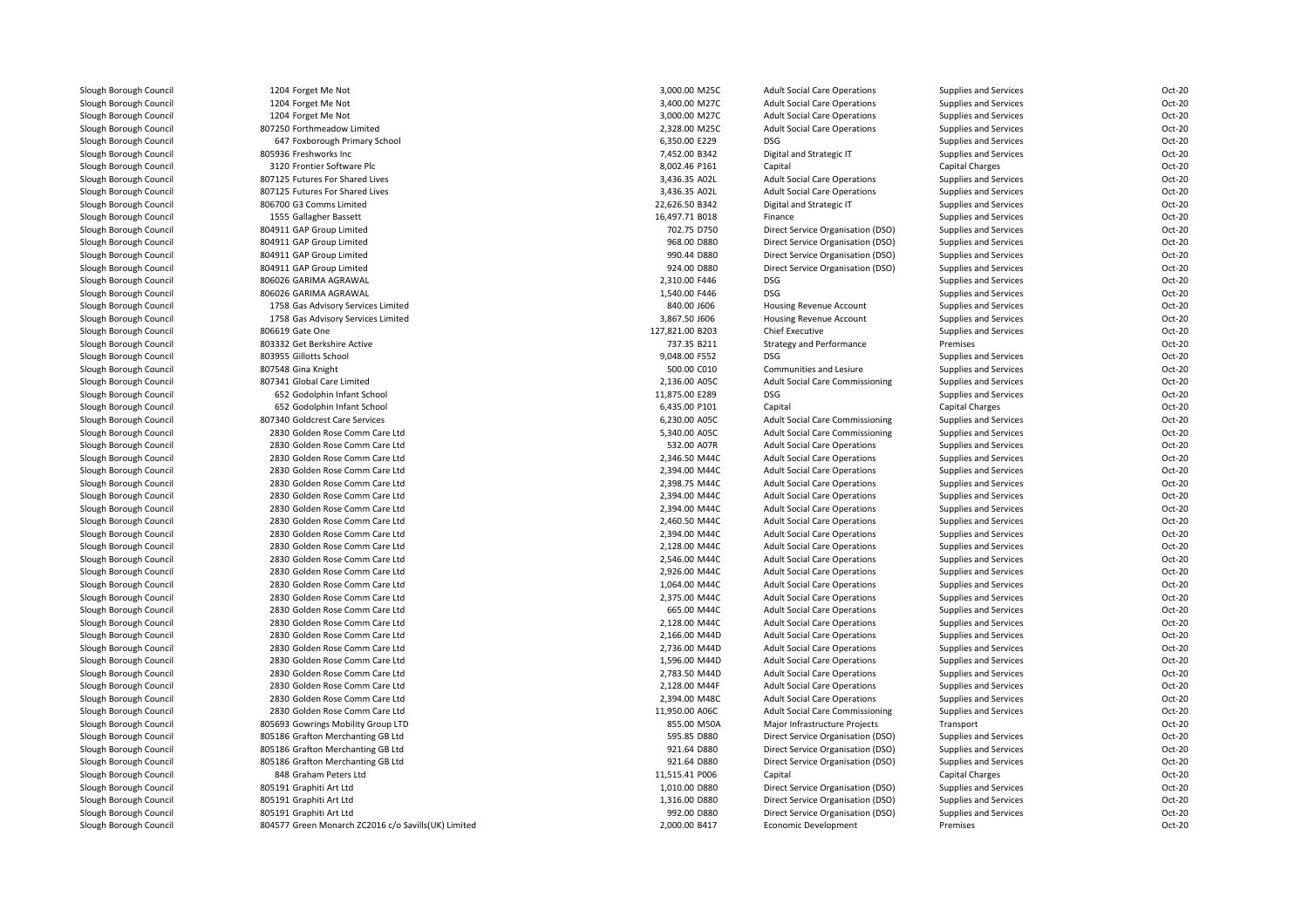| | | | | | | |
|---|---|---|---|---|---|---|
| Slough Borough Council | 1204 Forget Me Not | 3,000.00 M25C | Adult Social Care Operations | Supplies and Services | Oct-20 |
| Slough Borough Council | 1204 Forget Me Not | 3,400.00 M27C | Adult Social Care Operations | Supplies and Services | Oct-20 |
| Slough Borough Council | 1204 Forget Me Not | 3,000.00 M27C | Adult Social Care Operations | Supplies and Services | Oct-20 |
| Slough Borough Council | 807250 Forthmeadow Limited | 2,328.00 M25C | Adult Social Care Operations | Supplies and Services | Oct-20 |
| Slough Borough Council | 647 Foxborough Primary School | 6,350.00 E229 | DSG | Supplies and Services | Oct-20 |
| Slough Borough Council | 805936 Freshworks Inc | 7,452.00 B342 | Digital and Strategic IT | Supplies and Services | Oct-20 |
| Slough Borough Council | 3120 Frontier Software Plc | 8,002.46 P161 | Capital | Capital Charges | Oct-20 |
| Slough Borough Council | 807125 Futures For Shared Lives | 3,436.35 A02L | Adult Social Care Operations | Supplies and Services | Oct-20 |
| Slough Borough Council | 807125 Futures For Shared Lives | 3,436.35 A02L | Adult Social Care Operations | Supplies and Services | Oct-20 |
| Slough Borough Council | 806700 G3 Comms Limited | 22,626.50 B342 | Digital and Strategic IT | Supplies and Services | Oct-20 |
| Slough Borough Council | 1555 Gallagher Bassett | 16,497.71 B018 | Finance | Supplies and Services | Oct-20 |
| Slough Borough Council | 804911 GAP Group Limited | 702.75 D750 | Direct Service Organisation (DSO) | Supplies and Services | Oct-20 |
| Slough Borough Council | 804911 GAP Group Limited | 968.00 D880 | Direct Service Organisation (DSO) | Supplies and Services | Oct-20 |
| Slough Borough Council | 804911 GAP Group Limited | 990.44 D880 | Direct Service Organisation (DSO) | Supplies and Services | Oct-20 |
| Slough Borough Council | 804911 GAP Group Limited | 924.00 D880 | Direct Service Organisation (DSO) | Supplies and Services | Oct-20 |
| Slough Borough Council | 806026 GARIMA AGRAWAL | 2,310.00 F446 | DSG | Supplies and Services | Oct-20 |
| Slough Borough Council | 806026 GARIMA AGRAWAL | 1,540.00 F446 | DSG | Supplies and Services | Oct-20 |
| Slough Borough Council | 1758 Gas Advisory Services Limited | 840.00 J606 | Housing Revenue Account | Supplies and Services | Oct-20 |
| Slough Borough Council | 1758 Gas Advisory Services Limited | 3,867.50 J606 | Housing Revenue Account | Supplies and Services | Oct-20 |
| Slough Borough Council | 806619 Gate One | 127,821.00 B203 | Chief Executive | Supplies and Services | Oct-20 |
| Slough Borough Council | 803332 Get Berkshire Active | 737.35 B211 | Strategy and Performance | Premises | Oct-20 |
| Slough Borough Council | 803955 Gillotts School | 9,048.00 F552 | DSG | Supplies and Services | Oct-20 |
| Slough Borough Council | 807548 Gina Knight | 500.00 C010 | Communities and Lesiure | Supplies and Services | Oct-20 |
| Slough Borough Council | 807341 Global Care Limited | 2,136.00 A05C | Adult Social Care Commissioning | Supplies and Services | Oct-20 |
| Slough Borough Council | 652 Godolphin Infant School | 11,875.00 E289 | DSG | Supplies and Services | Oct-20 |
| Slough Borough Council | 652 Godolphin Infant School | 6,435.00 P101 | Capital | Capital Charges | Oct-20 |
| Slough Borough Council | 807340 Goldcrest Care Services | 6,230.00 A05C | Adult Social Care Commissioning | Supplies and Services | Oct-20 |
| Slough Borough Council | 2830 Golden Rose Comm Care Ltd | 5,340.00 A05C | Adult Social Care Commissioning | Supplies and Services | Oct-20 |
| Slough Borough Council | 2830 Golden Rose Comm Care Ltd | 532.00 A07R | Adult Social Care Operations | Supplies and Services | Oct-20 |
| Slough Borough Council | 2830 Golden Rose Comm Care Ltd | 2,346.50 M44C | Adult Social Care Operations | Supplies and Services | Oct-20 |
| Slough Borough Council | 2830 Golden Rose Comm Care Ltd | 2,394.00 M44C | Adult Social Care Operations | Supplies and Services | Oct-20 |
| Slough Borough Council | 2830 Golden Rose Comm Care Ltd | 2,398.75 M44C | Adult Social Care Operations | Supplies and Services | Oct-20 |
| Slough Borough Council | 2830 Golden Rose Comm Care Ltd | 2,394.00 M44C | Adult Social Care Operations | Supplies and Services | Oct-20 |
| Slough Borough Council | 2830 Golden Rose Comm Care Ltd | 2,394.00 M44C | Adult Social Care Operations | Supplies and Services | Oct-20 |
| Slough Borough Council | 2830 Golden Rose Comm Care Ltd | 2,460.50 M44C | Adult Social Care Operations | Supplies and Services | Oct-20 |
| Slough Borough Council | 2830 Golden Rose Comm Care Ltd | 2,394.00 M44C | Adult Social Care Operations | Supplies and Services | Oct-20 |
| Slough Borough Council | 2830 Golden Rose Comm Care Ltd | 2,128.00 M44C | Adult Social Care Operations | Supplies and Services | Oct-20 |
| Slough Borough Council | 2830 Golden Rose Comm Care Ltd | 2,546.00 M44C | Adult Social Care Operations | Supplies and Services | Oct-20 |
| Slough Borough Council | 2830 Golden Rose Comm Care Ltd | 2,926.00 M44C | Adult Social Care Operations | Supplies and Services | Oct-20 |
| Slough Borough Council | 2830 Golden Rose Comm Care Ltd | 1,064.00 M44C | Adult Social Care Operations | Supplies and Services | Oct-20 |
| Slough Borough Council | 2830 Golden Rose Comm Care Ltd | 2,375.00 M44C | Adult Social Care Operations | Supplies and Services | Oct-20 |
| Slough Borough Council | 2830 Golden Rose Comm Care Ltd | 665.00 M44C | Adult Social Care Operations | Supplies and Services | Oct-20 |
| Slough Borough Council | 2830 Golden Rose Comm Care Ltd | 2,128.00 M44C | Adult Social Care Operations | Supplies and Services | Oct-20 |
| Slough Borough Council | 2830 Golden Rose Comm Care Ltd | 2,166.00 M44D | Adult Social Care Operations | Supplies and Services | Oct-20 |
| Slough Borough Council | 2830 Golden Rose Comm Care Ltd | 2,736.00 M44D | Adult Social Care Operations | Supplies and Services | Oct-20 |
| Slough Borough Council | 2830 Golden Rose Comm Care Ltd | 1,596.00 M44D | Adult Social Care Operations | Supplies and Services | Oct-20 |
| Slough Borough Council | 2830 Golden Rose Comm Care Ltd | 2,783.50 M44D | Adult Social Care Operations | Supplies and Services | Oct-20 |
| Slough Borough Council | 2830 Golden Rose Comm Care Ltd | 2,128.00 M44F | Adult Social Care Operations | Supplies and Services | Oct-20 |
| Slough Borough Council | 2830 Golden Rose Comm Care Ltd | 2,394.00 M48C | Adult Social Care Operations | Supplies and Services | Oct-20 |
| Slough Borough Council | 2830 Golden Rose Comm Care Ltd | 11,950.00 A06C | Adult Social Care Commissioning | Supplies and Services | Oct-20 |
| Slough Borough Council | 805693 Gowrings Mobility Group LTD | 855.00 M50A | Major Infrastructure Projects | Transport | Oct-20 |
| Slough Borough Council | 805186 Grafton Merchanting GB Ltd | 595.85 D880 | Direct Service Organisation (DSO) | Supplies and Services | Oct-20 |
| Slough Borough Council | 805186 Grafton Merchanting GB Ltd | 921.64 D880 | Direct Service Organisation (DSO) | Supplies and Services | Oct-20 |
| Slough Borough Council | 805186 Grafton Merchanting GB Ltd | 921.64 D880 | Direct Service Organisation (DSO) | Supplies and Services | Oct-20 |
| Slough Borough Council | 848 Graham Peters Ltd | 11,515.41 P006 | Capital | Capital Charges | Oct-20 |
| Slough Borough Council | 805191 Graphiti Art Ltd | 1,010.00 D880 | Direct Service Organisation (DSO) | Supplies and Services | Oct-20 |
| Slough Borough Council | 805191 Graphiti Art Ltd | 1,316.00 D880 | Direct Service Organisation (DSO) | Supplies and Services | Oct-20 |
| Slough Borough Council | 805191 Graphiti Art Ltd | 992.00 D880 | Direct Service Organisation (DSO) | Supplies and Services | Oct-20 |
| Slough Borough Council | 804577 Green Monarch ZC2016 c/o Savills(UK) Limited | 2,000.00 B417 | Economic Development | Premises | Oct-20 |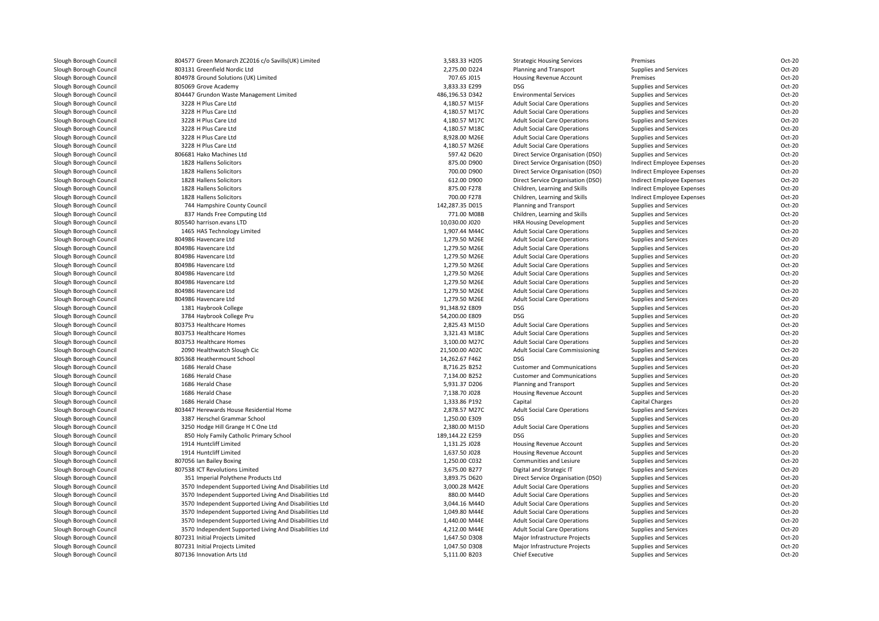| | | | | | | |
|---|---|---|---|---|---|---|
| Slough Borough Council | 804577 Green Monarch ZC2016 c/o Savills(UK) Limited | 3,583.33 H205 | Strategic Housing Services | Premises | Oct-20 |
| Slough Borough Council | 803131 Greenfield Nordic Ltd | 2,275.00 D224 | Planning and Transport | Supplies and Services | Oct-20 |
| Slough Borough Council | 804978 Ground Solutions (UK) Limited | 707.65 J015 | Housing Revenue Account | Premises | Oct-20 |
| Slough Borough Council | 805069 Grove Academy | 3,833.33 E299 | DSG | Supplies and Services | Oct-20 |
| Slough Borough Council | 804447 Grundon Waste Management Limited | 486,196.53 D342 | Environmental Services | Supplies and Services | Oct-20 |
| Slough Borough Council | 3228 H Plus Care Ltd | 4,180.57 M15F | Adult Social Care Operations | Supplies and Services | Oct-20 |
| Slough Borough Council | 3228 H Plus Care Ltd | 4,180.57 M17C | Adult Social Care Operations | Supplies and Services | Oct-20 |
| Slough Borough Council | 3228 H Plus Care Ltd | 4,180.57 M17C | Adult Social Care Operations | Supplies and Services | Oct-20 |
| Slough Borough Council | 3228 H Plus Care Ltd | 4,180.57 M18C | Adult Social Care Operations | Supplies and Services | Oct-20 |
| Slough Borough Council | 3228 H Plus Care Ltd | 8,928.00 M26E | Adult Social Care Operations | Supplies and Services | Oct-20 |
| Slough Borough Council | 3228 H Plus Care Ltd | 4,180.57 M26E | Adult Social Care Operations | Supplies and Services | Oct-20 |
| Slough Borough Council | 806681 Hako Machines Ltd | 597.42 D620 | Direct Service Organisation (DSO) | Supplies and Services | Oct-20 |
| Slough Borough Council | 1828 Hallens Solicitors | 875.00 D900 | Direct Service Organisation (DSO) | Indirect Employee Expenses | Oct-20 |
| Slough Borough Council | 1828 Hallens Solicitors | 700.00 D900 | Direct Service Organisation (DSO) | Indirect Employee Expenses | Oct-20 |
| Slough Borough Council | 1828 Hallens Solicitors | 612.00 D900 | Direct Service Organisation (DSO) | Indirect Employee Expenses | Oct-20 |
| Slough Borough Council | 1828 Hallens Solicitors | 875.00 F278 | Children, Learning and Skills | Indirect Employee Expenses | Oct-20 |
| Slough Borough Council | 1828 Hallens Solicitors | 700.00 F278 | Children, Learning and Skills | Indirect Employee Expenses | Oct-20 |
| Slough Borough Council | 744 Hampshire County Council | 142,287.35 D015 | Planning and Transport | Supplies and Services | Oct-20 |
| Slough Borough Council | 837 Hands Free Computing Ltd | 771.00 M08B | Children, Learning and Skills | Supplies and Services | Oct-20 |
| Slough Borough Council | 805540 harrison.evans LTD | 10,030.00 J020 | HRA Housing Development | Supplies and Services | Oct-20 |
| Slough Borough Council | 1465 HAS Technology Limited | 1,907.44 M44C | Adult Social Care Operations | Supplies and Services | Oct-20 |
| Slough Borough Council | 804986 Havencare Ltd | 1,279.50 M26E | Adult Social Care Operations | Supplies and Services | Oct-20 |
| Slough Borough Council | 804986 Havencare Ltd | 1,279.50 M26E | Adult Social Care Operations | Supplies and Services | Oct-20 |
| Slough Borough Council | 804986 Havencare Ltd | 1,279.50 M26E | Adult Social Care Operations | Supplies and Services | Oct-20 |
| Slough Borough Council | 804986 Havencare Ltd | 1,279.50 M26E | Adult Social Care Operations | Supplies and Services | Oct-20 |
| Slough Borough Council | 804986 Havencare Ltd | 1,279.50 M26E | Adult Social Care Operations | Supplies and Services | Oct-20 |
| Slough Borough Council | 804986 Havencare Ltd | 1,279.50 M26E | Adult Social Care Operations | Supplies and Services | Oct-20 |
| Slough Borough Council | 804986 Havencare Ltd | 1,279.50 M26E | Adult Social Care Operations | Supplies and Services | Oct-20 |
| Slough Borough Council | 804986 Havencare Ltd | 1,279.50 M26E | Adult Social Care Operations | Supplies and Services | Oct-20 |
| Slough Borough Council | 1381 Haybrook College | 91,348.92 E809 | DSG | Supplies and Services | Oct-20 |
| Slough Borough Council | 3784 Haybrook College Pru | 54,200.00 E809 | DSG | Supplies and Services | Oct-20 |
| Slough Borough Council | 803753 Healthcare Homes | 2,825.43 M15D | Adult Social Care Operations | Supplies and Services | Oct-20 |
| Slough Borough Council | 803753 Healthcare Homes | 3,321.43 M18C | Adult Social Care Operations | Supplies and Services | Oct-20 |
| Slough Borough Council | 803753 Healthcare Homes | 3,100.00 M27C | Adult Social Care Operations | Supplies and Services | Oct-20 |
| Slough Borough Council | 2090 Healthwatch Slough Cic | 21,500.00 A02C | Adult Social Care Commissioning | Supplies and Services | Oct-20 |
| Slough Borough Council | 805368 Heathermount School | 14,262.67 F462 | DSG | Supplies and Services | Oct-20 |
| Slough Borough Council | 1686 Herald Chase | 8,716.25 B252 | Customer and Communications | Supplies and Services | Oct-20 |
| Slough Borough Council | 1686 Herald Chase | 7,134.00 B252 | Customer and Communications | Supplies and Services | Oct-20 |
| Slough Borough Council | 1686 Herald Chase | 5,931.37 D206 | Planning and Transport | Supplies and Services | Oct-20 |
| Slough Borough Council | 1686 Herald Chase | 7,138.70 J028 | Housing Revenue Account | Supplies and Services | Oct-20 |
| Slough Borough Council | 1686 Herald Chase | 1,333.86 P192 | Capital | Capital Charges | Oct-20 |
| Slough Borough Council | 803447 Herewards House Residential Home | 2,878.57 M27C | Adult Social Care Operations | Supplies and Services | Oct-20 |
| Slough Borough Council | 3387 Herschel Grammar School | 1,250.00 E309 | DSG | Supplies and Services | Oct-20 |
| Slough Borough Council | 3250 Hodge Hill Grange H C One Ltd | 2,380.00 M15D | Adult Social Care Operations | Supplies and Services | Oct-20 |
| Slough Borough Council | 850 Holy Family Catholic Primary School | 189,144.22 E259 | DSG | Supplies and Services | Oct-20 |
| Slough Borough Council | 1914 Huntcliff Limited | 1,131.25 J028 | Housing Revenue Account | Supplies and Services | Oct-20 |
| Slough Borough Council | 1914 Huntcliff Limited | 1,637.50 J028 | Housing Revenue Account | Supplies and Services | Oct-20 |
| Slough Borough Council | 807056 Ian Bailey Boxing | 1,250.00 C032 | Communities and Lesiure | Supplies and Services | Oct-20 |
| Slough Borough Council | 807538 ICT Revolutions Limited | 3,675.00 B277 | Digital and Strategic IT | Supplies and Services | Oct-20 |
| Slough Borough Council | 351 Imperial Polythene Products Ltd | 3,893.75 D620 | Direct Service Organisation (DSO) | Supplies and Services | Oct-20 |
| Slough Borough Council | 3570 Independent Supported Living And Disabilities Ltd | 3,000.28 M42E | Adult Social Care Operations | Supplies and Services | Oct-20 |
| Slough Borough Council | 3570 Independent Supported Living And Disabilities Ltd | 880.00 M44D | Adult Social Care Operations | Supplies and Services | Oct-20 |
| Slough Borough Council | 3570 Independent Supported Living And Disabilities Ltd | 3,044.16 M44D | Adult Social Care Operations | Supplies and Services | Oct-20 |
| Slough Borough Council | 3570 Independent Supported Living And Disabilities Ltd | 1,049.80 M44E | Adult Social Care Operations | Supplies and Services | Oct-20 |
| Slough Borough Council | 3570 Independent Supported Living And Disabilities Ltd | 1,440.00 M44E | Adult Social Care Operations | Supplies and Services | Oct-20 |
| Slough Borough Council | 3570 Independent Supported Living And Disabilities Ltd | 4,212.00 M44E | Adult Social Care Operations | Supplies and Services | Oct-20 |
| Slough Borough Council | 807231 Initial Projects Limited | 1,647.50 D308 | Major Infrastructure Projects | Supplies and Services | Oct-20 |
| Slough Borough Council | 807231 Initial Projects Limited | 1,047.50 D308 | Major Infrastructure Projects | Supplies and Services | Oct-20 |
| Slough Borough Council | 807136 Innovation Arts Ltd | 5,111.00 B203 | Chief Executive | Supplies and Services | Oct-20 |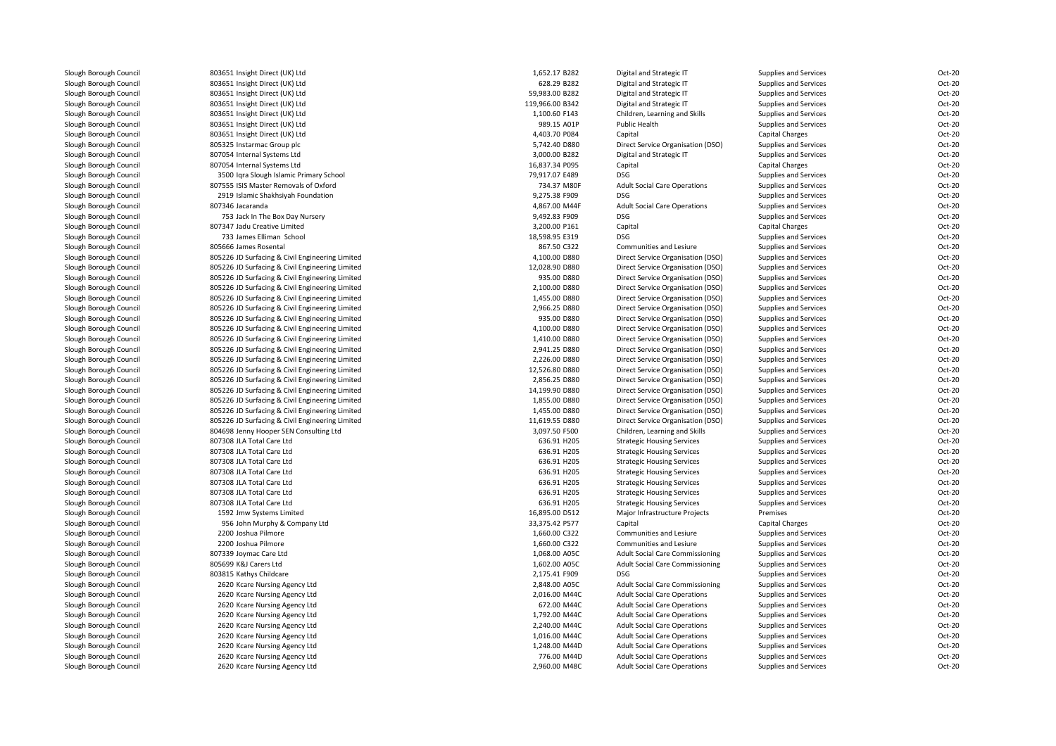| | | | | | | |
|---|---|---|---|---|---|---|
| Slough Borough Council | 803651 Insight Direct (UK) Ltd | 1,652.17 B282 | Digital and Strategic IT | Supplies and Services | Oct-20 |
| Slough Borough Council | 803651 Insight Direct (UK) Ltd | 628.29 B282 | Digital and Strategic IT | Supplies and Services | Oct-20 |
| Slough Borough Council | 803651 Insight Direct (UK) Ltd | 59,983.00 B282 | Digital and Strategic IT | Supplies and Services | Oct-20 |
| Slough Borough Council | 803651 Insight Direct (UK) Ltd | 119,966.00 B342 | Digital and Strategic IT | Supplies and Services | Oct-20 |
| Slough Borough Council | 803651 Insight Direct (UK) Ltd | 1,100.60 F143 | Children, Learning and Skills | Supplies and Services | Oct-20 |
| Slough Borough Council | 803651 Insight Direct (UK) Ltd | 989.15 A01P | Public Health | Supplies and Services | Oct-20 |
| Slough Borough Council | 803651 Insight Direct (UK) Ltd | 4,403.70 P084 | Capital | Capital Charges | Oct-20 |
| Slough Borough Council | 805325 Instarmac Group plc | 5,742.40 D880 | Direct Service Organisation (DSO) | Supplies and Services | Oct-20 |
| Slough Borough Council | 807054 Internal Systems Ltd | 3,000.00 B282 | Digital and Strategic IT | Supplies and Services | Oct-20 |
| Slough Borough Council | 807054 Internal Systems Ltd | 16,837.34 P095 | Capital | Capital Charges | Oct-20 |
| Slough Borough Council | 3500 Iqra Slough Islamic Primary School | 79,917.07 E489 | DSG | Supplies and Services | Oct-20 |
| Slough Borough Council | 807555 ISIS Master Removals of Oxford | 734.37 M80F | Adult Social Care Operations | Supplies and Services | Oct-20 |
| Slough Borough Council | 2919 Islamic Shakhsiyah Foundation | 9,275.38 F909 | DSG | Supplies and Services | Oct-20 |
| Slough Borough Council | 807346 Jacaranda | 4,867.00 M44F | Adult Social Care Operations | Supplies and Services | Oct-20 |
| Slough Borough Council | 753 Jack In The Box Day Nursery | 9,492.83 F909 | DSG | Supplies and Services | Oct-20 |
| Slough Borough Council | 807347 Jadu Creative Limited | 3,200.00 P161 | Capital | Capital Charges | Oct-20 |
| Slough Borough Council | 733 James Elliman School | 18,598.95 E319 | DSG | Supplies and Services | Oct-20 |
| Slough Borough Council | 805666 James Rosental | 867.50 C322 | Communities and Lesiure | Supplies and Services | Oct-20 |
| Slough Borough Council | 805226 JD Surfacing & Civil Engineering Limited | 4,100.00 D880 | Direct Service Organisation (DSO) | Supplies and Services | Oct-20 |
| Slough Borough Council | 805226 JD Surfacing & Civil Engineering Limited | 12,028.90 D880 | Direct Service Organisation (DSO) | Supplies and Services | Oct-20 |
| Slough Borough Council | 805226 JD Surfacing & Civil Engineering Limited | 935.00 D880 | Direct Service Organisation (DSO) | Supplies and Services | Oct-20 |
| Slough Borough Council | 805226 JD Surfacing & Civil Engineering Limited | 2,100.00 D880 | Direct Service Organisation (DSO) | Supplies and Services | Oct-20 |
| Slough Borough Council | 805226 JD Surfacing & Civil Engineering Limited | 1,455.00 D880 | Direct Service Organisation (DSO) | Supplies and Services | Oct-20 |
| Slough Borough Council | 805226 JD Surfacing & Civil Engineering Limited | 2,966.25 D880 | Direct Service Organisation (DSO) | Supplies and Services | Oct-20 |
| Slough Borough Council | 805226 JD Surfacing & Civil Engineering Limited | 935.00 D880 | Direct Service Organisation (DSO) | Supplies and Services | Oct-20 |
| Slough Borough Council | 805226 JD Surfacing & Civil Engineering Limited | 4,100.00 D880 | Direct Service Organisation (DSO) | Supplies and Services | Oct-20 |
| Slough Borough Council | 805226 JD Surfacing & Civil Engineering Limited | 1,410.00 D880 | Direct Service Organisation (DSO) | Supplies and Services | Oct-20 |
| Slough Borough Council | 805226 JD Surfacing & Civil Engineering Limited | 2,941.25 D880 | Direct Service Organisation (DSO) | Supplies and Services | Oct-20 |
| Slough Borough Council | 805226 JD Surfacing & Civil Engineering Limited | 2,226.00 D880 | Direct Service Organisation (DSO) | Supplies and Services | Oct-20 |
| Slough Borough Council | 805226 JD Surfacing & Civil Engineering Limited | 12,526.80 D880 | Direct Service Organisation (DSO) | Supplies and Services | Oct-20 |
| Slough Borough Council | 805226 JD Surfacing & Civil Engineering Limited | 2,856.25 D880 | Direct Service Organisation (DSO) | Supplies and Services | Oct-20 |
| Slough Borough Council | 805226 JD Surfacing & Civil Engineering Limited | 14,199.90 D880 | Direct Service Organisation (DSO) | Supplies and Services | Oct-20 |
| Slough Borough Council | 805226 JD Surfacing & Civil Engineering Limited | 1,855.00 D880 | Direct Service Organisation (DSO) | Supplies and Services | Oct-20 |
| Slough Borough Council | 805226 JD Surfacing & Civil Engineering Limited | 1,455.00 D880 | Direct Service Organisation (DSO) | Supplies and Services | Oct-20 |
| Slough Borough Council | 805226 JD Surfacing & Civil Engineering Limited | 11,619.55 D880 | Direct Service Organisation (DSO) | Supplies and Services | Oct-20 |
| Slough Borough Council | 804698 Jenny Hooper SEN Consulting Ltd | 3,097.50 F500 | Children, Learning and Skills | Supplies and Services | Oct-20 |
| Slough Borough Council | 807308 JLA Total Care Ltd | 636.91 H205 | Strategic Housing Services | Supplies and Services | Oct-20 |
| Slough Borough Council | 807308 JLA Total Care Ltd | 636.91 H205 | Strategic Housing Services | Supplies and Services | Oct-20 |
| Slough Borough Council | 807308 JLA Total Care Ltd | 636.91 H205 | Strategic Housing Services | Supplies and Services | Oct-20 |
| Slough Borough Council | 807308 JLA Total Care Ltd | 636.91 H205 | Strategic Housing Services | Supplies and Services | Oct-20 |
| Slough Borough Council | 807308 JLA Total Care Ltd | 636.91 H205 | Strategic Housing Services | Supplies and Services | Oct-20 |
| Slough Borough Council | 807308 JLA Total Care Ltd | 636.91 H205 | Strategic Housing Services | Supplies and Services | Oct-20 |
| Slough Borough Council | 807308 JLA Total Care Ltd | 636.91 H205 | Strategic Housing Services | Supplies and Services | Oct-20 |
| Slough Borough Council | 1592 Jmw Systems Limited | 16,895.00 D512 | Major Infrastructure Projects | Premises | Oct-20 |
| Slough Borough Council | 956 John Murphy & Company Ltd | 33,375.42 P577 | Capital | Capital Charges | Oct-20 |
| Slough Borough Council | 2200 Joshua Pilmore | 1,660.00 C322 | Communities and Lesiure | Supplies and Services | Oct-20 |
| Slough Borough Council | 2200 Joshua Pilmore | 1,660.00 C322 | Communities and Lesiure | Supplies and Services | Oct-20 |
| Slough Borough Council | 807339 Joymac Care Ltd | 1,068.00 A05C | Adult Social Care Commissioning | Supplies and Services | Oct-20 |
| Slough Borough Council | 805699 K&J Carers Ltd | 1,602.00 A05C | Adult Social Care Commissioning | Supplies and Services | Oct-20 |
| Slough Borough Council | 803815 Kathys Childcare | 2,175.41 F909 | DSG | Supplies and Services | Oct-20 |
| Slough Borough Council | 2620 Kcare Nursing Agency Ltd | 2,848.00 A05C | Adult Social Care Commissioning | Supplies and Services | Oct-20 |
| Slough Borough Council | 2620 Kcare Nursing Agency Ltd | 2,016.00 M44C | Adult Social Care Operations | Supplies and Services | Oct-20 |
| Slough Borough Council | 2620 Kcare Nursing Agency Ltd | 672.00 M44C | Adult Social Care Operations | Supplies and Services | Oct-20 |
| Slough Borough Council | 2620 Kcare Nursing Agency Ltd | 1,792.00 M44C | Adult Social Care Operations | Supplies and Services | Oct-20 |
| Slough Borough Council | 2620 Kcare Nursing Agency Ltd | 2,240.00 M44C | Adult Social Care Operations | Supplies and Services | Oct-20 |
| Slough Borough Council | 2620 Kcare Nursing Agency Ltd | 1,016.00 M44C | Adult Social Care Operations | Supplies and Services | Oct-20 |
| Slough Borough Council | 2620 Kcare Nursing Agency Ltd | 1,248.00 M44D | Adult Social Care Operations | Supplies and Services | Oct-20 |
| Slough Borough Council | 2620 Kcare Nursing Agency Ltd | 776.00 M44D | Adult Social Care Operations | Supplies and Services | Oct-20 |
| Slough Borough Council | 2620 Kcare Nursing Agency Ltd | 2,960.00 M48C | Adult Social Care Operations | Supplies and Services | Oct-20 |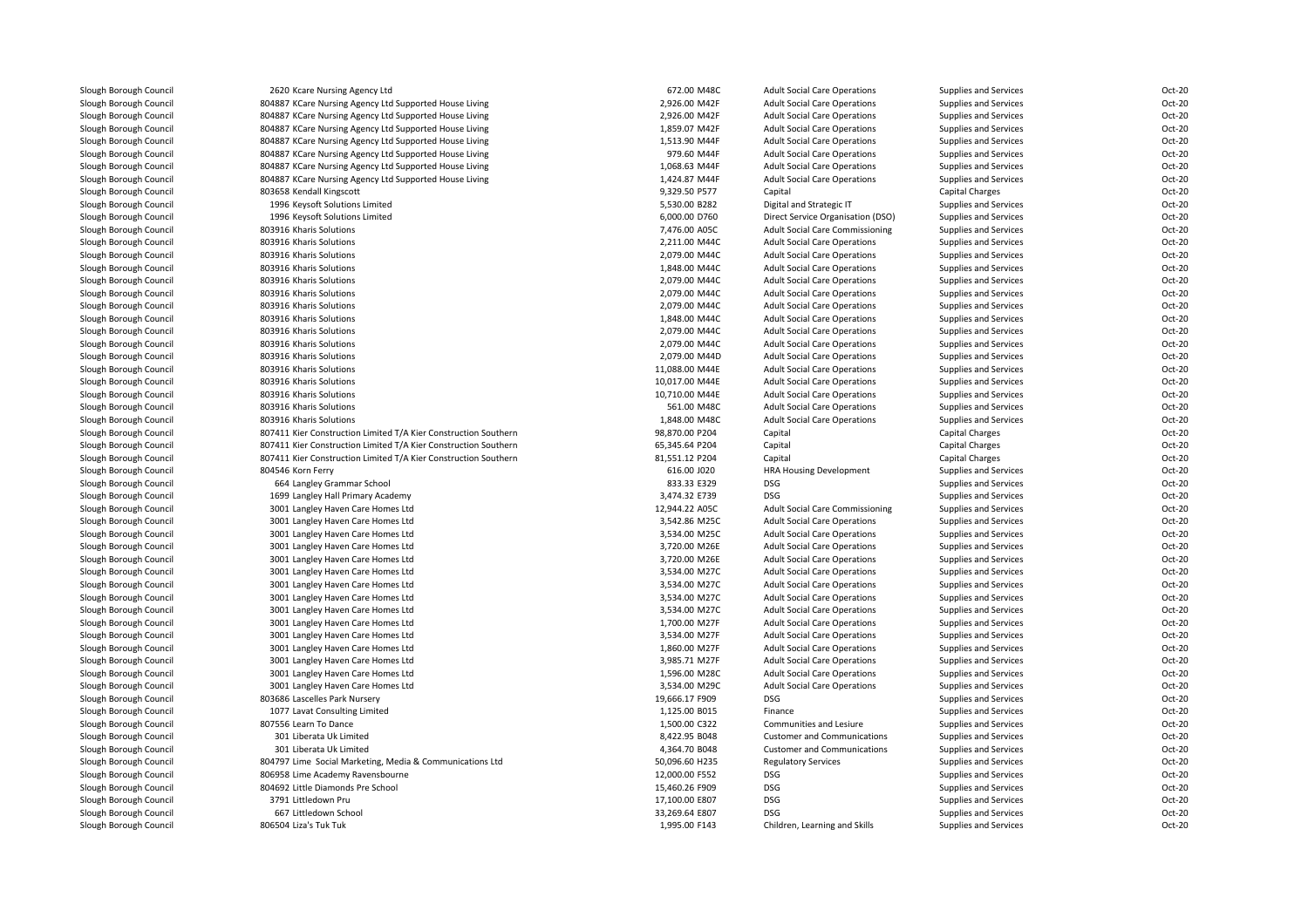| | | | | | | |
|---|---|---|---|---|---|---|
| Slough Borough Council | 2620 Kcare Nursing Agency Ltd | 672.00 | M48C | Adult Social Care Operations | Supplies and Services | Oct-20 |
| Slough Borough Council | 804887 KCare Nursing Agency Ltd Supported House Living | 2,926.00 | M42F | Adult Social Care Operations | Supplies and Services | Oct-20 |
| Slough Borough Council | 804887 KCare Nursing Agency Ltd Supported House Living | 2,926.00 | M42F | Adult Social Care Operations | Supplies and Services | Oct-20 |
| Slough Borough Council | 804887 KCare Nursing Agency Ltd Supported House Living | 1,859.07 | M42F | Adult Social Care Operations | Supplies and Services | Oct-20 |
| Slough Borough Council | 804887 KCare Nursing Agency Ltd Supported House Living | 1,513.90 | M44F | Adult Social Care Operations | Supplies and Services | Oct-20 |
| Slough Borough Council | 804887 KCare Nursing Agency Ltd Supported House Living | 979.60 | M44F | Adult Social Care Operations | Supplies and Services | Oct-20 |
| Slough Borough Council | 804887 KCare Nursing Agency Ltd Supported House Living | 1,068.63 | M44F | Adult Social Care Operations | Supplies and Services | Oct-20 |
| Slough Borough Council | 804887 KCare Nursing Agency Ltd Supported House Living | 1,424.87 | M44F | Adult Social Care Operations | Supplies and Services | Oct-20 |
| Slough Borough Council | 803658 Kendall Kingscott | 9,329.50 | P577 | Capital | Capital Charges | Oct-20 |
| Slough Borough Council | 1996 Keysoft Solutions Limited | 5,530.00 | B282 | Digital and Strategic IT | Supplies and Services | Oct-20 |
| Slough Borough Council | 1996 Keysoft Solutions Limited | 6,000.00 | D760 | Direct Service Organisation (DSO) | Supplies and Services | Oct-20 |
| Slough Borough Council | 803916 Kharis Solutions | 7,476.00 | A05C | Adult Social Care Commissioning | Supplies and Services | Oct-20 |
| Slough Borough Council | 803916 Kharis Solutions | 2,211.00 | M44C | Adult Social Care Operations | Supplies and Services | Oct-20 |
| Slough Borough Council | 803916 Kharis Solutions | 2,079.00 | M44C | Adult Social Care Operations | Supplies and Services | Oct-20 |
| Slough Borough Council | 803916 Kharis Solutions | 1,848.00 | M44C | Adult Social Care Operations | Supplies and Services | Oct-20 |
| Slough Borough Council | 803916 Kharis Solutions | 2,079.00 | M44C | Adult Social Care Operations | Supplies and Services | Oct-20 |
| Slough Borough Council | 803916 Kharis Solutions | 2,079.00 | M44C | Adult Social Care Operations | Supplies and Services | Oct-20 |
| Slough Borough Council | 803916 Kharis Solutions | 2,079.00 | M44C | Adult Social Care Operations | Supplies and Services | Oct-20 |
| Slough Borough Council | 803916 Kharis Solutions | 1,848.00 | M44C | Adult Social Care Operations | Supplies and Services | Oct-20 |
| Slough Borough Council | 803916 Kharis Solutions | 2,079.00 | M44C | Adult Social Care Operations | Supplies and Services | Oct-20 |
| Slough Borough Council | 803916 Kharis Solutions | 2,079.00 | M44C | Adult Social Care Operations | Supplies and Services | Oct-20 |
| Slough Borough Council | 803916 Kharis Solutions | 2,079.00 | M44D | Adult Social Care Operations | Supplies and Services | Oct-20 |
| Slough Borough Council | 803916 Kharis Solutions | 11,088.00 | M44E | Adult Social Care Operations | Supplies and Services | Oct-20 |
| Slough Borough Council | 803916 Kharis Solutions | 10,017.00 | M44E | Adult Social Care Operations | Supplies and Services | Oct-20 |
| Slough Borough Council | 803916 Kharis Solutions | 10,710.00 | M44E | Adult Social Care Operations | Supplies and Services | Oct-20 |
| Slough Borough Council | 803916 Kharis Solutions | 561.00 | M48C | Adult Social Care Operations | Supplies and Services | Oct-20 |
| Slough Borough Council | 803916 Kharis Solutions | 1,848.00 | M48C | Adult Social Care Operations | Supplies and Services | Oct-20 |
| Slough Borough Council | 807411 Kier Construction Limited T/A Kier Construction Southern | 98,870.00 | P204 | Capital | Capital Charges | Oct-20 |
| Slough Borough Council | 807411 Kier Construction Limited T/A Kier Construction Southern | 65,345.64 | P204 | Capital | Capital Charges | Oct-20 |
| Slough Borough Council | 807411 Kier Construction Limited T/A Kier Construction Southern | 81,551.12 | P204 | Capital | Capital Charges | Oct-20 |
| Slough Borough Council | 804546 Korn Ferry | 616.00 | J020 | HRA Housing Development | Supplies and Services | Oct-20 |
| Slough Borough Council | 664 Langley Grammar School | 833.33 | E329 | DSG | Supplies and Services | Oct-20 |
| Slough Borough Council | 1699 Langley Hall Primary Academy | 3,474.32 | E739 | DSG | Supplies and Services | Oct-20 |
| Slough Borough Council | 3001 Langley Haven Care Homes Ltd | 12,944.22 | A05C | Adult Social Care Commissioning | Supplies and Services | Oct-20 |
| Slough Borough Council | 3001 Langley Haven Care Homes Ltd | 3,542.86 | M25C | Adult Social Care Operations | Supplies and Services | Oct-20 |
| Slough Borough Council | 3001 Langley Haven Care Homes Ltd | 3,534.00 | M25C | Adult Social Care Operations | Supplies and Services | Oct-20 |
| Slough Borough Council | 3001 Langley Haven Care Homes Ltd | 3,720.00 | M26E | Adult Social Care Operations | Supplies and Services | Oct-20 |
| Slough Borough Council | 3001 Langley Haven Care Homes Ltd | 3,720.00 | M26E | Adult Social Care Operations | Supplies and Services | Oct-20 |
| Slough Borough Council | 3001 Langley Haven Care Homes Ltd | 3,534.00 | M27C | Adult Social Care Operations | Supplies and Services | Oct-20 |
| Slough Borough Council | 3001 Langley Haven Care Homes Ltd | 3,534.00 | M27C | Adult Social Care Operations | Supplies and Services | Oct-20 |
| Slough Borough Council | 3001 Langley Haven Care Homes Ltd | 3,534.00 | M27C | Adult Social Care Operations | Supplies and Services | Oct-20 |
| Slough Borough Council | 3001 Langley Haven Care Homes Ltd | 3,534.00 | M27C | Adult Social Care Operations | Supplies and Services | Oct-20 |
| Slough Borough Council | 3001 Langley Haven Care Homes Ltd | 1,700.00 | M27F | Adult Social Care Operations | Supplies and Services | Oct-20 |
| Slough Borough Council | 3001 Langley Haven Care Homes Ltd | 3,534.00 | M27F | Adult Social Care Operations | Supplies and Services | Oct-20 |
| Slough Borough Council | 3001 Langley Haven Care Homes Ltd | 1,860.00 | M27F | Adult Social Care Operations | Supplies and Services | Oct-20 |
| Slough Borough Council | 3001 Langley Haven Care Homes Ltd | 3,985.71 | M27F | Adult Social Care Operations | Supplies and Services | Oct-20 |
| Slough Borough Council | 3001 Langley Haven Care Homes Ltd | 1,596.00 | M28C | Adult Social Care Operations | Supplies and Services | Oct-20 |
| Slough Borough Council | 3001 Langley Haven Care Homes Ltd | 3,534.00 | M29C | Adult Social Care Operations | Supplies and Services | Oct-20 |
| Slough Borough Council | 803686 Lascelles Park Nursery | 19,666.17 | F909 | DSG | Supplies and Services | Oct-20 |
| Slough Borough Council | 1077 Lavat Consulting Limited | 1,125.00 | B015 | Finance | Supplies and Services | Oct-20 |
| Slough Borough Council | 807556 Learn To Dance | 1,500.00 | C322 | Communities and Lesiure | Supplies and Services | Oct-20 |
| Slough Borough Council | 301 Liberata Uk Limited | 8,422.95 | B048 | Customer and Communications | Supplies and Services | Oct-20 |
| Slough Borough Council | 301 Liberata Uk Limited | 4,364.70 | B048 | Customer and Communications | Supplies and Services | Oct-20 |
| Slough Borough Council | 804797 Lime Social Marketing, Media & Communications Ltd | 50,096.60 | H235 | Regulatory Services | Supplies and Services | Oct-20 |
| Slough Borough Council | 806958 Lime Academy Ravensbourne | 12,000.00 | F552 | DSG | Supplies and Services | Oct-20 |
| Slough Borough Council | 804692 Little Diamonds Pre School | 15,460.26 | F909 | DSG | Supplies and Services | Oct-20 |
| Slough Borough Council | 3791 Littledown Pru | 17,100.00 | E807 | DSG | Supplies and Services | Oct-20 |
| Slough Borough Council | 667 Littledown School | 33,269.64 | E807 | DSG | Supplies and Services | Oct-20 |
| Slough Borough Council | 806504 Liza's Tuk Tuk | 1,995.00 | F143 | Children, Learning and Skills | Supplies and Services | Oct-20 |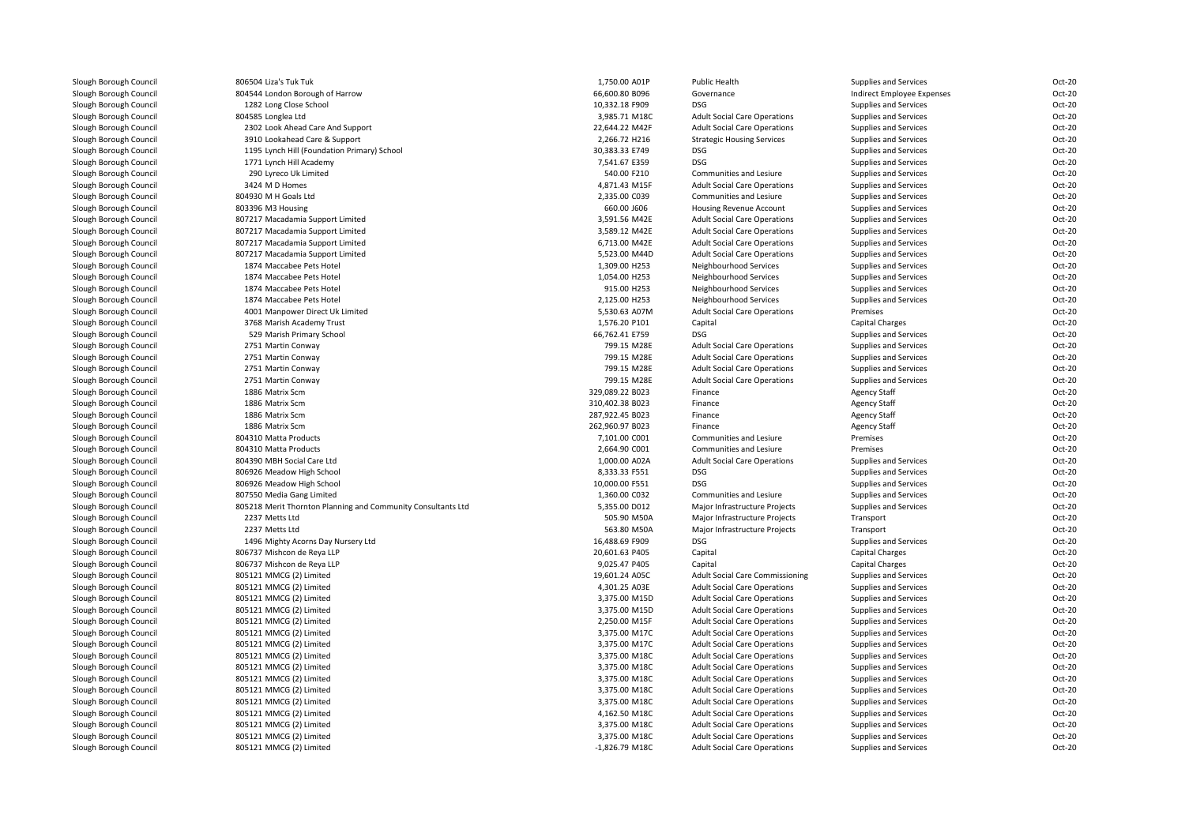| | | | | | | |
|---|---|---|---|---|---|---|
| Slough Borough Council | 806504 Liza's Tuk Tuk | 1,750.00 A01P | Public Health | Supplies and Services | Oct-20 |
| Slough Borough Council | 804544 London Borough of Harrow | 66,600.80 B096 | Governance | Indirect Employee Expenses | Oct-20 |
| Slough Borough Council | 1282 Long Close School | 10,332.18 F909 | DSG | Supplies and Services | Oct-20 |
| Slough Borough Council | 804585 Longlea Ltd | 3,985.71 M18C | Adult Social Care Operations | Supplies and Services | Oct-20 |
| Slough Borough Council | 2302 Look Ahead Care And Support | 22,644.22 M42F | Adult Social Care Operations | Supplies and Services | Oct-20 |
| Slough Borough Council | 3910 Lookahead Care & Support | 2,266.72 H216 | Strategic Housing Services | Supplies and Services | Oct-20 |
| Slough Borough Council | 1195 Lynch Hill (Foundation Primary) School | 30,383.33 E749 | DSG | Supplies and Services | Oct-20 |
| Slough Borough Council | 1771 Lynch Hill Academy | 7,541.67 E359 | DSG | Supplies and Services | Oct-20 |
| Slough Borough Council | 290 Lyreco Uk Limited | 540.00 F210 | Communities and Lesiure | Supplies and Services | Oct-20 |
| Slough Borough Council | 3424 M D Homes | 4,871.43 M15F | Adult Social Care Operations | Supplies and Services | Oct-20 |
| Slough Borough Council | 804930 M H Goals Ltd | 2,335.00 C039 | Communities and Lesiure | Supplies and Services | Oct-20 |
| Slough Borough Council | 803396 M3 Housing | 660.00 J606 | Housing Revenue Account | Supplies and Services | Oct-20 |
| Slough Borough Council | 807217 Macadamia Support Limited | 3,591.56 M42E | Adult Social Care Operations | Supplies and Services | Oct-20 |
| Slough Borough Council | 807217 Macadamia Support Limited | 3,589.12 M42E | Adult Social Care Operations | Supplies and Services | Oct-20 |
| Slough Borough Council | 807217 Macadamia Support Limited | 6,713.00 M42E | Adult Social Care Operations | Supplies and Services | Oct-20 |
| Slough Borough Council | 807217 Macadamia Support Limited | 5,523.00 M44D | Adult Social Care Operations | Supplies and Services | Oct-20 |
| Slough Borough Council | 1874 Maccabee Pets Hotel | 1,309.00 H253 | Neighbourhood Services | Supplies and Services | Oct-20 |
| Slough Borough Council | 1874 Maccabee Pets Hotel | 1,054.00 H253 | Neighbourhood Services | Supplies and Services | Oct-20 |
| Slough Borough Council | 1874 Maccabee Pets Hotel | 915.00 H253 | Neighbourhood Services | Supplies and Services | Oct-20 |
| Slough Borough Council | 1874 Maccabee Pets Hotel | 2,125.00 H253 | Neighbourhood Services | Supplies and Services | Oct-20 |
| Slough Borough Council | 4001 Manpower Direct Uk Limited | 5,530.63 A07M | Adult Social Care Operations | Premises | Oct-20 |
| Slough Borough Council | 3768 Marish Academy Trust | 1,576.20 P101 | Capital | Capital Charges | Oct-20 |
| Slough Borough Council | 529 Marish Primary School | 66,762.41 E759 | DSG | Supplies and Services | Oct-20 |
| Slough Borough Council | 2751 Martin Conway | 799.15 M28E | Adult Social Care Operations | Supplies and Services | Oct-20 |
| Slough Borough Council | 2751 Martin Conway | 799.15 M28E | Adult Social Care Operations | Supplies and Services | Oct-20 |
| Slough Borough Council | 2751 Martin Conway | 799.15 M28E | Adult Social Care Operations | Supplies and Services | Oct-20 |
| Slough Borough Council | 2751 Martin Conway | 799.15 M28E | Adult Social Care Operations | Supplies and Services | Oct-20 |
| Slough Borough Council | 1886 Matrix Scm | 329,089.22 B023 | Finance | Agency Staff | Oct-20 |
| Slough Borough Council | 1886 Matrix Scm | 310,402.38 B023 | Finance | Agency Staff | Oct-20 |
| Slough Borough Council | 1886 Matrix Scm | 287,922.45 B023 | Finance | Agency Staff | Oct-20 |
| Slough Borough Council | 1886 Matrix Scm | 262,960.97 B023 | Finance | Agency Staff | Oct-20 |
| Slough Borough Council | 804310 Matta Products | 7,101.00 C001 | Communities and Lesiure | Premises | Oct-20 |
| Slough Borough Council | 804310 Matta Products | 2,664.90 C001 | Communities and Lesiure | Premises | Oct-20 |
| Slough Borough Council | 804390 MBH Social Care Ltd | 1,000.00 A02A | Adult Social Care Operations | Supplies and Services | Oct-20 |
| Slough Borough Council | 806926 Meadow High School | 8,333.33 F551 | DSG | Supplies and Services | Oct-20 |
| Slough Borough Council | 806926 Meadow High School | 10,000.00 F551 | DSG | Supplies and Services | Oct-20 |
| Slough Borough Council | 807550 Media Gang Limited | 1,360.00 C032 | Communities and Lesiure | Supplies and Services | Oct-20 |
| Slough Borough Council | 805218 Merit Thornton Planning and Community Consultants Ltd | 5,355.00 D012 | Major Infrastructure Projects | Supplies and Services | Oct-20 |
| Slough Borough Council | 2237 Metts Ltd | 505.90 M50A | Major Infrastructure Projects | Transport | Oct-20 |
| Slough Borough Council | 2237 Metts Ltd | 563.80 M50A | Major Infrastructure Projects | Transport | Oct-20 |
| Slough Borough Council | 1496 Mighty Acorns Day Nursery Ltd | 16,488.69 F909 | DSG | Supplies and Services | Oct-20 |
| Slough Borough Council | 806737 Mishcon de Reya LLP | 20,601.63 P405 | Capital | Capital Charges | Oct-20 |
| Slough Borough Council | 806737 Mishcon de Reya LLP | 9,025.47 P405 | Capital | Capital Charges | Oct-20 |
| Slough Borough Council | 805121 MMCG (2) Limited | 19,601.24 A05C | Adult Social Care Commissioning | Supplies and Services | Oct-20 |
| Slough Borough Council | 805121 MMCG (2) Limited | 4,301.25 A03E | Adult Social Care Operations | Supplies and Services | Oct-20 |
| Slough Borough Council | 805121 MMCG (2) Limited | 3,375.00 M15D | Adult Social Care Operations | Supplies and Services | Oct-20 |
| Slough Borough Council | 805121 MMCG (2) Limited | 3,375.00 M15D | Adult Social Care Operations | Supplies and Services | Oct-20 |
| Slough Borough Council | 805121 MMCG (2) Limited | 2,250.00 M15F | Adult Social Care Operations | Supplies and Services | Oct-20 |
| Slough Borough Council | 805121 MMCG (2) Limited | 3,375.00 M17C | Adult Social Care Operations | Supplies and Services | Oct-20 |
| Slough Borough Council | 805121 MMCG (2) Limited | 3,375.00 M17C | Adult Social Care Operations | Supplies and Services | Oct-20 |
| Slough Borough Council | 805121 MMCG (2) Limited | 3,375.00 M18C | Adult Social Care Operations | Supplies and Services | Oct-20 |
| Slough Borough Council | 805121 MMCG (2) Limited | 3,375.00 M18C | Adult Social Care Operations | Supplies and Services | Oct-20 |
| Slough Borough Council | 805121 MMCG (2) Limited | 3,375.00 M18C | Adult Social Care Operations | Supplies and Services | Oct-20 |
| Slough Borough Council | 805121 MMCG (2) Limited | 3,375.00 M18C | Adult Social Care Operations | Supplies and Services | Oct-20 |
| Slough Borough Council | 805121 MMCG (2) Limited | 3,375.00 M18C | Adult Social Care Operations | Supplies and Services | Oct-20 |
| Slough Borough Council | 805121 MMCG (2) Limited | 4,162.50 M18C | Adult Social Care Operations | Supplies and Services | Oct-20 |
| Slough Borough Council | 805121 MMCG (2) Limited | 3,375.00 M18C | Adult Social Care Operations | Supplies and Services | Oct-20 |
| Slough Borough Council | 805121 MMCG (2) Limited | 3,375.00 M18C | Adult Social Care Operations | Supplies and Services | Oct-20 |
| Slough Borough Council | 805121 MMCG (2) Limited | -1,826.79 M18C | Adult Social Care Operations | Supplies and Services | Oct-20 |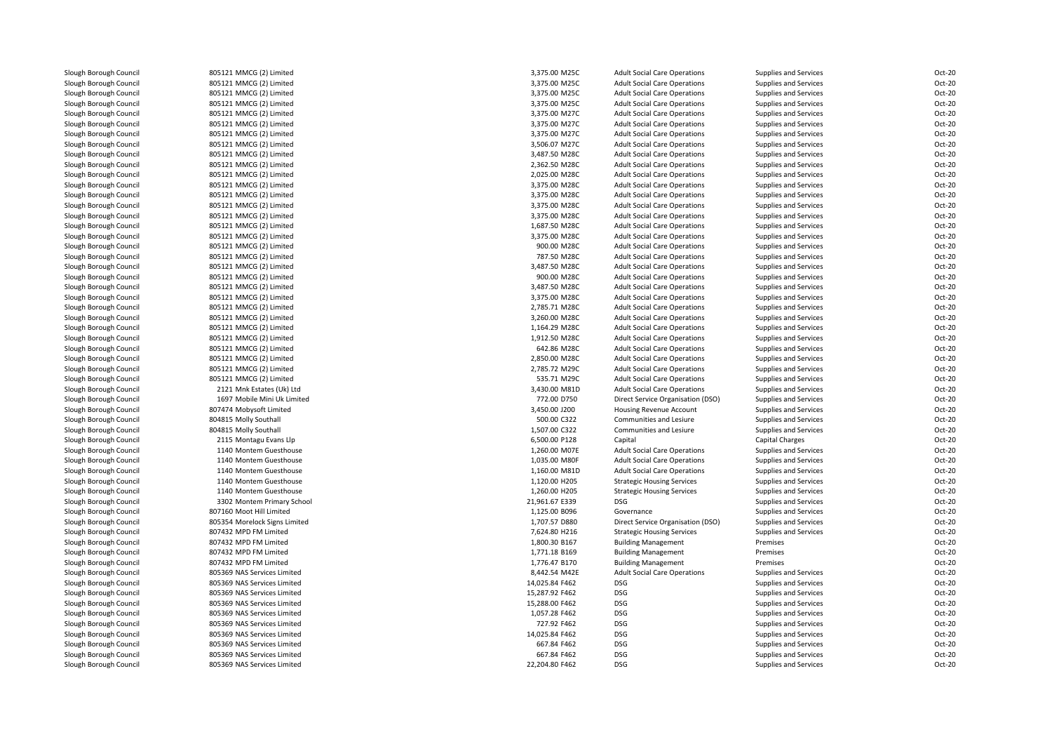| | | | | | | |
|---|---|---|---|---|---|---|
| Slough Borough Council | 805121 MMCG (2) Limited | 3,375.00 M25C | Adult Social Care Operations | Supplies and Services | Oct-20 |
| Slough Borough Council | 805121 MMCG (2) Limited | 3,375.00 M25C | Adult Social Care Operations | Supplies and Services | Oct-20 |
| Slough Borough Council | 805121 MMCG (2) Limited | 3,375.00 M25C | Adult Social Care Operations | Supplies and Services | Oct-20 |
| Slough Borough Council | 805121 MMCG (2) Limited | 3,375.00 M25C | Adult Social Care Operations | Supplies and Services | Oct-20 |
| Slough Borough Council | 805121 MMCG (2) Limited | 3,375.00 M27C | Adult Social Care Operations | Supplies and Services | Oct-20 |
| Slough Borough Council | 805121 MMCG (2) Limited | 3,375.00 M27C | Adult Social Care Operations | Supplies and Services | Oct-20 |
| Slough Borough Council | 805121 MMCG (2) Limited | 3,375.00 M27C | Adult Social Care Operations | Supplies and Services | Oct-20 |
| Slough Borough Council | 805121 MMCG (2) Limited | 3,506.07 M27C | Adult Social Care Operations | Supplies and Services | Oct-20 |
| Slough Borough Council | 805121 MMCG (2) Limited | 3,487.50 M28C | Adult Social Care Operations | Supplies and Services | Oct-20 |
| Slough Borough Council | 805121 MMCG (2) Limited | 2,362.50 M28C | Adult Social Care Operations | Supplies and Services | Oct-20 |
| Slough Borough Council | 805121 MMCG (2) Limited | 2,025.00 M28C | Adult Social Care Operations | Supplies and Services | Oct-20 |
| Slough Borough Council | 805121 MMCG (2) Limited | 3,375.00 M28C | Adult Social Care Operations | Supplies and Services | Oct-20 |
| Slough Borough Council | 805121 MMCG (2) Limited | 3,375.00 M28C | Adult Social Care Operations | Supplies and Services | Oct-20 |
| Slough Borough Council | 805121 MMCG (2) Limited | 3,375.00 M28C | Adult Social Care Operations | Supplies and Services | Oct-20 |
| Slough Borough Council | 805121 MMCG (2) Limited | 3,375.00 M28C | Adult Social Care Operations | Supplies and Services | Oct-20 |
| Slough Borough Council | 805121 MMCG (2) Limited | 1,687.50 M28C | Adult Social Care Operations | Supplies and Services | Oct-20 |
| Slough Borough Council | 805121 MMCG (2) Limited | 3,375.00 M28C | Adult Social Care Operations | Supplies and Services | Oct-20 |
| Slough Borough Council | 805121 MMCG (2) Limited | 900.00 M28C | Adult Social Care Operations | Supplies and Services | Oct-20 |
| Slough Borough Council | 805121 MMCG (2) Limited | 787.50 M28C | Adult Social Care Operations | Supplies and Services | Oct-20 |
| Slough Borough Council | 805121 MMCG (2) Limited | 3,487.50 M28C | Adult Social Care Operations | Supplies and Services | Oct-20 |
| Slough Borough Council | 805121 MMCG (2) Limited | 900.00 M28C | Adult Social Care Operations | Supplies and Services | Oct-20 |
| Slough Borough Council | 805121 MMCG (2) Limited | 3,487.50 M28C | Adult Social Care Operations | Supplies and Services | Oct-20 |
| Slough Borough Council | 805121 MMCG (2) Limited | 3,375.00 M28C | Adult Social Care Operations | Supplies and Services | Oct-20 |
| Slough Borough Council | 805121 MMCG (2) Limited | 2,785.71 M28C | Adult Social Care Operations | Supplies and Services | Oct-20 |
| Slough Borough Council | 805121 MMCG (2) Limited | 3,260.00 M28C | Adult Social Care Operations | Supplies and Services | Oct-20 |
| Slough Borough Council | 805121 MMCG (2) Limited | 1,164.29 M28C | Adult Social Care Operations | Supplies and Services | Oct-20 |
| Slough Borough Council | 805121 MMCG (2) Limited | 1,912.50 M28C | Adult Social Care Operations | Supplies and Services | Oct-20 |
| Slough Borough Council | 805121 MMCG (2) Limited | 642.86 M28C | Adult Social Care Operations | Supplies and Services | Oct-20 |
| Slough Borough Council | 805121 MMCG (2) Limited | 2,850.00 M28C | Adult Social Care Operations | Supplies and Services | Oct-20 |
| Slough Borough Council | 805121 MMCG (2) Limited | 2,785.72 M29C | Adult Social Care Operations | Supplies and Services | Oct-20 |
| Slough Borough Council | 805121 MMCG (2) Limited | 535.71 M29C | Adult Social Care Operations | Supplies and Services | Oct-20 |
| Slough Borough Council | 2121 Mnk Estates (Uk) Ltd | 3,430.00 M81D | Adult Social Care Operations | Supplies and Services | Oct-20 |
| Slough Borough Council | 1697 Mobile Mini Uk Limited | 772.00 D750 | Direct Service Organisation (DSO) | Supplies and Services | Oct-20 |
| Slough Borough Council | 807474 Mobysoft Limited | 3,450.00 J200 | Housing Revenue Account | Supplies and Services | Oct-20 |
| Slough Borough Council | 804815 Molly Southall | 500.00 C322 | Communities and Lesiure | Supplies and Services | Oct-20 |
| Slough Borough Council | 804815 Molly Southall | 1,507.00 C322 | Communities and Lesiure | Supplies and Services | Oct-20 |
| Slough Borough Council | 2115 Montagu Evans Llp | 6,500.00 P128 | Capital | Capital Charges | Oct-20 |
| Slough Borough Council | 1140 Montem Guesthouse | 1,260.00 M07E | Adult Social Care Operations | Supplies and Services | Oct-20 |
| Slough Borough Council | 1140 Montem Guesthouse | 1,035.00 M80F | Adult Social Care Operations | Supplies and Services | Oct-20 |
| Slough Borough Council | 1140 Montem Guesthouse | 1,160.00 M81D | Adult Social Care Operations | Supplies and Services | Oct-20 |
| Slough Borough Council | 1140 Montem Guesthouse | 1,120.00 H205 | Strategic Housing Services | Supplies and Services | Oct-20 |
| Slough Borough Council | 1140 Montem Guesthouse | 1,260.00 H205 | Strategic Housing Services | Supplies and Services | Oct-20 |
| Slough Borough Council | 3302 Montem Primary School | 21,961.67 E339 | DSG | Supplies and Services | Oct-20 |
| Slough Borough Council | 807160 Moot Hill Limited | 1,125.00 B096 | Governance | Supplies and Services | Oct-20 |
| Slough Borough Council | 805354 Morelock Signs Limited | 1,707.57 D880 | Direct Service Organisation (DSO) | Supplies and Services | Oct-20 |
| Slough Borough Council | 807432 MPD FM Limited | 7,624.80 H216 | Strategic Housing Services | Supplies and Services | Oct-20 |
| Slough Borough Council | 807432 MPD FM Limited | 1,800.30 B167 | Building Management | Premises | Oct-20 |
| Slough Borough Council | 807432 MPD FM Limited | 1,771.18 B169 | Building Management | Premises | Oct-20 |
| Slough Borough Council | 807432 MPD FM Limited | 1,776.47 B170 | Building Management | Premises | Oct-20 |
| Slough Borough Council | 805369 NAS Services Limited | 8,442.54 M42E | Adult Social Care Operations | Supplies and Services | Oct-20 |
| Slough Borough Council | 805369 NAS Services Limited | 14,025.84 F462 | DSG | Supplies and Services | Oct-20 |
| Slough Borough Council | 805369 NAS Services Limited | 15,287.92 F462 | DSG | Supplies and Services | Oct-20 |
| Slough Borough Council | 805369 NAS Services Limited | 15,288.00 F462 | DSG | Supplies and Services | Oct-20 |
| Slough Borough Council | 805369 NAS Services Limited | 1,057.28 F462 | DSG | Supplies and Services | Oct-20 |
| Slough Borough Council | 805369 NAS Services Limited | 727.92 F462 | DSG | Supplies and Services | Oct-20 |
| Slough Borough Council | 805369 NAS Services Limited | 14,025.84 F462 | DSG | Supplies and Services | Oct-20 |
| Slough Borough Council | 805369 NAS Services Limited | 667.84 F462 | DSG | Supplies and Services | Oct-20 |
| Slough Borough Council | 805369 NAS Services Limited | 667.84 F462 | DSG | Supplies and Services | Oct-20 |
| Slough Borough Council | 805369 NAS Services Limited | 22,204.80 F462 | DSG | Supplies and Services | Oct-20 |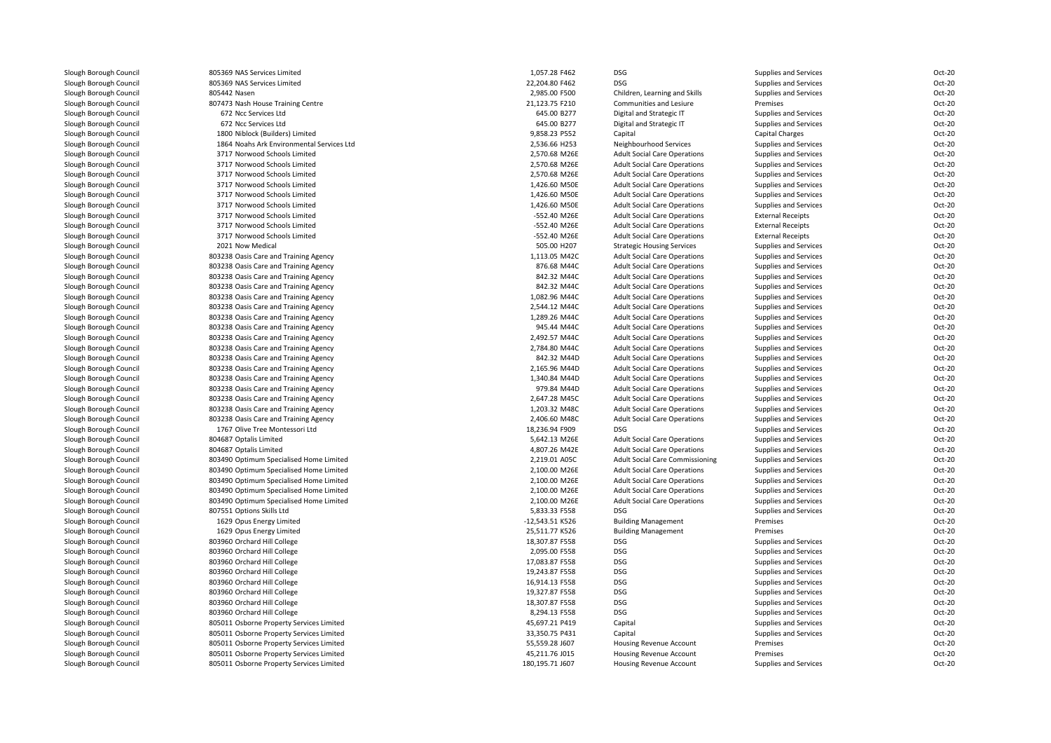| | | | | | | |
|---|---|---|---|---|---|---|
| Slough Borough Council | 805369 NAS Services Limited | 1,057.28 | F462 | DSG | Supplies and Services | Oct-20 |
| Slough Borough Council | 805369 NAS Services Limited | 22,204.80 | F462 | DSG | Supplies and Services | Oct-20 |
| Slough Borough Council | 805442 Nasen | 2,985.00 | F500 | Children, Learning and Skills | Supplies and Services | Oct-20 |
| Slough Borough Council | 807473 Nash House Training Centre | 21,123.75 | F210 | Communities and Lesiure | Premises | Oct-20 |
| Slough Borough Council | 672 Ncc Services Ltd | 645.00 | B277 | Digital and Strategic IT | Supplies and Services | Oct-20 |
| Slough Borough Council | 672 Ncc Services Ltd | 645.00 | B277 | Digital and Strategic IT | Supplies and Services | Oct-20 |
| Slough Borough Council | 1800 Niblock (Builders) Limited | 9,858.23 | P552 | Capital | Capital Charges | Oct-20 |
| Slough Borough Council | 1864 Noahs Ark Environmental Services Ltd | 2,536.66 | H253 | Neighbourhood Services | Supplies and Services | Oct-20 |
| Slough Borough Council | 3717 Norwood Schools Limited | 2,570.68 | M26E | Adult Social Care Operations | Supplies and Services | Oct-20 |
| Slough Borough Council | 3717 Norwood Schools Limited | 2,570.68 | M26E | Adult Social Care Operations | Supplies and Services | Oct-20 |
| Slough Borough Council | 3717 Norwood Schools Limited | 2,570.68 | M26E | Adult Social Care Operations | Supplies and Services | Oct-20 |
| Slough Borough Council | 3717 Norwood Schools Limited | 1,426.60 | M50E | Adult Social Care Operations | Supplies and Services | Oct-20 |
| Slough Borough Council | 3717 Norwood Schools Limited | 1,426.60 | M50E | Adult Social Care Operations | Supplies and Services | Oct-20 |
| Slough Borough Council | 3717 Norwood Schools Limited | 1,426.60 | M50E | Adult Social Care Operations | Supplies and Services | Oct-20 |
| Slough Borough Council | 3717 Norwood Schools Limited | -552.40 | M26E | Adult Social Care Operations | External Receipts | Oct-20 |
| Slough Borough Council | 3717 Norwood Schools Limited | -552.40 | M26E | Adult Social Care Operations | External Receipts | Oct-20 |
| Slough Borough Council | 3717 Norwood Schools Limited | -552.40 | M26E | Adult Social Care Operations | External Receipts | Oct-20 |
| Slough Borough Council | 2021 Now Medical | 505.00 | H207 | Strategic Housing Services | Supplies and Services | Oct-20 |
| Slough Borough Council | 803238 Oasis Care and Training Agency | 1,113.05 | M42C | Adult Social Care Operations | Supplies and Services | Oct-20 |
| Slough Borough Council | 803238 Oasis Care and Training Agency | 876.68 | M44C | Adult Social Care Operations | Supplies and Services | Oct-20 |
| Slough Borough Council | 803238 Oasis Care and Training Agency | 842.32 | M44C | Adult Social Care Operations | Supplies and Services | Oct-20 |
| Slough Borough Council | 803238 Oasis Care and Training Agency | 842.32 | M44C | Adult Social Care Operations | Supplies and Services | Oct-20 |
| Slough Borough Council | 803238 Oasis Care and Training Agency | 1,082.96 | M44C | Adult Social Care Operations | Supplies and Services | Oct-20 |
| Slough Borough Council | 803238 Oasis Care and Training Agency | 2,544.12 | M44C | Adult Social Care Operations | Supplies and Services | Oct-20 |
| Slough Borough Council | 803238 Oasis Care and Training Agency | 1,289.26 | M44C | Adult Social Care Operations | Supplies and Services | Oct-20 |
| Slough Borough Council | 803238 Oasis Care and Training Agency | 945.44 | M44C | Adult Social Care Operations | Supplies and Services | Oct-20 |
| Slough Borough Council | 803238 Oasis Care and Training Agency | 2,492.57 | M44C | Adult Social Care Operations | Supplies and Services | Oct-20 |
| Slough Borough Council | 803238 Oasis Care and Training Agency | 2,784.80 | M44C | Adult Social Care Operations | Supplies and Services | Oct-20 |
| Slough Borough Council | 803238 Oasis Care and Training Agency | 842.32 | M44D | Adult Social Care Operations | Supplies and Services | Oct-20 |
| Slough Borough Council | 803238 Oasis Care and Training Agency | 2,165.96 | M44D | Adult Social Care Operations | Supplies and Services | Oct-20 |
| Slough Borough Council | 803238 Oasis Care and Training Agency | 1,340.84 | M44D | Adult Social Care Operations | Supplies and Services | Oct-20 |
| Slough Borough Council | 803238 Oasis Care and Training Agency | 979.84 | M44D | Adult Social Care Operations | Supplies and Services | Oct-20 |
| Slough Borough Council | 803238 Oasis Care and Training Agency | 2,647.28 | M45C | Adult Social Care Operations | Supplies and Services | Oct-20 |
| Slough Borough Council | 803238 Oasis Care and Training Agency | 1,203.32 | M48C | Adult Social Care Operations | Supplies and Services | Oct-20 |
| Slough Borough Council | 803238 Oasis Care and Training Agency | 2,406.60 | M48C | Adult Social Care Operations | Supplies and Services | Oct-20 |
| Slough Borough Council | 1767 Olive Tree Montessori Ltd | 18,236.94 | F909 | DSG | Supplies and Services | Oct-20 |
| Slough Borough Council | 804687 Optalis Limited | 5,642.13 | M26E | Adult Social Care Operations | Supplies and Services | Oct-20 |
| Slough Borough Council | 804687 Optalis Limited | 4,807.26 | M42E | Adult Social Care Operations | Supplies and Services | Oct-20 |
| Slough Borough Council | 803490 Optimum Specialised Home Limited | 2,219.01 | A05C | Adult Social Care Commissioning | Supplies and Services | Oct-20 |
| Slough Borough Council | 803490 Optimum Specialised Home Limited | 2,100.00 | M26E | Adult Social Care Operations | Supplies and Services | Oct-20 |
| Slough Borough Council | 803490 Optimum Specialised Home Limited | 2,100.00 | M26E | Adult Social Care Operations | Supplies and Services | Oct-20 |
| Slough Borough Council | 803490 Optimum Specialised Home Limited | 2,100.00 | M26E | Adult Social Care Operations | Supplies and Services | Oct-20 |
| Slough Borough Council | 803490 Optimum Specialised Home Limited | 2,100.00 | M26E | Adult Social Care Operations | Supplies and Services | Oct-20 |
| Slough Borough Council | 807551 Options Skills Ltd | 5,833.33 | F558 | DSG | Supplies and Services | Oct-20 |
| Slough Borough Council | 1629 Opus Energy Limited | -12,543.51 | K526 | Building Management | Premises | Oct-20 |
| Slough Borough Council | 1629 Opus Energy Limited | 25,511.77 | K526 | Building Management | Premises | Oct-20 |
| Slough Borough Council | 803960 Orchard Hill College | 18,307.87 | F558 | DSG | Supplies and Services | Oct-20 |
| Slough Borough Council | 803960 Orchard Hill College | 2,095.00 | F558 | DSG | Supplies and Services | Oct-20 |
| Slough Borough Council | 803960 Orchard Hill College | 17,083.87 | F558 | DSG | Supplies and Services | Oct-20 |
| Slough Borough Council | 803960 Orchard Hill College | 19,243.87 | F558 | DSG | Supplies and Services | Oct-20 |
| Slough Borough Council | 803960 Orchard Hill College | 16,914.13 | F558 | DSG | Supplies and Services | Oct-20 |
| Slough Borough Council | 803960 Orchard Hill College | 19,327.87 | F558 | DSG | Supplies and Services | Oct-20 |
| Slough Borough Council | 803960 Orchard Hill College | 18,307.87 | F558 | DSG | Supplies and Services | Oct-20 |
| Slough Borough Council | 803960 Orchard Hill College | 8,294.13 | F558 | DSG | Supplies and Services | Oct-20 |
| Slough Borough Council | 805011 Osborne Property Services Limited | 45,697.21 | P419 | Capital | Supplies and Services | Oct-20 |
| Slough Borough Council | 805011 Osborne Property Services Limited | 33,350.75 | P431 | Capital | Supplies and Services | Oct-20 |
| Slough Borough Council | 805011 Osborne Property Services Limited | 55,559.28 | J607 | Housing Revenue Account | Premises | Oct-20 |
| Slough Borough Council | 805011 Osborne Property Services Limited | 45,211.76 | J015 | Housing Revenue Account | Premises | Oct-20 |
| Slough Borough Council | 805011 Osborne Property Services Limited | 180,195.71 | J607 | Housing Revenue Account | Supplies and Services | Oct-20 |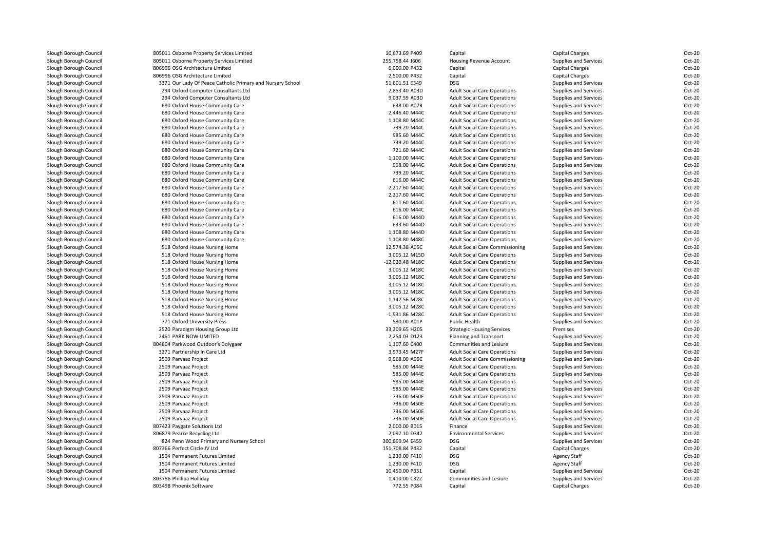| | | | | | | |
|---|---|---|---|---|---|---|
| Slough Borough Council | 805011 Osborne Property Services Limited | 10,673.69 P409 | Capital | Capital Charges | Oct-20 |
| Slough Borough Council | 805011 Osborne Property Services Limited | 255,758.44 J606 | Housing Revenue Account | Supplies and Services | Oct-20 |
| Slough Borough Council | 806996 OSG Architecture Limited | 6,000.00 P432 | Capital | Capital Charges | Oct-20 |
| Slough Borough Council | 806996 OSG Architecture Limited | 2,500.00 P432 | Capital | Capital Charges | Oct-20 |
| Slough Borough Council | 3371 Our Lady Of Peace Catholic Primary and Nursery School | 51,601.51 E349 | DSG | Supplies and Services | Oct-20 |
| Slough Borough Council | 294 Oxford Computer Consultants Ltd | 2,853.40 A03D | Adult Social Care Operations | Supplies and Services | Oct-20 |
| Slough Borough Council | 294 Oxford Computer Consultants Ltd | 9,037.59 A03D | Adult Social Care Operations | Supplies and Services | Oct-20 |
| Slough Borough Council | 680 Oxford House Community Care | 638.00 A07R | Adult Social Care Operations | Supplies and Services | Oct-20 |
| Slough Borough Council | 680 Oxford House Community Care | 2,446.40 M44C | Adult Social Care Operations | Supplies and Services | Oct-20 |
| Slough Borough Council | 680 Oxford House Community Care | 1,108.80 M44C | Adult Social Care Operations | Supplies and Services | Oct-20 |
| Slough Borough Council | 680 Oxford House Community Care | 739.20 M44C | Adult Social Care Operations | Supplies and Services | Oct-20 |
| Slough Borough Council | 680 Oxford House Community Care | 985.60 M44C | Adult Social Care Operations | Supplies and Services | Oct-20 |
| Slough Borough Council | 680 Oxford House Community Care | 739.20 M44C | Adult Social Care Operations | Supplies and Services | Oct-20 |
| Slough Borough Council | 680 Oxford House Community Care | 721.60 M44C | Adult Social Care Operations | Supplies and Services | Oct-20 |
| Slough Borough Council | 680 Oxford House Community Care | 1,100.00 M44C | Adult Social Care Operations | Supplies and Services | Oct-20 |
| Slough Borough Council | 680 Oxford House Community Care | 968.00 M44C | Adult Social Care Operations | Supplies and Services | Oct-20 |
| Slough Borough Council | 680 Oxford House Community Care | 739.20 M44C | Adult Social Care Operations | Supplies and Services | Oct-20 |
| Slough Borough Council | 680 Oxford House Community Care | 616.00 M44C | Adult Social Care Operations | Supplies and Services | Oct-20 |
| Slough Borough Council | 680 Oxford House Community Care | 2,217.60 M44C | Adult Social Care Operations | Supplies and Services | Oct-20 |
| Slough Borough Council | 680 Oxford House Community Care | 2,217.60 M44C | Adult Social Care Operations | Supplies and Services | Oct-20 |
| Slough Borough Council | 680 Oxford House Community Care | 611.60 M44C | Adult Social Care Operations | Supplies and Services | Oct-20 |
| Slough Borough Council | 680 Oxford House Community Care | 616.00 M44C | Adult Social Care Operations | Supplies and Services | Oct-20 |
| Slough Borough Council | 680 Oxford House Community Care | 616.00 M44D | Adult Social Care Operations | Supplies and Services | Oct-20 |
| Slough Borough Council | 680 Oxford House Community Care | 633.60 M44D | Adult Social Care Operations | Supplies and Services | Oct-20 |
| Slough Borough Council | 680 Oxford House Community Care | 1,108.80 M44D | Adult Social Care Operations | Supplies and Services | Oct-20 |
| Slough Borough Council | 680 Oxford House Community Care | 1,108.80 M48C | Adult Social Care Operations | Supplies and Services | Oct-20 |
| Slough Borough Council | 518 Oxford House Nursing Home | 12,574.38 A05C | Adult Social Care Commissioning | Supplies and Services | Oct-20 |
| Slough Borough Council | 518 Oxford House Nursing Home | 3,005.12 M15D | Adult Social Care Operations | Supplies and Services | Oct-20 |
| Slough Borough Council | 518 Oxford House Nursing Home | -12,020.48 M18C | Adult Social Care Operations | Supplies and Services | Oct-20 |
| Slough Borough Council | 518 Oxford House Nursing Home | 3,005.12 M18C | Adult Social Care Operations | Supplies and Services | Oct-20 |
| Slough Borough Council | 518 Oxford House Nursing Home | 3,005.12 M18C | Adult Social Care Operations | Supplies and Services | Oct-20 |
| Slough Borough Council | 518 Oxford House Nursing Home | 3,005.12 M18C | Adult Social Care Operations | Supplies and Services | Oct-20 |
| Slough Borough Council | 518 Oxford House Nursing Home | 3,005.12 M18C | Adult Social Care Operations | Supplies and Services | Oct-20 |
| Slough Borough Council | 518 Oxford House Nursing Home | 1,142.56 M28C | Adult Social Care Operations | Supplies and Services | Oct-20 |
| Slough Borough Council | 518 Oxford House Nursing Home | 3,005.12 M28C | Adult Social Care Operations | Supplies and Services | Oct-20 |
| Slough Borough Council | 518 Oxford House Nursing Home | -1,931.86 M28C | Adult Social Care Operations | Supplies and Services | Oct-20 |
| Slough Borough Council | 771 Oxford University Press | 580.00 A01P | Public Health | Supplies and Services | Oct-20 |
| Slough Borough Council | 2520 Paradigm Housing Group Ltd | 33,209.65 H205 | Strategic Housing Services | Premises | Oct-20 |
| Slough Borough Council | 2461 PARK NOW LIMITED | 2,254.03 D123 | Planning and Transport | Supplies and Services | Oct-20 |
| Slough Borough Council | 804804 Parkwood Outdoor's Dolygaer | 1,107.60 C400 | Communities and Lesiure | Supplies and Services | Oct-20 |
| Slough Borough Council | 3271 Partnership In Care Ltd | 3,973.45 M27F | Adult Social Care Operations | Supplies and Services | Oct-20 |
| Slough Borough Council | 2509 Parvaaz Project | 9,968.00 A05C | Adult Social Care Commissioning | Supplies and Services | Oct-20 |
| Slough Borough Council | 2509 Parvaaz Project | 585.00 M44E | Adult Social Care Operations | Supplies and Services | Oct-20 |
| Slough Borough Council | 2509 Parvaaz Project | 585.00 M44E | Adult Social Care Operations | Supplies and Services | Oct-20 |
| Slough Borough Council | 2509 Parvaaz Project | 585.00 M44E | Adult Social Care Operations | Supplies and Services | Oct-20 |
| Slough Borough Council | 2509 Parvaaz Project | 585.00 M44E | Adult Social Care Operations | Supplies and Services | Oct-20 |
| Slough Borough Council | 2509 Parvaaz Project | 736.00 M50E | Adult Social Care Operations | Supplies and Services | Oct-20 |
| Slough Borough Council | 2509 Parvaaz Project | 736.00 M50E | Adult Social Care Operations | Supplies and Services | Oct-20 |
| Slough Borough Council | 2509 Parvaaz Project | 736.00 M50E | Adult Social Care Operations | Supplies and Services | Oct-20 |
| Slough Borough Council | 2509 Parvaaz Project | 736.00 M50E | Adult Social Care Operations | Supplies and Services | Oct-20 |
| Slough Borough Council | 807423 Paygate Solutions Ltd | 2,000.00 B015 | Finance | Supplies and Services | Oct-20 |
| Slough Borough Council | 806879 Pearce Recycling Ltd | 2,097.10 D342 | Environmental Services | Supplies and Services | Oct-20 |
| Slough Borough Council | 824 Penn Wood Primary and Nursery School | 300,899.94 E459 | DSG | Supplies and Services | Oct-20 |
| Slough Borough Council | 807366 Perfect Circle JV Ltd | 151,708.84 P432 | Capital | Capital Charges | Oct-20 |
| Slough Borough Council | 1504 Permanent Futures Limited | 1,230.00 F410 | DSG | Agency Staff | Oct-20 |
| Slough Borough Council | 1504 Permanent Futures Limited | 1,230.00 F410 | DSG | Agency Staff | Oct-20 |
| Slough Borough Council | 1504 Permanent Futures Limited | 10,450.00 P331 | Capital | Supplies and Services | Oct-20 |
| Slough Borough Council | 803786 Phillipa Holliday | 1,410.00 C322 | Communities and Lesiure | Supplies and Services | Oct-20 |
| Slough Borough Council | 803498 Phoenix Software | 772.55 P084 | Capital | Capital Charges | Oct-20 |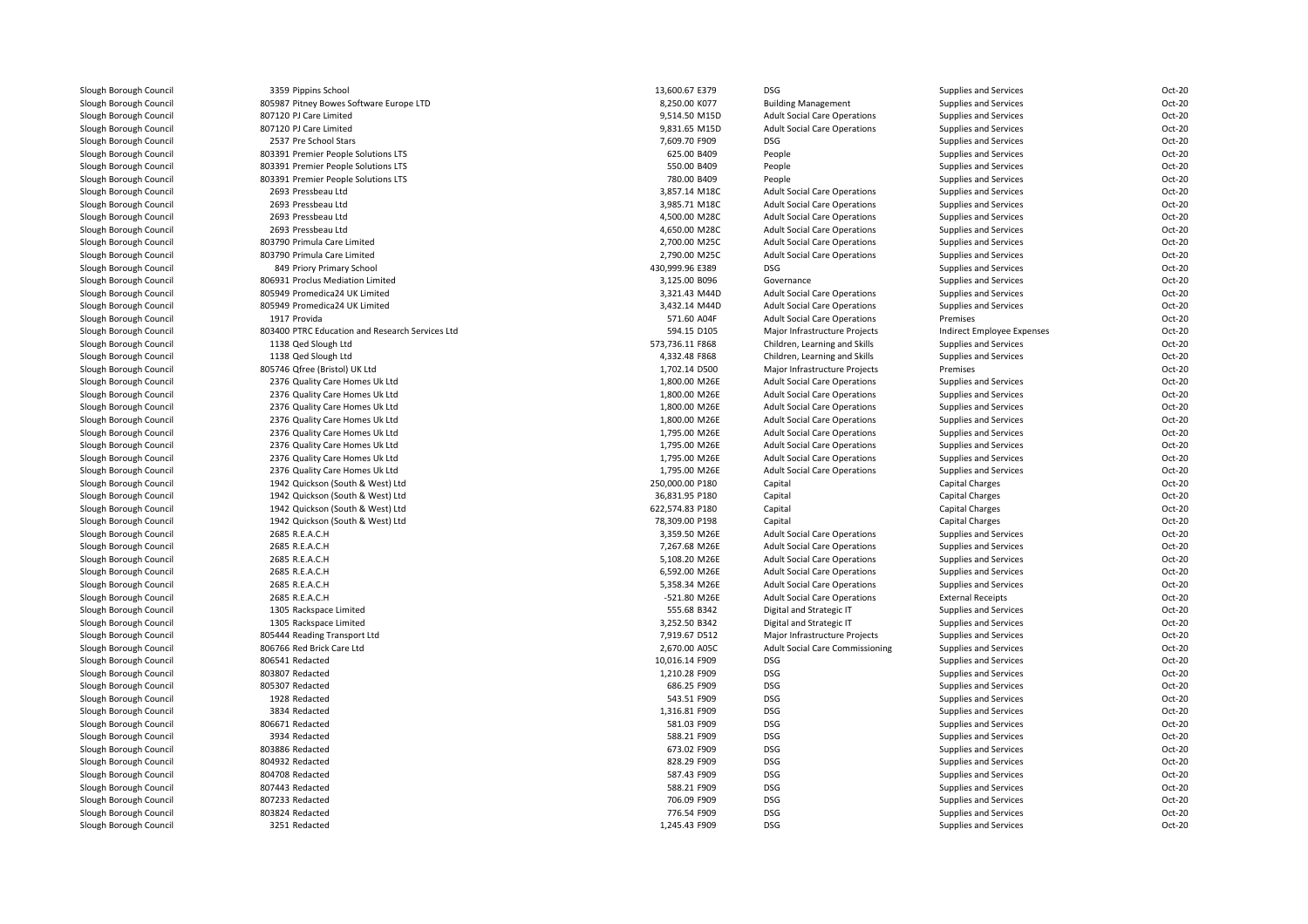| | | | | | | | |
|---|---|---|---|---|---|---|---|
| Slough Borough Council | 3359 Pippins School | 13,600.67 | E379 | DSG | Supplies and Services | Oct-20 |
| Slough Borough Council | 805987 Pitney Bowes Software Europe LTD | 8,250.00 | K077 | Building Management | Supplies and Services | Oct-20 |
| Slough Borough Council | 807120 PJ Care Limited | 9,514.50 | M15D | Adult Social Care Operations | Supplies and Services | Oct-20 |
| Slough Borough Council | 807120 PJ Care Limited | 9,831.65 | M15D | Adult Social Care Operations | Supplies and Services | Oct-20 |
| Slough Borough Council | 2537 Pre School Stars | 7,609.70 | F909 | DSG | Supplies and Services | Oct-20 |
| Slough Borough Council | 803391 Premier People Solutions LTS | 625.00 | B409 | People | Supplies and Services | Oct-20 |
| Slough Borough Council | 803391 Premier People Solutions LTS | 550.00 | B409 | People | Supplies and Services | Oct-20 |
| Slough Borough Council | 803391 Premier People Solutions LTS | 780.00 | B409 | People | Supplies and Services | Oct-20 |
| Slough Borough Council | 2693 Pressbeau Ltd | 3,857.14 | M18C | Adult Social Care Operations | Supplies and Services | Oct-20 |
| Slough Borough Council | 2693 Pressbeau Ltd | 3,985.71 | M18C | Adult Social Care Operations | Supplies and Services | Oct-20 |
| Slough Borough Council | 2693 Pressbeau Ltd | 4,500.00 | M28C | Adult Social Care Operations | Supplies and Services | Oct-20 |
| Slough Borough Council | 2693 Pressbeau Ltd | 4,650.00 | M28C | Adult Social Care Operations | Supplies and Services | Oct-20 |
| Slough Borough Council | 803790 Primula Care Limited | 2,700.00 | M25C | Adult Social Care Operations | Supplies and Services | Oct-20 |
| Slough Borough Council | 803790 Primula Care Limited | 2,790.00 | M25C | Adult Social Care Operations | Supplies and Services | Oct-20 |
| Slough Borough Council | 849 Priory Primary School | 430,999.96 | E389 | DSG | Supplies and Services | Oct-20 |
| Slough Borough Council | 806931 Proclus Mediation Limited | 3,125.00 | B096 | Governance | Supplies and Services | Oct-20 |
| Slough Borough Council | 805949 Promedica24 UK Limited | 3,321.43 | M44D | Adult Social Care Operations | Supplies and Services | Oct-20 |
| Slough Borough Council | 805949 Promedica24 UK Limited | 3,432.14 | M44D | Adult Social Care Operations | Supplies and Services | Oct-20 |
| Slough Borough Council | 1917 Provida | 571.60 | A04F | Adult Social Care Operations | Premises | Oct-20 |
| Slough Borough Council | 803400 PTRC Education and Research Services Ltd | 594.15 | D105 | Major Infrastructure Projects | Indirect Employee Expenses | Oct-20 |
| Slough Borough Council | 1138 Qed Slough Ltd | 573,736.11 | F868 | Children, Learning and Skills | Supplies and Services | Oct-20 |
| Slough Borough Council | 1138 Qed Slough Ltd | 4,332.48 | F868 | Children, Learning and Skills | Supplies and Services | Oct-20 |
| Slough Borough Council | 805746 Qfree (Bristol) UK Ltd | 1,702.14 | D500 | Major Infrastructure Projects | Premises | Oct-20 |
| Slough Borough Council | 2376 Quality Care Homes Uk Ltd | 1,800.00 | M26E | Adult Social Care Operations | Supplies and Services | Oct-20 |
| Slough Borough Council | 2376 Quality Care Homes Uk Ltd | 1,800.00 | M26E | Adult Social Care Operations | Supplies and Services | Oct-20 |
| Slough Borough Council | 2376 Quality Care Homes Uk Ltd | 1,800.00 | M26E | Adult Social Care Operations | Supplies and Services | Oct-20 |
| Slough Borough Council | 2376 Quality Care Homes Uk Ltd | 1,800.00 | M26E | Adult Social Care Operations | Supplies and Services | Oct-20 |
| Slough Borough Council | 2376 Quality Care Homes Uk Ltd | 1,795.00 | M26E | Adult Social Care Operations | Supplies and Services | Oct-20 |
| Slough Borough Council | 2376 Quality Care Homes Uk Ltd | 1,795.00 | M26E | Adult Social Care Operations | Supplies and Services | Oct-20 |
| Slough Borough Council | 2376 Quality Care Homes Uk Ltd | 1,795.00 | M26E | Adult Social Care Operations | Supplies and Services | Oct-20 |
| Slough Borough Council | 2376 Quality Care Homes Uk Ltd | 1,795.00 | M26E | Adult Social Care Operations | Supplies and Services | Oct-20 |
| Slough Borough Council | 1942 Quickson (South & West) Ltd | 250,000.00 | P180 | Capital | Capital Charges | Oct-20 |
| Slough Borough Council | 1942 Quickson (South & West) Ltd | 36,831.95 | P180 | Capital | Capital Charges | Oct-20 |
| Slough Borough Council | 1942 Quickson (South & West) Ltd | 622,574.83 | P180 | Capital | Capital Charges | Oct-20 |
| Slough Borough Council | 1942 Quickson (South & West) Ltd | 78,309.00 | P198 | Capital | Capital Charges | Oct-20 |
| Slough Borough Council | 2685 R.E.A.C.H | 3,359.50 | M26E | Adult Social Care Operations | Supplies and Services | Oct-20 |
| Slough Borough Council | 2685 R.E.A.C.H | 7,267.68 | M26E | Adult Social Care Operations | Supplies and Services | Oct-20 |
| Slough Borough Council | 2685 R.E.A.C.H | 5,108.20 | M26E | Adult Social Care Operations | Supplies and Services | Oct-20 |
| Slough Borough Council | 2685 R.E.A.C.H | 6,592.00 | M26E | Adult Social Care Operations | Supplies and Services | Oct-20 |
| Slough Borough Council | 2685 R.E.A.C.H | 5,358.34 | M26E | Adult Social Care Operations | Supplies and Services | Oct-20 |
| Slough Borough Council | 2685 R.E.A.C.H | -521.80 | M26E | Adult Social Care Operations | External Receipts | Oct-20 |
| Slough Borough Council | 1305 Rackspace Limited | 555.68 | B342 | Digital and Strategic IT | Supplies and Services | Oct-20 |
| Slough Borough Council | 1305 Rackspace Limited | 3,252.50 | B342 | Digital and Strategic IT | Supplies and Services | Oct-20 |
| Slough Borough Council | 805444 Reading Transport Ltd | 7,919.67 | D512 | Major Infrastructure Projects | Supplies and Services | Oct-20 |
| Slough Borough Council | 806766 Red Brick Care Ltd | 2,670.00 | A05C | Adult Social Care Commissioning | Supplies and Services | Oct-20 |
| Slough Borough Council | 806541 Redacted | 10,016.14 | F909 | DSG | Supplies and Services | Oct-20 |
| Slough Borough Council | 803807 Redacted | 1,210.28 | F909 | DSG | Supplies and Services | Oct-20 |
| Slough Borough Council | 805307 Redacted | 686.25 | F909 | DSG | Supplies and Services | Oct-20 |
| Slough Borough Council | 1928 Redacted | 543.51 | F909 | DSG | Supplies and Services | Oct-20 |
| Slough Borough Council | 3834 Redacted | 1,316.81 | F909 | DSG | Supplies and Services | Oct-20 |
| Slough Borough Council | 806671 Redacted | 581.03 | F909 | DSG | Supplies and Services | Oct-20 |
| Slough Borough Council | 3934 Redacted | 588.21 | F909 | DSG | Supplies and Services | Oct-20 |
| Slough Borough Council | 803886 Redacted | 673.02 | F909 | DSG | Supplies and Services | Oct-20 |
| Slough Borough Council | 804932 Redacted | 828.29 | F909 | DSG | Supplies and Services | Oct-20 |
| Slough Borough Council | 804708 Redacted | 587.43 | F909 | DSG | Supplies and Services | Oct-20 |
| Slough Borough Council | 807443 Redacted | 588.21 | F909 | DSG | Supplies and Services | Oct-20 |
| Slough Borough Council | 807233 Redacted | 706.09 | F909 | DSG | Supplies and Services | Oct-20 |
| Slough Borough Council | 803824 Redacted | 776.54 | F909 | DSG | Supplies and Services | Oct-20 |
| Slough Borough Council | 3251 Redacted | 1,245.43 | F909 | DSG | Supplies and Services | Oct-20 |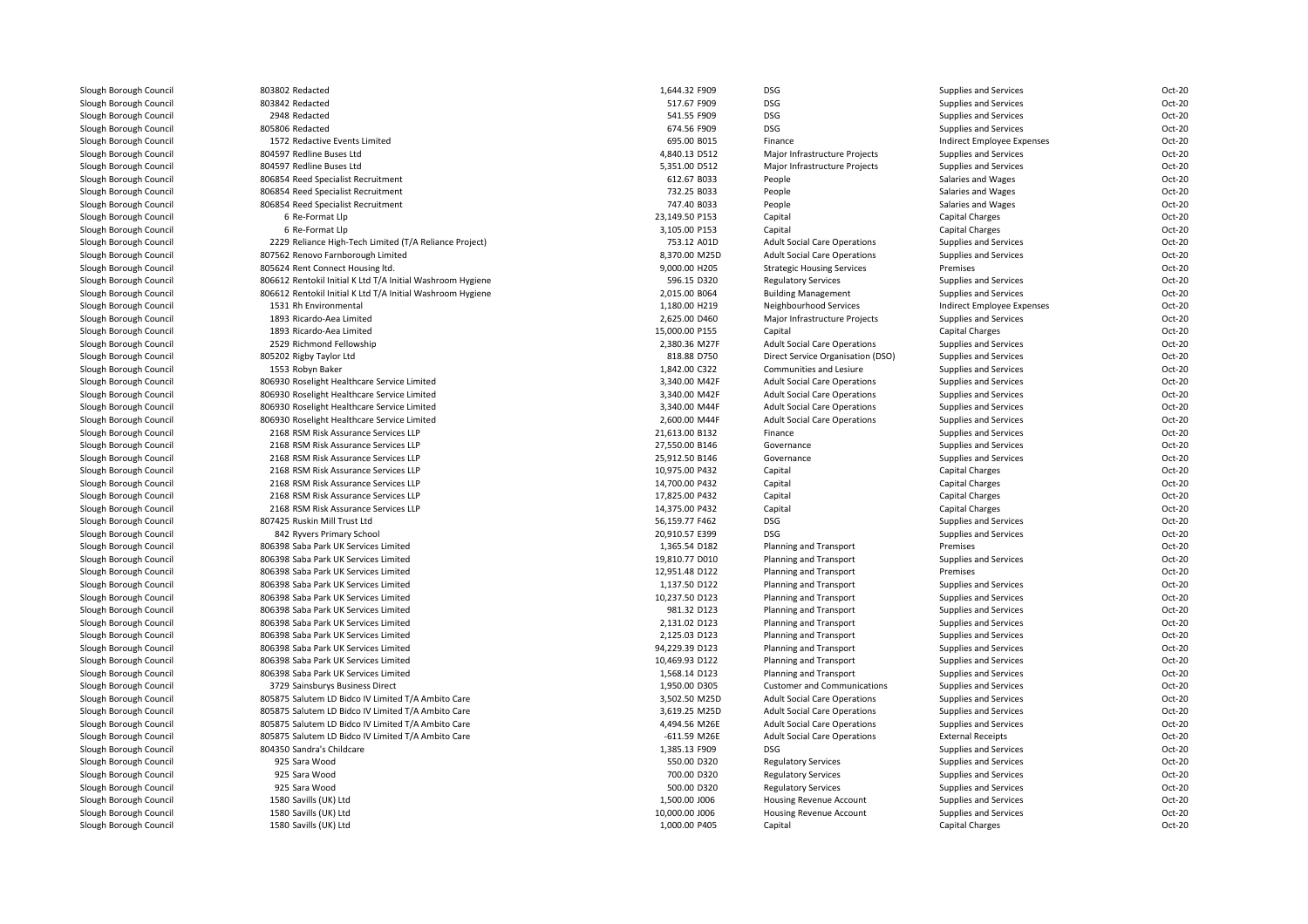| | | | | | | |
|---|---|---|---|---|---|---|
| Slough Borough Council | 803802 Redacted | 1,644.32 F909 | DSG | Supplies and Services | Oct-20 |
| Slough Borough Council | 803842 Redacted | 517.67 F909 | DSG | Supplies and Services | Oct-20 |
| Slough Borough Council | 2948 Redacted | 541.55 F909 | DSG | Supplies and Services | Oct-20 |
| Slough Borough Council | 805806 Redacted | 674.56 F909 | DSG | Supplies and Services | Oct-20 |
| Slough Borough Council | 1572 Redactive Events Limited | 695.00 B015 | Finance | Indirect Employee Expenses | Oct-20 |
| Slough Borough Council | 804597 Redline Buses Ltd | 4,840.13 D512 | Major Infrastructure Projects | Supplies and Services | Oct-20 |
| Slough Borough Council | 804597 Redline Buses Ltd | 5,351.00 D512 | Major Infrastructure Projects | Supplies and Services | Oct-20 |
| Slough Borough Council | 806854 Reed Specialist Recruitment | 612.67 B033 | People | Salaries and Wages | Oct-20 |
| Slough Borough Council | 806854 Reed Specialist Recruitment | 732.25 B033 | People | Salaries and Wages | Oct-20 |
| Slough Borough Council | 806854 Reed Specialist Recruitment | 747.40 B033 | People | Salaries and Wages | Oct-20 |
| Slough Borough Council | 6 Re-Format Llp | 23,149.50 P153 | Capital | Capital Charges | Oct-20 |
| Slough Borough Council | 6 Re-Format Llp | 3,105.00 P153 | Capital | Capital Charges | Oct-20 |
| Slough Borough Council | 2229 Reliance High-Tech Limited (T/A Reliance Project) | 753.12 A01D | Adult Social Care Operations | Supplies and Services | Oct-20 |
| Slough Borough Council | 807562 Renovo Farnborough Limited | 8,370.00 M25D | Adult Social Care Operations | Supplies and Services | Oct-20 |
| Slough Borough Council | 805624 Rent Connect Housing ltd. | 9,000.00 H205 | Strategic Housing Services | Premises | Oct-20 |
| Slough Borough Council | 806612 Rentokil Initial K Ltd T/A Initial Washroom Hygiene | 596.15 D320 | Regulatory Services | Supplies and Services | Oct-20 |
| Slough Borough Council | 806612 Rentokil Initial K Ltd T/A Initial Washroom Hygiene | 2,015.00 B064 | Building Management | Supplies and Services | Oct-20 |
| Slough Borough Council | 1531 Rh Environmental | 1,180.00 H219 | Neighbourhood Services | Indirect Employee Expenses | Oct-20 |
| Slough Borough Council | 1893 Ricardo-Aea Limited | 2,625.00 D460 | Major Infrastructure Projects | Supplies and Services | Oct-20 |
| Slough Borough Council | 1893 Ricardo-Aea Limited | 15,000.00 P155 | Capital | Capital Charges | Oct-20 |
| Slough Borough Council | 2529 Richmond Fellowship | 2,380.36 M27F | Adult Social Care Operations | Supplies and Services | Oct-20 |
| Slough Borough Council | 805202 Rigby Taylor Ltd | 818.88 D750 | Direct Service Organisation (DSO) | Supplies and Services | Oct-20 |
| Slough Borough Council | 1553 Robyn Baker | 1,842.00 C322 | Communities and Lesiure | Supplies and Services | Oct-20 |
| Slough Borough Council | 806930 Roselight Healthcare Service Limited | 3,340.00 M42F | Adult Social Care Operations | Supplies and Services | Oct-20 |
| Slough Borough Council | 806930 Roselight Healthcare Service Limited | 3,340.00 M42F | Adult Social Care Operations | Supplies and Services | Oct-20 |
| Slough Borough Council | 806930 Roselight Healthcare Service Limited | 3,340.00 M44F | Adult Social Care Operations | Supplies and Services | Oct-20 |
| Slough Borough Council | 806930 Roselight Healthcare Service Limited | 2,600.00 M44F | Adult Social Care Operations | Supplies and Services | Oct-20 |
| Slough Borough Council | 2168 RSM Risk Assurance Services LLP | 21,613.00 B132 | Finance | Supplies and Services | Oct-20 |
| Slough Borough Council | 2168 RSM Risk Assurance Services LLP | 27,550.00 B146 | Governance | Supplies and Services | Oct-20 |
| Slough Borough Council | 2168 RSM Risk Assurance Services LLP | 25,912.50 B146 | Governance | Supplies and Services | Oct-20 |
| Slough Borough Council | 2168 RSM Risk Assurance Services LLP | 10,975.00 P432 | Capital | Capital Charges | Oct-20 |
| Slough Borough Council | 2168 RSM Risk Assurance Services LLP | 14,700.00 P432 | Capital | Capital Charges | Oct-20 |
| Slough Borough Council | 2168 RSM Risk Assurance Services LLP | 17,825.00 P432 | Capital | Capital Charges | Oct-20 |
| Slough Borough Council | 2168 RSM Risk Assurance Services LLP | 14,375.00 P432 | Capital | Capital Charges | Oct-20 |
| Slough Borough Council | 807425 Ruskin Mill Trust Ltd | 56,159.77 F462 | DSG | Supplies and Services | Oct-20 |
| Slough Borough Council | 842 Ryvers Primary School | 20,910.57 E399 | DSG | Supplies and Services | Oct-20 |
| Slough Borough Council | 806398 Saba Park UK Services Limited | 1,365.54 D182 | Planning and Transport | Premises | Oct-20 |
| Slough Borough Council | 806398 Saba Park UK Services Limited | 19,810.77 D010 | Planning and Transport | Supplies and Services | Oct-20 |
| Slough Borough Council | 806398 Saba Park UK Services Limited | 12,951.48 D122 | Planning and Transport | Premises | Oct-20 |
| Slough Borough Council | 806398 Saba Park UK Services Limited | 1,137.50 D122 | Planning and Transport | Supplies and Services | Oct-20 |
| Slough Borough Council | 806398 Saba Park UK Services Limited | 10,237.50 D123 | Planning and Transport | Supplies and Services | Oct-20 |
| Slough Borough Council | 806398 Saba Park UK Services Limited | 981.32 D123 | Planning and Transport | Supplies and Services | Oct-20 |
| Slough Borough Council | 806398 Saba Park UK Services Limited | 2,131.02 D123 | Planning and Transport | Supplies and Services | Oct-20 |
| Slough Borough Council | 806398 Saba Park UK Services Limited | 2,125.03 D123 | Planning and Transport | Supplies and Services | Oct-20 |
| Slough Borough Council | 806398 Saba Park UK Services Limited | 94,229.39 D123 | Planning and Transport | Supplies and Services | Oct-20 |
| Slough Borough Council | 806398 Saba Park UK Services Limited | 10,469.93 D122 | Planning and Transport | Supplies and Services | Oct-20 |
| Slough Borough Council | 806398 Saba Park UK Services Limited | 1,568.14 D123 | Planning and Transport | Supplies and Services | Oct-20 |
| Slough Borough Council | 3729 Sainsburys Business Direct | 1,950.00 D305 | Customer and Communications | Supplies and Services | Oct-20 |
| Slough Borough Council | 805875 Salutem LD Bidco IV Limited T/A Ambito Care | 3,502.50 M25D | Adult Social Care Operations | Supplies and Services | Oct-20 |
| Slough Borough Council | 805875 Salutem LD Bidco IV Limited T/A Ambito Care | 3,619.25 M25D | Adult Social Care Operations | Supplies and Services | Oct-20 |
| Slough Borough Council | 805875 Salutem LD Bidco IV Limited T/A Ambito Care | 4,494.56 M26E | Adult Social Care Operations | Supplies and Services | Oct-20 |
| Slough Borough Council | 805875 Salutem LD Bidco IV Limited T/A Ambito Care | -611.59 M26E | Adult Social Care Operations | External Receipts | Oct-20 |
| Slough Borough Council | 804350 Sandra's Childcare | 1,385.13 F909 | DSG | Supplies and Services | Oct-20 |
| Slough Borough Council | 925 Sara Wood | 550.00 D320 | Regulatory Services | Supplies and Services | Oct-20 |
| Slough Borough Council | 925 Sara Wood | 700.00 D320 | Regulatory Services | Supplies and Services | Oct-20 |
| Slough Borough Council | 925 Sara Wood | 500.00 D320 | Regulatory Services | Supplies and Services | Oct-20 |
| Slough Borough Council | 1580 Savills (UK) Ltd | 1,500.00 J006 | Housing Revenue Account | Supplies and Services | Oct-20 |
| Slough Borough Council | 1580 Savills (UK) Ltd | 10,000.00 J006 | Housing Revenue Account | Supplies and Services | Oct-20 |
| Slough Borough Council | 1580 Savills (UK) Ltd | 1,000.00 P405 | Capital | Capital Charges | Oct-20 |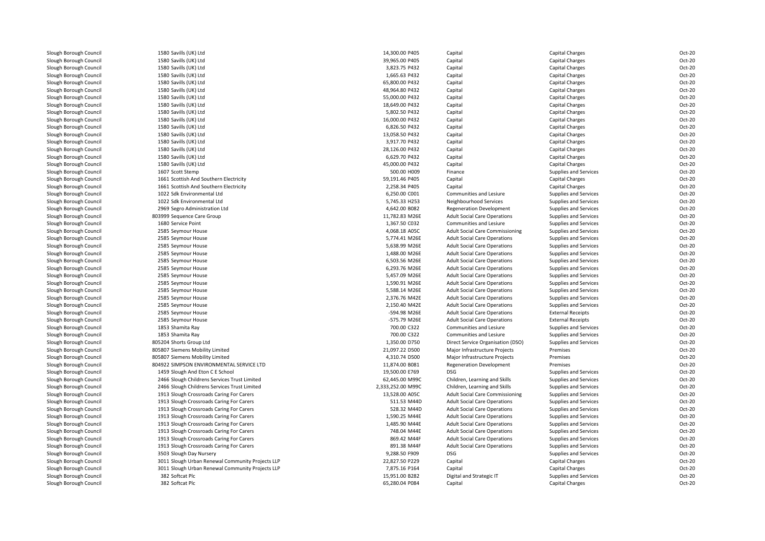| | | | | | | |
|---|---|---|---|---|---|---|
| Slough Borough Council | 1580 Savills (UK) Ltd | 14,300.00 P405 | Capital | Capital Charges | Oct-20 |
| Slough Borough Council | 1580 Savills (UK) Ltd | 39,965.00 P405 | Capital | Capital Charges | Oct-20 |
| Slough Borough Council | 1580 Savills (UK) Ltd | 3,823.75 P432 | Capital | Capital Charges | Oct-20 |
| Slough Borough Council | 1580 Savills (UK) Ltd | 1,665.63 P432 | Capital | Capital Charges | Oct-20 |
| Slough Borough Council | 1580 Savills (UK) Ltd | 65,800.00 P432 | Capital | Capital Charges | Oct-20 |
| Slough Borough Council | 1580 Savills (UK) Ltd | 48,964.80 P432 | Capital | Capital Charges | Oct-20 |
| Slough Borough Council | 1580 Savills (UK) Ltd | 55,000.00 P432 | Capital | Capital Charges | Oct-20 |
| Slough Borough Council | 1580 Savills (UK) Ltd | 18,649.00 P432 | Capital | Capital Charges | Oct-20 |
| Slough Borough Council | 1580 Savills (UK) Ltd | 5,802.50 P432 | Capital | Capital Charges | Oct-20 |
| Slough Borough Council | 1580 Savills (UK) Ltd | 16,000.00 P432 | Capital | Capital Charges | Oct-20 |
| Slough Borough Council | 1580 Savills (UK) Ltd | 6,826.50 P432 | Capital | Capital Charges | Oct-20 |
| Slough Borough Council | 1580 Savills (UK) Ltd | 13,058.50 P432 | Capital | Capital Charges | Oct-20 |
| Slough Borough Council | 1580 Savills (UK) Ltd | 3,917.70 P432 | Capital | Capital Charges | Oct-20 |
| Slough Borough Council | 1580 Savills (UK) Ltd | 28,126.00 P432 | Capital | Capital Charges | Oct-20 |
| Slough Borough Council | 1580 Savills (UK) Ltd | 6,629.70 P432 | Capital | Capital Charges | Oct-20 |
| Slough Borough Council | 1580 Savills (UK) Ltd | 45,000.00 P432 | Capital | Capital Charges | Oct-20 |
| Slough Borough Council | 1607 Scott Stemp | 500.00 H009 | Finance | Supplies and Services | Oct-20 |
| Slough Borough Council | 1661 Scottish And Southern Electricity | 59,191.46 P405 | Capital | Capital Charges | Oct-20 |
| Slough Borough Council | 1661 Scottish And Southern Electricity | 2,258.34 P405 | Capital | Capital Charges | Oct-20 |
| Slough Borough Council | 1022 Sdk Environmental Ltd | 6,250.00 C001 | Communities and Lesiure | Supplies and Services | Oct-20 |
| Slough Borough Council | 1022 Sdk Environmental Ltd | 5,745.33 H253 | Neighbourhood Services | Supplies and Services | Oct-20 |
| Slough Borough Council | 2969 Segro Administration Ltd | 4,642.00 B082 | Regeneration Development | Supplies and Services | Oct-20 |
| Slough Borough Council | 803999 Sequence Care Group | 11,782.83 M26E | Adult Social Care Operations | Supplies and Services | Oct-20 |
| Slough Borough Council | 1680 Service Point | 1,367.50 C032 | Communities and Lesiure | Supplies and Services | Oct-20 |
| Slough Borough Council | 2585 Seymour House | 4,068.18 A05C | Adult Social Care Commissioning | Supplies and Services | Oct-20 |
| Slough Borough Council | 2585 Seymour House | 5,774.41 M26E | Adult Social Care Operations | Supplies and Services | Oct-20 |
| Slough Borough Council | 2585 Seymour House | 5,638.99 M26E | Adult Social Care Operations | Supplies and Services | Oct-20 |
| Slough Borough Council | 2585 Seymour House | 1,488.00 M26E | Adult Social Care Operations | Supplies and Services | Oct-20 |
| Slough Borough Council | 2585 Seymour House | 6,503.56 M26E | Adult Social Care Operations | Supplies and Services | Oct-20 |
| Slough Borough Council | 2585 Seymour House | 6,293.76 M26E | Adult Social Care Operations | Supplies and Services | Oct-20 |
| Slough Borough Council | 2585 Seymour House | 5,457.09 M26E | Adult Social Care Operations | Supplies and Services | Oct-20 |
| Slough Borough Council | 2585 Seymour House | 1,590.91 M26E | Adult Social Care Operations | Supplies and Services | Oct-20 |
| Slough Borough Council | 2585 Seymour House | 5,588.14 M26E | Adult Social Care Operations | Supplies and Services | Oct-20 |
| Slough Borough Council | 2585 Seymour House | 2,376.76 M42E | Adult Social Care Operations | Supplies and Services | Oct-20 |
| Slough Borough Council | 2585 Seymour House | 2,150.40 M42E | Adult Social Care Operations | Supplies and Services | Oct-20 |
| Slough Borough Council | 2585 Seymour House | -594.98 M26E | Adult Social Care Operations | External Receipts | Oct-20 |
| Slough Borough Council | 2585 Seymour House | -575.79 M26E | Adult Social Care Operations | External Receipts | Oct-20 |
| Slough Borough Council | 1853 Shamita Ray | 700.00 C322 | Communities and Lesiure | Supplies and Services | Oct-20 |
| Slough Borough Council | 1853 Shamita Ray | 700.00 C322 | Communities and Lesiure | Supplies and Services | Oct-20 |
| Slough Borough Council | 805204 Shorts Group Ltd | 1,350.00 D750 | Direct Service Organisation (DSO) | Supplies and Services | Oct-20 |
| Slough Borough Council | 805807 Siemens Mobility Limited | 21,097.22 D500 | Major Infrastructure Projects | Premises | Oct-20 |
| Slough Borough Council | 805807 Siemens Mobility Limited | 4,310.74 D500 | Major Infrastructure Projects | Premises | Oct-20 |
| Slough Borough Council | 804922 SIMPSON ENVIRONMENTAL SERVICE LTD | 11,874.00 B081 | Regeneration Development | Premises | Oct-20 |
| Slough Borough Council | 1459 Slough And Eton C E School | 19,500.00 E769 | DSG | Supplies and Services | Oct-20 |
| Slough Borough Council | 2466 Slough Childrens Services Trust Limited | 62,445.00 M99C | Children, Learning and Skills | Supplies and Services | Oct-20 |
| Slough Borough Council | 2466 Slough Childrens Services Trust Limited | 2,333,252.00 M99C | Children, Learning and Skills | Supplies and Services | Oct-20 |
| Slough Borough Council | 1913 Slough Crossroads Caring For Carers | 13,528.00 A05C | Adult Social Care Commissioning | Supplies and Services | Oct-20 |
| Slough Borough Council | 1913 Slough Crossroads Caring For Carers | 511.53 M44D | Adult Social Care Operations | Supplies and Services | Oct-20 |
| Slough Borough Council | 1913 Slough Crossroads Caring For Carers | 528.32 M44D | Adult Social Care Operations | Supplies and Services | Oct-20 |
| Slough Borough Council | 1913 Slough Crossroads Caring For Carers | 1,590.25 M44E | Adult Social Care Operations | Supplies and Services | Oct-20 |
| Slough Borough Council | 1913 Slough Crossroads Caring For Carers | 1,485.90 M44E | Adult Social Care Operations | Supplies and Services | Oct-20 |
| Slough Borough Council | 1913 Slough Crossroads Caring For Carers | 748.04 M44E | Adult Social Care Operations | Supplies and Services | Oct-20 |
| Slough Borough Council | 1913 Slough Crossroads Caring For Carers | 869.42 M44F | Adult Social Care Operations | Supplies and Services | Oct-20 |
| Slough Borough Council | 1913 Slough Crossroads Caring For Carers | 891.38 M44F | Adult Social Care Operations | Supplies and Services | Oct-20 |
| Slough Borough Council | 3503 Slough Day Nursery | 9,288.50 F909 | DSG | Supplies and Services | Oct-20 |
| Slough Borough Council | 3011 Slough Urban Renewal Community Projects LLP | 22,827.50 P229 | Capital | Capital Charges | Oct-20 |
| Slough Borough Council | 3011 Slough Urban Renewal Community Projects LLP | 7,875.16 P164 | Capital | Capital Charges | Oct-20 |
| Slough Borough Council | 382 Softcat Plc | 15,951.00 B282 | Digital and Strategic IT | Supplies and Services | Oct-20 |
| Slough Borough Council | 382 Softcat Plc | 65,280.04 P084 | Capital | Capital Charges | Oct-20 |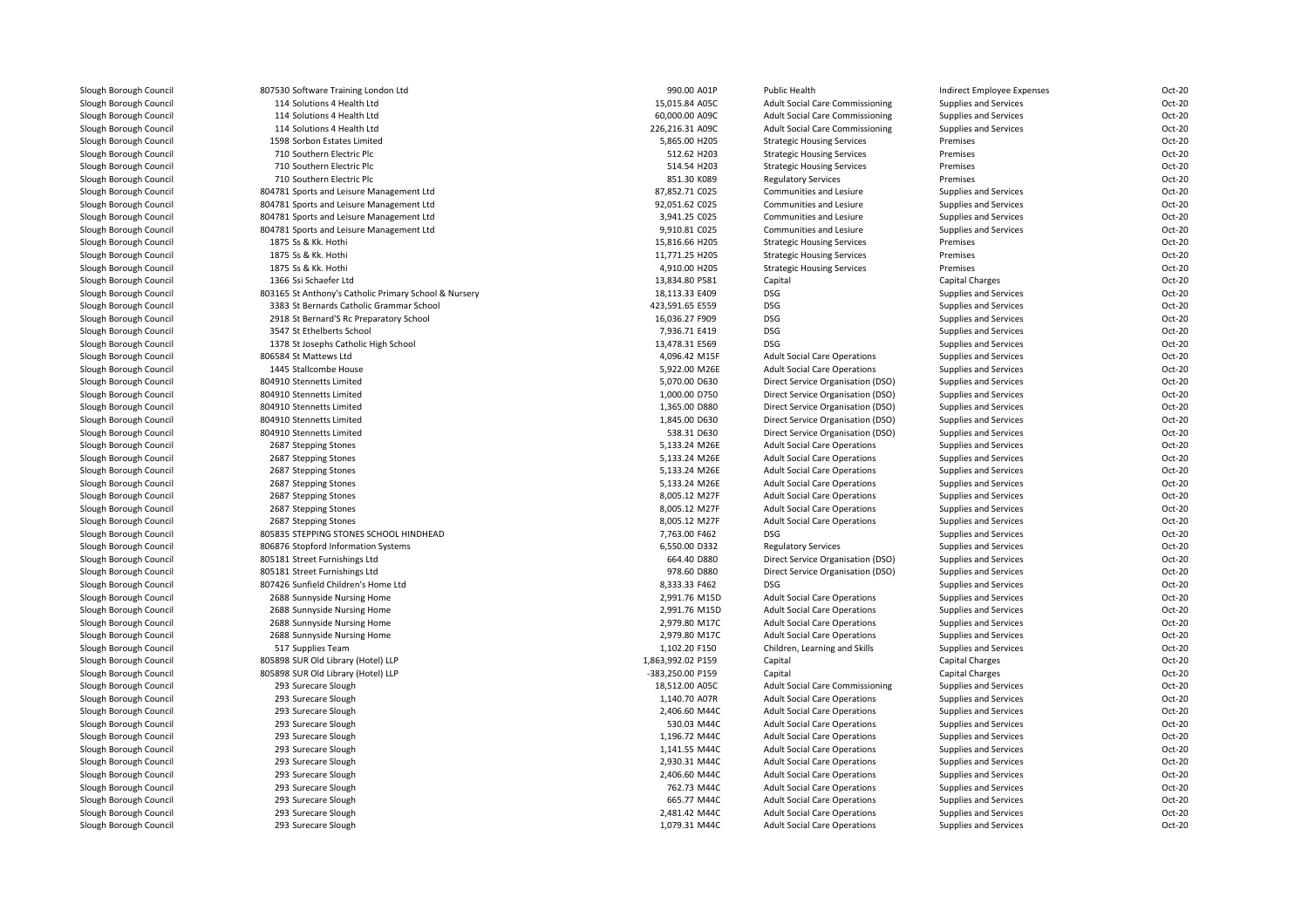| | | | | | | |
|---|---|---|---|---|---|---|
| Slough Borough Council | 807530 Software Training London Ltd | 990.00 A01P | Public Health | Indirect Employee Expenses | Oct-20 |
| Slough Borough Council | 114 Solutions 4 Health Ltd | 15,015.84 A05C | Adult Social Care Commissioning | Supplies and Services | Oct-20 |
| Slough Borough Council | 114 Solutions 4 Health Ltd | 60,000.00 A09C | Adult Social Care Commissioning | Supplies and Services | Oct-20 |
| Slough Borough Council | 114 Solutions 4 Health Ltd | 226,216.31 A09C | Adult Social Care Commissioning | Supplies and Services | Oct-20 |
| Slough Borough Council | 1598 Sorbon Estates Limited | 5,865.00 H205 | Strategic Housing Services | Premises | Oct-20 |
| Slough Borough Council | 710 Southern Electric Plc | 512.62 H203 | Strategic Housing Services | Premises | Oct-20 |
| Slough Borough Council | 710 Southern Electric Plc | 514.54 H203 | Strategic Housing Services | Premises | Oct-20 |
| Slough Borough Council | 710 Southern Electric Plc | 851.30 K089 | Regulatory Services | Premises | Oct-20 |
| Slough Borough Council | 804781 Sports and Leisure Management Ltd | 87,852.71 C025 | Communities and Lesiure | Supplies and Services | Oct-20 |
| Slough Borough Council | 804781 Sports and Leisure Management Ltd | 92,051.62 C025 | Communities and Lesiure | Supplies and Services | Oct-20 |
| Slough Borough Council | 804781 Sports and Leisure Management Ltd | 3,941.25 C025 | Communities and Lesiure | Supplies and Services | Oct-20 |
| Slough Borough Council | 804781 Sports and Leisure Management Ltd | 9,910.81 C025 | Communities and Lesiure | Supplies and Services | Oct-20 |
| Slough Borough Council | 1875 Ss & Kk. Hothi | 15,816.66 H205 | Strategic Housing Services | Premises | Oct-20 |
| Slough Borough Council | 1875 Ss & Kk. Hothi | 11,771.25 H205 | Strategic Housing Services | Premises | Oct-20 |
| Slough Borough Council | 1875 Ss & Kk. Hothi | 4,910.00 H205 | Strategic Housing Services | Premises | Oct-20 |
| Slough Borough Council | 1366 Ssi Schaefer Ltd | 13,834.80 P581 | Capital | Capital Charges | Oct-20 |
| Slough Borough Council | 803165 St Anthony's Catholic Primary School & Nursery | 18,113.33 E409 | DSG | Supplies and Services | Oct-20 |
| Slough Borough Council | 3383 St Bernards Catholic Grammar School | 423,591.65 E559 | DSG | Supplies and Services | Oct-20 |
| Slough Borough Council | 2918 St Bernard'S Rc Preparatory School | 16,036.27 F909 | DSG | Supplies and Services | Oct-20 |
| Slough Borough Council | 3547 St Ethelberts School | 7,936.71 E419 | DSG | Supplies and Services | Oct-20 |
| Slough Borough Council | 1378 St Josephs Catholic High School | 13,478.31 E569 | DSG | Supplies and Services | Oct-20 |
| Slough Borough Council | 806584 St Mattews Ltd | 4,096.42 M15F | Adult Social Care Operations | Supplies and Services | Oct-20 |
| Slough Borough Council | 1445 Stallcombe House | 5,922.00 M26E | Adult Social Care Operations | Supplies and Services | Oct-20 |
| Slough Borough Council | 804910 Stennetts Limited | 5,070.00 D630 | Direct Service Organisation (DSO) | Supplies and Services | Oct-20 |
| Slough Borough Council | 804910 Stennetts Limited | 1,000.00 D750 | Direct Service Organisation (DSO) | Supplies and Services | Oct-20 |
| Slough Borough Council | 804910 Stennetts Limited | 1,365.00 D880 | Direct Service Organisation (DSO) | Supplies and Services | Oct-20 |
| Slough Borough Council | 804910 Stennetts Limited | 1,845.00 D630 | Direct Service Organisation (DSO) | Supplies and Services | Oct-20 |
| Slough Borough Council | 804910 Stennetts Limited | 538.31 D630 | Direct Service Organisation (DSO) | Supplies and Services | Oct-20 |
| Slough Borough Council | 2687 Stepping Stones | 5,133.24 M26E | Adult Social Care Operations | Supplies and Services | Oct-20 |
| Slough Borough Council | 2687 Stepping Stones | 5,133.24 M26E | Adult Social Care Operations | Supplies and Services | Oct-20 |
| Slough Borough Council | 2687 Stepping Stones | 5,133.24 M26E | Adult Social Care Operations | Supplies and Services | Oct-20 |
| Slough Borough Council | 2687 Stepping Stones | 5,133.24 M26E | Adult Social Care Operations | Supplies and Services | Oct-20 |
| Slough Borough Council | 2687 Stepping Stones | 8,005.12 M27F | Adult Social Care Operations | Supplies and Services | Oct-20 |
| Slough Borough Council | 2687 Stepping Stones | 8,005.12 M27F | Adult Social Care Operations | Supplies and Services | Oct-20 |
| Slough Borough Council | 2687 Stepping Stones | 8,005.12 M27F | Adult Social Care Operations | Supplies and Services | Oct-20 |
| Slough Borough Council | 805835 STEPPING STONES SCHOOL HINDHEAD | 7,763.00 F462 | DSG | Supplies and Services | Oct-20 |
| Slough Borough Council | 806876 Stopford Information Systems | 6,550.00 D332 | Regulatory Services | Supplies and Services | Oct-20 |
| Slough Borough Council | 805181 Street Furnishings Ltd | 664.40 D880 | Direct Service Organisation (DSO) | Supplies and Services | Oct-20 |
| Slough Borough Council | 805181 Street Furnishings Ltd | 978.60 D880 | Direct Service Organisation (DSO) | Supplies and Services | Oct-20 |
| Slough Borough Council | 807426 Sunfield Children's Home Ltd | 8,333.33 F462 | DSG | Supplies and Services | Oct-20 |
| Slough Borough Council | 2688 Sunnyside Nursing Home | 2,991.76 M15D | Adult Social Care Operations | Supplies and Services | Oct-20 |
| Slough Borough Council | 2688 Sunnyside Nursing Home | 2,991.76 M15D | Adult Social Care Operations | Supplies and Services | Oct-20 |
| Slough Borough Council | 2688 Sunnyside Nursing Home | 2,979.80 M17C | Adult Social Care Operations | Supplies and Services | Oct-20 |
| Slough Borough Council | 2688 Sunnyside Nursing Home | 2,979.80 M17C | Adult Social Care Operations | Supplies and Services | Oct-20 |
| Slough Borough Council | 517 Supplies Team | 1,102.20 F150 | Children, Learning and Skills | Supplies and Services | Oct-20 |
| Slough Borough Council | 805898 SUR Old Library (Hotel) LLP | 1,863,992.02 P159 | Capital | Capital Charges | Oct-20 |
| Slough Borough Council | 805898 SUR Old Library (Hotel) LLP | -383,250.00 P159 | Capital | Capital Charges | Oct-20 |
| Slough Borough Council | 293 Surecare Slough | 18,512.00 A05C | Adult Social Care Commissioning | Supplies and Services | Oct-20 |
| Slough Borough Council | 293 Surecare Slough | 1,140.70 A07R | Adult Social Care Operations | Supplies and Services | Oct-20 |
| Slough Borough Council | 293 Surecare Slough | 2,406.60 M44C | Adult Social Care Operations | Supplies and Services | Oct-20 |
| Slough Borough Council | 293 Surecare Slough | 530.03 M44C | Adult Social Care Operations | Supplies and Services | Oct-20 |
| Slough Borough Council | 293 Surecare Slough | 1,196.72 M44C | Adult Social Care Operations | Supplies and Services | Oct-20 |
| Slough Borough Council | 293 Surecare Slough | 1,141.55 M44C | Adult Social Care Operations | Supplies and Services | Oct-20 |
| Slough Borough Council | 293 Surecare Slough | 2,930.31 M44C | Adult Social Care Operations | Supplies and Services | Oct-20 |
| Slough Borough Council | 293 Surecare Slough | 2,406.60 M44C | Adult Social Care Operations | Supplies and Services | Oct-20 |
| Slough Borough Council | 293 Surecare Slough | 762.73 M44C | Adult Social Care Operations | Supplies and Services | Oct-20 |
| Slough Borough Council | 293 Surecare Slough | 665.77 M44C | Adult Social Care Operations | Supplies and Services | Oct-20 |
| Slough Borough Council | 293 Surecare Slough | 2,481.42 M44C | Adult Social Care Operations | Supplies and Services | Oct-20 |
| Slough Borough Council | 293 Surecare Slough | 1,079.31 M44C | Adult Social Care Operations | Supplies and Services | Oct-20 |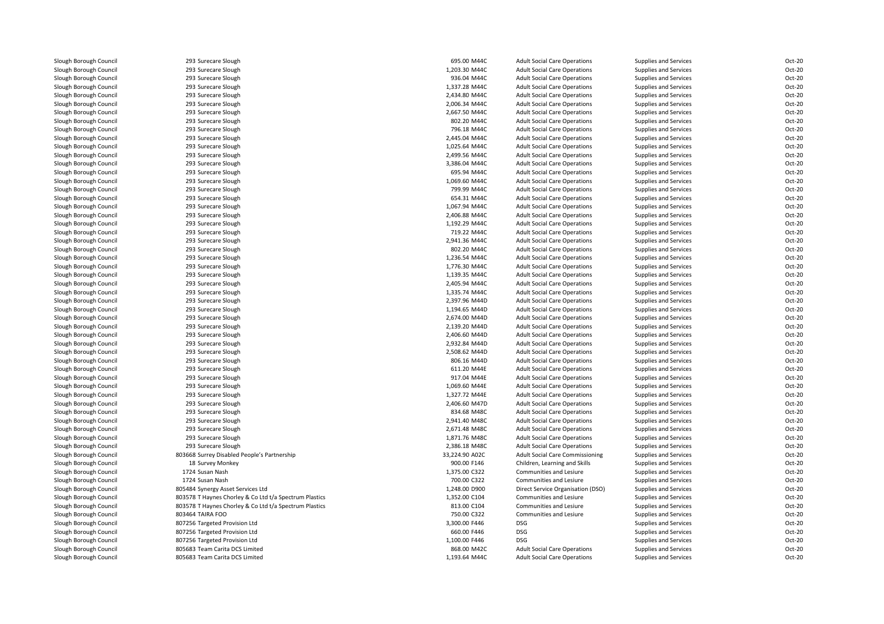| | | | | | |
|---|---|---|---|---|---|
| Slough Borough Council | 293 Surecare Slough | 695.00 M44C | Adult Social Care Operations | Supplies and Services | Oct-20 |
| Slough Borough Council | 293 Surecare Slough | 1,203.30 M44C | Adult Social Care Operations | Supplies and Services | Oct-20 |
| Slough Borough Council | 293 Surecare Slough | 936.04 M44C | Adult Social Care Operations | Supplies and Services | Oct-20 |
| Slough Borough Council | 293 Surecare Slough | 1,337.28 M44C | Adult Social Care Operations | Supplies and Services | Oct-20 |
| Slough Borough Council | 293 Surecare Slough | 2,434.80 M44C | Adult Social Care Operations | Supplies and Services | Oct-20 |
| Slough Borough Council | 293 Surecare Slough | 2,006.34 M44C | Adult Social Care Operations | Supplies and Services | Oct-20 |
| Slough Borough Council | 293 Surecare Slough | 2,667.50 M44C | Adult Social Care Operations | Supplies and Services | Oct-20 |
| Slough Borough Council | 293 Surecare Slough | 802.20 M44C | Adult Social Care Operations | Supplies and Services | Oct-20 |
| Slough Borough Council | 293 Surecare Slough | 796.18 M44C | Adult Social Care Operations | Supplies and Services | Oct-20 |
| Slough Borough Council | 293 Surecare Slough | 2,445.04 M44C | Adult Social Care Operations | Supplies and Services | Oct-20 |
| Slough Borough Council | 293 Surecare Slough | 1,025.64 M44C | Adult Social Care Operations | Supplies and Services | Oct-20 |
| Slough Borough Council | 293 Surecare Slough | 2,499.56 M44C | Adult Social Care Operations | Supplies and Services | Oct-20 |
| Slough Borough Council | 293 Surecare Slough | 3,386.04 M44C | Adult Social Care Operations | Supplies and Services | Oct-20 |
| Slough Borough Council | 293 Surecare Slough | 695.94 M44C | Adult Social Care Operations | Supplies and Services | Oct-20 |
| Slough Borough Council | 293 Surecare Slough | 1,069.60 M44C | Adult Social Care Operations | Supplies and Services | Oct-20 |
| Slough Borough Council | 293 Surecare Slough | 799.99 M44C | Adult Social Care Operations | Supplies and Services | Oct-20 |
| Slough Borough Council | 293 Surecare Slough | 654.31 M44C | Adult Social Care Operations | Supplies and Services | Oct-20 |
| Slough Borough Council | 293 Surecare Slough | 1,067.94 M44C | Adult Social Care Operations | Supplies and Services | Oct-20 |
| Slough Borough Council | 293 Surecare Slough | 2,406.88 M44C | Adult Social Care Operations | Supplies and Services | Oct-20 |
| Slough Borough Council | 293 Surecare Slough | 1,192.29 M44C | Adult Social Care Operations | Supplies and Services | Oct-20 |
| Slough Borough Council | 293 Surecare Slough | 719.22 M44C | Adult Social Care Operations | Supplies and Services | Oct-20 |
| Slough Borough Council | 293 Surecare Slough | 2,941.36 M44C | Adult Social Care Operations | Supplies and Services | Oct-20 |
| Slough Borough Council | 293 Surecare Slough | 802.20 M44C | Adult Social Care Operations | Supplies and Services | Oct-20 |
| Slough Borough Council | 293 Surecare Slough | 1,236.54 M44C | Adult Social Care Operations | Supplies and Services | Oct-20 |
| Slough Borough Council | 293 Surecare Slough | 1,776.30 M44C | Adult Social Care Operations | Supplies and Services | Oct-20 |
| Slough Borough Council | 293 Surecare Slough | 1,139.35 M44C | Adult Social Care Operations | Supplies and Services | Oct-20 |
| Slough Borough Council | 293 Surecare Slough | 2,405.94 M44C | Adult Social Care Operations | Supplies and Services | Oct-20 |
| Slough Borough Council | 293 Surecare Slough | 1,335.74 M44C | Adult Social Care Operations | Supplies and Services | Oct-20 |
| Slough Borough Council | 293 Surecare Slough | 2,397.96 M44D | Adult Social Care Operations | Supplies and Services | Oct-20 |
| Slough Borough Council | 293 Surecare Slough | 1,194.65 M44D | Adult Social Care Operations | Supplies and Services | Oct-20 |
| Slough Borough Council | 293 Surecare Slough | 2,674.00 M44D | Adult Social Care Operations | Supplies and Services | Oct-20 |
| Slough Borough Council | 293 Surecare Slough | 2,139.20 M44D | Adult Social Care Operations | Supplies and Services | Oct-20 |
| Slough Borough Council | 293 Surecare Slough | 2,406.60 M44D | Adult Social Care Operations | Supplies and Services | Oct-20 |
| Slough Borough Council | 293 Surecare Slough | 2,932.84 M44D | Adult Social Care Operations | Supplies and Services | Oct-20 |
| Slough Borough Council | 293 Surecare Slough | 2,508.62 M44D | Adult Social Care Operations | Supplies and Services | Oct-20 |
| Slough Borough Council | 293 Surecare Slough | 806.16 M44D | Adult Social Care Operations | Supplies and Services | Oct-20 |
| Slough Borough Council | 293 Surecare Slough | 611.20 M44E | Adult Social Care Operations | Supplies and Services | Oct-20 |
| Slough Borough Council | 293 Surecare Slough | 917.04 M44E | Adult Social Care Operations | Supplies and Services | Oct-20 |
| Slough Borough Council | 293 Surecare Slough | 1,069.60 M44E | Adult Social Care Operations | Supplies and Services | Oct-20 |
| Slough Borough Council | 293 Surecare Slough | 1,327.72 M44E | Adult Social Care Operations | Supplies and Services | Oct-20 |
| Slough Borough Council | 293 Surecare Slough | 2,406.60 M47D | Adult Social Care Operations | Supplies and Services | Oct-20 |
| Slough Borough Council | 293 Surecare Slough | 834.68 M48C | Adult Social Care Operations | Supplies and Services | Oct-20 |
| Slough Borough Council | 293 Surecare Slough | 2,941.40 M48C | Adult Social Care Operations | Supplies and Services | Oct-20 |
| Slough Borough Council | 293 Surecare Slough | 2,671.48 M48C | Adult Social Care Operations | Supplies and Services | Oct-20 |
| Slough Borough Council | 293 Surecare Slough | 1,871.76 M48C | Adult Social Care Operations | Supplies and Services | Oct-20 |
| Slough Borough Council | 293 Surecare Slough | 2,386.18 M48C | Adult Social Care Operations | Supplies and Services | Oct-20 |
| Slough Borough Council | 803668 Surrey Disabled People's Partnership | 33,224.90 A02C | Adult Social Care Commissioning | Supplies and Services | Oct-20 |
| Slough Borough Council | 18 Survey Monkey | 900.00 F146 | Children, Learning and Skills | Supplies and Services | Oct-20 |
| Slough Borough Council | 1724 Susan Nash | 1,375.00 C322 | Communities and Lesiure | Supplies and Services | Oct-20 |
| Slough Borough Council | 1724 Susan Nash | 700.00 C322 | Communities and Lesiure | Supplies and Services | Oct-20 |
| Slough Borough Council | 805484 Synergy Asset Services Ltd | 1,248.00 D900 | Direct Service Organisation (DSO) | Supplies and Services | Oct-20 |
| Slough Borough Council | 803578 T Haynes Chorley & Co Ltd t/a Spectrum Plastics | 1,352.00 C104 | Communities and Lesiure | Supplies and Services | Oct-20 |
| Slough Borough Council | 803578 T Haynes Chorley & Co Ltd t/a Spectrum Plastics | 813.00 C104 | Communities and Lesiure | Supplies and Services | Oct-20 |
| Slough Borough Council | 803464 TAIRA FOO | 750.00 C322 | Communities and Lesiure | Supplies and Services | Oct-20 |
| Slough Borough Council | 807256 Targeted Provision Ltd | 3,300.00 F446 | DSG | Supplies and Services | Oct-20 |
| Slough Borough Council | 807256 Targeted Provision Ltd | 660.00 F446 | DSG | Supplies and Services | Oct-20 |
| Slough Borough Council | 807256 Targeted Provision Ltd | 1,100.00 F446 | DSG | Supplies and Services | Oct-20 |
| Slough Borough Council | 805683 Team Carita DCS Limited | 868.00 M42C | Adult Social Care Operations | Supplies and Services | Oct-20 |
| Slough Borough Council | 805683 Team Carita DCS Limited | 1,193.64 M44C | Adult Social Care Operations | Supplies and Services | Oct-20 |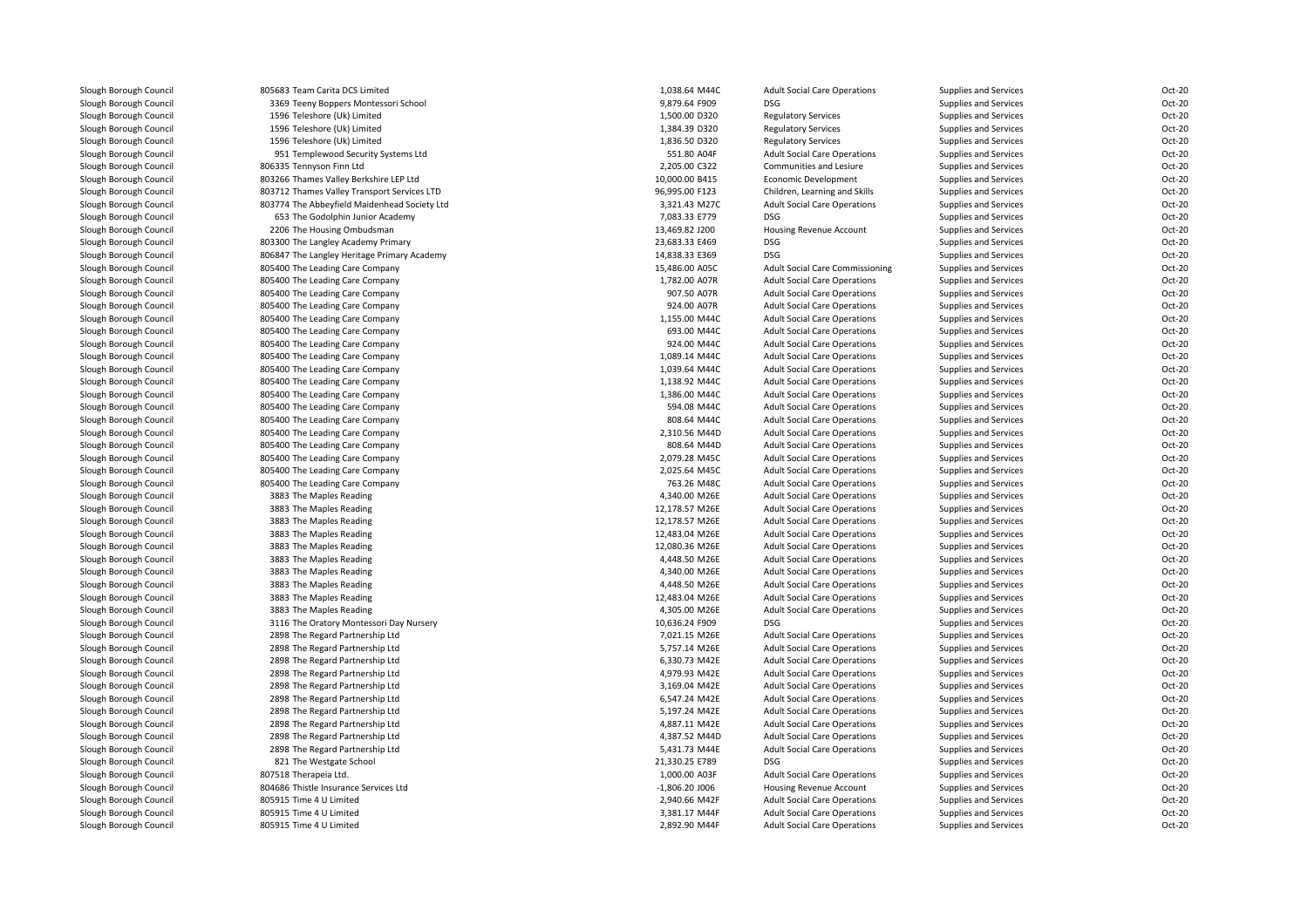| | | | | | | |
|---|---|---|---|---|---|---|
| Slough Borough Council | 805683 Team Carita DCS Limited | 1,038.64 | M44C | Adult Social Care Operations | Supplies and Services | Oct-20 |
| Slough Borough Council | 3369 Teeny Boppers Montessori School | 9,879.64 | F909 | DSG | Supplies and Services | Oct-20 |
| Slough Borough Council | 1596 Teleshore (Uk) Limited | 1,500.00 | D320 | Regulatory Services | Supplies and Services | Oct-20 |
| Slough Borough Council | 1596 Teleshore (Uk) Limited | 1,384.39 | D320 | Regulatory Services | Supplies and Services | Oct-20 |
| Slough Borough Council | 1596 Teleshore (Uk) Limited | 1,836.50 | D320 | Regulatory Services | Supplies and Services | Oct-20 |
| Slough Borough Council | 951 Templewood Security Systems Ltd | 551.80 | A04F | Adult Social Care Operations | Supplies and Services | Oct-20 |
| Slough Borough Council | 806335 Tennyson Finn Ltd | 2,205.00 | C322 | Communities and Lesiure | Supplies and Services | Oct-20 |
| Slough Borough Council | 803266 Thames Valley Berkshire LEP Ltd | 10,000.00 | B415 | Economic Development | Supplies and Services | Oct-20 |
| Slough Borough Council | 803712 Thames Valley Transport Services LTD | 96,995.00 | F123 | Children, Learning and Skills | Supplies and Services | Oct-20 |
| Slough Borough Council | 803774 The Abbeyfield Maidenhead Society Ltd | 3,321.43 | M27C | Adult Social Care Operations | Supplies and Services | Oct-20 |
| Slough Borough Council | 653 The Godolphin Junior Academy | 7,083.33 | E779 | DSG | Supplies and Services | Oct-20 |
| Slough Borough Council | 2206 The Housing Ombudsman | 13,469.82 | J200 | Housing Revenue Account | Supplies and Services | Oct-20 |
| Slough Borough Council | 803300 The Langley Academy Primary | 23,683.33 | E469 | DSG | Supplies and Services | Oct-20 |
| Slough Borough Council | 806847 The Langley Heritage Primary Academy | 14,838.33 | E369 | DSG | Supplies and Services | Oct-20 |
| Slough Borough Council | 805400 The Leading Care Company | 15,486.00 | A05C | Adult Social Care Commissioning | Supplies and Services | Oct-20 |
| Slough Borough Council | 805400 The Leading Care Company | 1,782.00 | A07R | Adult Social Care Operations | Supplies and Services | Oct-20 |
| Slough Borough Council | 805400 The Leading Care Company | 907.50 | A07R | Adult Social Care Operations | Supplies and Services | Oct-20 |
| Slough Borough Council | 805400 The Leading Care Company | 924.00 | A07R | Adult Social Care Operations | Supplies and Services | Oct-20 |
| Slough Borough Council | 805400 The Leading Care Company | 1,155.00 | M44C | Adult Social Care Operations | Supplies and Services | Oct-20 |
| Slough Borough Council | 805400 The Leading Care Company | 693.00 | M44C | Adult Social Care Operations | Supplies and Services | Oct-20 |
| Slough Borough Council | 805400 The Leading Care Company | 924.00 | M44C | Adult Social Care Operations | Supplies and Services | Oct-20 |
| Slough Borough Council | 805400 The Leading Care Company | 1,089.14 | M44C | Adult Social Care Operations | Supplies and Services | Oct-20 |
| Slough Borough Council | 805400 The Leading Care Company | 1,039.64 | M44C | Adult Social Care Operations | Supplies and Services | Oct-20 |
| Slough Borough Council | 805400 The Leading Care Company | 1,138.92 | M44C | Adult Social Care Operations | Supplies and Services | Oct-20 |
| Slough Borough Council | 805400 The Leading Care Company | 1,386.00 | M44C | Adult Social Care Operations | Supplies and Services | Oct-20 |
| Slough Borough Council | 805400 The Leading Care Company | 594.08 | M44C | Adult Social Care Operations | Supplies and Services | Oct-20 |
| Slough Borough Council | 805400 The Leading Care Company | 808.64 | M44C | Adult Social Care Operations | Supplies and Services | Oct-20 |
| Slough Borough Council | 805400 The Leading Care Company | 2,310.56 | M44D | Adult Social Care Operations | Supplies and Services | Oct-20 |
| Slough Borough Council | 805400 The Leading Care Company | 808.64 | M44D | Adult Social Care Operations | Supplies and Services | Oct-20 |
| Slough Borough Council | 805400 The Leading Care Company | 2,079.28 | M45C | Adult Social Care Operations | Supplies and Services | Oct-20 |
| Slough Borough Council | 805400 The Leading Care Company | 2,025.64 | M45C | Adult Social Care Operations | Supplies and Services | Oct-20 |
| Slough Borough Council | 805400 The Leading Care Company | 763.26 | M48C | Adult Social Care Operations | Supplies and Services | Oct-20 |
| Slough Borough Council | 3883 The Maples Reading | 4,340.00 | M26E | Adult Social Care Operations | Supplies and Services | Oct-20 |
| Slough Borough Council | 3883 The Maples Reading | 12,178.57 | M26E | Adult Social Care Operations | Supplies and Services | Oct-20 |
| Slough Borough Council | 3883 The Maples Reading | 12,178.57 | M26E | Adult Social Care Operations | Supplies and Services | Oct-20 |
| Slough Borough Council | 3883 The Maples Reading | 12,483.04 | M26E | Adult Social Care Operations | Supplies and Services | Oct-20 |
| Slough Borough Council | 3883 The Maples Reading | 12,080.36 | M26E | Adult Social Care Operations | Supplies and Services | Oct-20 |
| Slough Borough Council | 3883 The Maples Reading | 4,448.50 | M26E | Adult Social Care Operations | Supplies and Services | Oct-20 |
| Slough Borough Council | 3883 The Maples Reading | 4,340.00 | M26E | Adult Social Care Operations | Supplies and Services | Oct-20 |
| Slough Borough Council | 3883 The Maples Reading | 4,448.50 | M26E | Adult Social Care Operations | Supplies and Services | Oct-20 |
| Slough Borough Council | 3883 The Maples Reading | 12,483.04 | M26E | Adult Social Care Operations | Supplies and Services | Oct-20 |
| Slough Borough Council | 3883 The Maples Reading | 4,305.00 | M26E | Adult Social Care Operations | Supplies and Services | Oct-20 |
| Slough Borough Council | 3116 The Oratory Montessori Day Nursery | 10,636.24 | F909 | DSG | Supplies and Services | Oct-20 |
| Slough Borough Council | 2898 The Regard Partnership Ltd | 7,021.15 | M26E | Adult Social Care Operations | Supplies and Services | Oct-20 |
| Slough Borough Council | 2898 The Regard Partnership Ltd | 5,757.14 | M26E | Adult Social Care Operations | Supplies and Services | Oct-20 |
| Slough Borough Council | 2898 The Regard Partnership Ltd | 6,330.73 | M42E | Adult Social Care Operations | Supplies and Services | Oct-20 |
| Slough Borough Council | 2898 The Regard Partnership Ltd | 4,979.93 | M42E | Adult Social Care Operations | Supplies and Services | Oct-20 |
| Slough Borough Council | 2898 The Regard Partnership Ltd | 3,169.04 | M42E | Adult Social Care Operations | Supplies and Services | Oct-20 |
| Slough Borough Council | 2898 The Regard Partnership Ltd | 6,547.24 | M42E | Adult Social Care Operations | Supplies and Services | Oct-20 |
| Slough Borough Council | 2898 The Regard Partnership Ltd | 5,197.24 | M42E | Adult Social Care Operations | Supplies and Services | Oct-20 |
| Slough Borough Council | 2898 The Regard Partnership Ltd | 4,887.11 | M42E | Adult Social Care Operations | Supplies and Services | Oct-20 |
| Slough Borough Council | 2898 The Regard Partnership Ltd | 4,387.52 | M44D | Adult Social Care Operations | Supplies and Services | Oct-20 |
| Slough Borough Council | 2898 The Regard Partnership Ltd | 5,431.73 | M44E | Adult Social Care Operations | Supplies and Services | Oct-20 |
| Slough Borough Council | 821 The Westgate School | 21,330.25 | E789 | DSG | Supplies and Services | Oct-20 |
| Slough Borough Council | 807518 Therapeia Ltd. | 1,000.00 | A03F | Adult Social Care Operations | Supplies and Services | Oct-20 |
| Slough Borough Council | 804686 Thistle Insurance Services Ltd | -1,806.20 | J006 | Housing Revenue Account | Supplies and Services | Oct-20 |
| Slough Borough Council | 805915 Time 4 U Limited | 2,940.66 | M42F | Adult Social Care Operations | Supplies and Services | Oct-20 |
| Slough Borough Council | 805915 Time 4 U Limited | 3,381.17 | M44F | Adult Social Care Operations | Supplies and Services | Oct-20 |
| Slough Borough Council | 805915 Time 4 U Limited | 2,892.90 | M44F | Adult Social Care Operations | Supplies and Services | Oct-20 |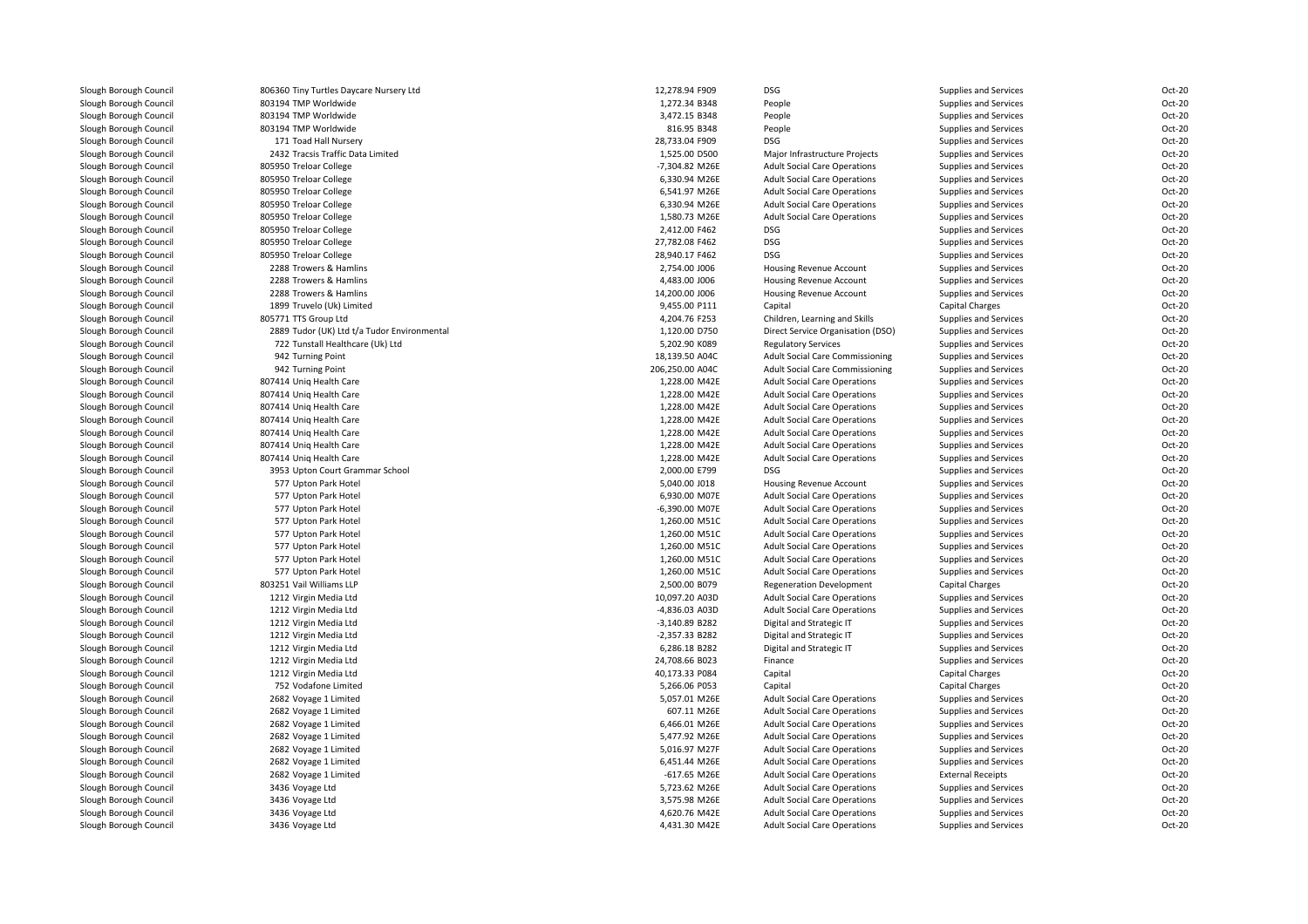| | | | | | | |
|---|---|---|---|---|---|---|
| Slough Borough Council | 806360 Tiny Turtles Daycare Nursery Ltd | 12,278.94 F909 | DSG | Supplies and Services | Oct-20 |
| Slough Borough Council | 803194 TMP Worldwide | 1,272.34 B348 | People | Supplies and Services | Oct-20 |
| Slough Borough Council | 803194 TMP Worldwide | 3,472.15 B348 | People | Supplies and Services | Oct-20 |
| Slough Borough Council | 803194 TMP Worldwide | 816.95 B348 | People | Supplies and Services | Oct-20 |
| Slough Borough Council | 171 Toad Hall Nursery | 28,733.04 F909 | DSG | Supplies and Services | Oct-20 |
| Slough Borough Council | 2432 Tracsis Traffic Data Limited | 1,525.00 D500 | Major Infrastructure Projects | Supplies and Services | Oct-20 |
| Slough Borough Council | 805950 Treloar College | -7,304.82 M26E | Adult Social Care Operations | Supplies and Services | Oct-20 |
| Slough Borough Council | 805950 Treloar College | 6,330.94 M26E | Adult Social Care Operations | Supplies and Services | Oct-20 |
| Slough Borough Council | 805950 Treloar College | 6,541.97 M26E | Adult Social Care Operations | Supplies and Services | Oct-20 |
| Slough Borough Council | 805950 Treloar College | 6,330.94 M26E | Adult Social Care Operations | Supplies and Services | Oct-20 |
| Slough Borough Council | 805950 Treloar College | 1,580.73 M26E | Adult Social Care Operations | Supplies and Services | Oct-20 |
| Slough Borough Council | 805950 Treloar College | 2,412.00 F462 | DSG | Supplies and Services | Oct-20 |
| Slough Borough Council | 805950 Treloar College | 27,782.08 F462 | DSG | Supplies and Services | Oct-20 |
| Slough Borough Council | 805950 Treloar College | 28,940.17 F462 | DSG | Supplies and Services | Oct-20 |
| Slough Borough Council | 2288 Trowers & Hamlins | 2,754.00 J006 | Housing Revenue Account | Supplies and Services | Oct-20 |
| Slough Borough Council | 2288 Trowers & Hamlins | 4,483.00 J006 | Housing Revenue Account | Supplies and Services | Oct-20 |
| Slough Borough Council | 2288 Trowers & Hamlins | 14,200.00 J006 | Housing Revenue Account | Supplies and Services | Oct-20 |
| Slough Borough Council | 1899 Truvelo (Uk) Limited | 9,455.00 P111 | Capital | Capital Charges | Oct-20 |
| Slough Borough Council | 805771 TTS Group Ltd | 4,204.76 F253 | Children, Learning and Skills | Supplies and Services | Oct-20 |
| Slough Borough Council | 2889 Tudor (UK) Ltd t/a Tudor Environmental | 1,120.00 D750 | Direct Service Organisation (DSO) | Supplies and Services | Oct-20 |
| Slough Borough Council | 722 Tunstall Healthcare (Uk) Ltd | 5,202.90 K089 | Regulatory Services | Supplies and Services | Oct-20 |
| Slough Borough Council | 942 Turning Point | 18,139.50 A04C | Adult Social Care Commissioning | Supplies and Services | Oct-20 |
| Slough Borough Council | 942 Turning Point | 206,250.00 A04C | Adult Social Care Commissioning | Supplies and Services | Oct-20 |
| Slough Borough Council | 807414 Uniq Health Care | 1,228.00 M42E | Adult Social Care Operations | Supplies and Services | Oct-20 |
| Slough Borough Council | 807414 Uniq Health Care | 1,228.00 M42E | Adult Social Care Operations | Supplies and Services | Oct-20 |
| Slough Borough Council | 807414 Uniq Health Care | 1,228.00 M42E | Adult Social Care Operations | Supplies and Services | Oct-20 |
| Slough Borough Council | 807414 Uniq Health Care | 1,228.00 M42E | Adult Social Care Operations | Supplies and Services | Oct-20 |
| Slough Borough Council | 807414 Uniq Health Care | 1,228.00 M42E | Adult Social Care Operations | Supplies and Services | Oct-20 |
| Slough Borough Council | 807414 Uniq Health Care | 1,228.00 M42E | Adult Social Care Operations | Supplies and Services | Oct-20 |
| Slough Borough Council | 807414 Uniq Health Care | 1,228.00 M42E | Adult Social Care Operations | Supplies and Services | Oct-20 |
| Slough Borough Council | 3953 Upton Court Grammar School | 2,000.00 E799 | DSG | Supplies and Services | Oct-20 |
| Slough Borough Council | 577 Upton Park Hotel | 5,040.00 J018 | Housing Revenue Account | Supplies and Services | Oct-20 |
| Slough Borough Council | 577 Upton Park Hotel | 6,930.00 M07E | Adult Social Care Operations | Supplies and Services | Oct-20 |
| Slough Borough Council | 577 Upton Park Hotel | -6,390.00 M07E | Adult Social Care Operations | Supplies and Services | Oct-20 |
| Slough Borough Council | 577 Upton Park Hotel | 1,260.00 M51C | Adult Social Care Operations | Supplies and Services | Oct-20 |
| Slough Borough Council | 577 Upton Park Hotel | 1,260.00 M51C | Adult Social Care Operations | Supplies and Services | Oct-20 |
| Slough Borough Council | 577 Upton Park Hotel | 1,260.00 M51C | Adult Social Care Operations | Supplies and Services | Oct-20 |
| Slough Borough Council | 577 Upton Park Hotel | 1,260.00 M51C | Adult Social Care Operations | Supplies and Services | Oct-20 |
| Slough Borough Council | 577 Upton Park Hotel | 1,260.00 M51C | Adult Social Care Operations | Supplies and Services | Oct-20 |
| Slough Borough Council | 803251 Vail Williams LLP | 2,500.00 B079 | Regeneration Development | Capital Charges | Oct-20 |
| Slough Borough Council | 1212 Virgin Media Ltd | 10,097.20 A03D | Adult Social Care Operations | Supplies and Services | Oct-20 |
| Slough Borough Council | 1212 Virgin Media Ltd | -4,836.03 A03D | Adult Social Care Operations | Supplies and Services | Oct-20 |
| Slough Borough Council | 1212 Virgin Media Ltd | -3,140.89 B282 | Digital and Strategic IT | Supplies and Services | Oct-20 |
| Slough Borough Council | 1212 Virgin Media Ltd | -2,357.33 B282 | Digital and Strategic IT | Supplies and Services | Oct-20 |
| Slough Borough Council | 1212 Virgin Media Ltd | 6,286.18 B282 | Digital and Strategic IT | Supplies and Services | Oct-20 |
| Slough Borough Council | 1212 Virgin Media Ltd | 24,708.66 B023 | Finance | Supplies and Services | Oct-20 |
| Slough Borough Council | 1212 Virgin Media Ltd | 40,173.33 P084 | Capital | Capital Charges | Oct-20 |
| Slough Borough Council | 752 Vodafone Limited | 5,266.06 P053 | Capital | Capital Charges | Oct-20 |
| Slough Borough Council | 2682 Voyage 1 Limited | 5,057.01 M26E | Adult Social Care Operations | Supplies and Services | Oct-20 |
| Slough Borough Council | 2682 Voyage 1 Limited | 607.11 M26E | Adult Social Care Operations | Supplies and Services | Oct-20 |
| Slough Borough Council | 2682 Voyage 1 Limited | 6,466.01 M26E | Adult Social Care Operations | Supplies and Services | Oct-20 |
| Slough Borough Council | 2682 Voyage 1 Limited | 5,477.92 M26E | Adult Social Care Operations | Supplies and Services | Oct-20 |
| Slough Borough Council | 2682 Voyage 1 Limited | 5,016.97 M27F | Adult Social Care Operations | Supplies and Services | Oct-20 |
| Slough Borough Council | 2682 Voyage 1 Limited | 6,451.44 M26E | Adult Social Care Operations | Supplies and Services | Oct-20 |
| Slough Borough Council | 2682 Voyage 1 Limited | -617.65 M26E | Adult Social Care Operations | External Receipts | Oct-20 |
| Slough Borough Council | 3436 Voyage Ltd | 5,723.62 M26E | Adult Social Care Operations | Supplies and Services | Oct-20 |
| Slough Borough Council | 3436 Voyage Ltd | 3,575.98 M26E | Adult Social Care Operations | Supplies and Services | Oct-20 |
| Slough Borough Council | 3436 Voyage Ltd | 4,620.76 M42E | Adult Social Care Operations | Supplies and Services | Oct-20 |
| Slough Borough Council | 3436 Voyage Ltd | 4,431.30 M42E | Adult Social Care Operations | Supplies and Services | Oct-20 |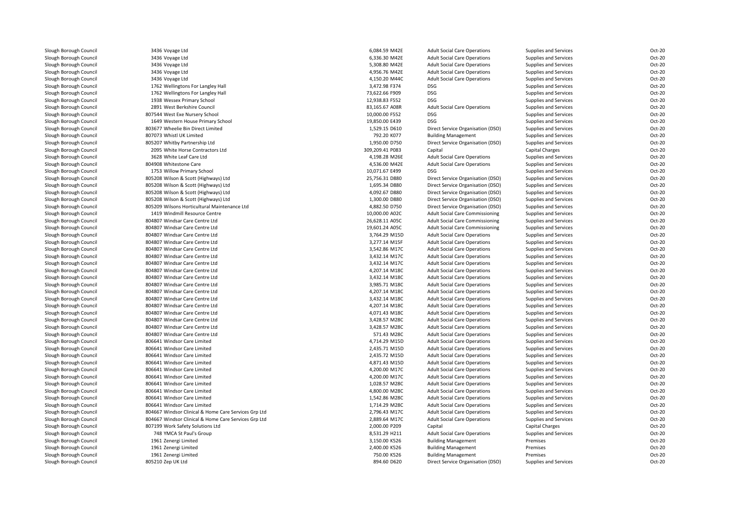| | | | | | | |
|---|---|---|---|---|---|---|
| Slough Borough Council | 3436 Voyage Ltd | 6,084.59 M42E | Adult Social Care Operations | Supplies and Services | Oct-20 |
| Slough Borough Council | 3436 Voyage Ltd | 6,336.30 M42E | Adult Social Care Operations | Supplies and Services | Oct-20 |
| Slough Borough Council | 3436 Voyage Ltd | 5,308.80 M42E | Adult Social Care Operations | Supplies and Services | Oct-20 |
| Slough Borough Council | 3436 Voyage Ltd | 4,956.76 M42E | Adult Social Care Operations | Supplies and Services | Oct-20 |
| Slough Borough Council | 3436 Voyage Ltd | 4,150.20 M44C | Adult Social Care Operations | Supplies and Services | Oct-20 |
| Slough Borough Council | 1762 Wellingtons For Langley Hall | 3,472.98 F374 | DSG | Supplies and Services | Oct-20 |
| Slough Borough Council | 1762 Wellingtons For Langley Hall | 73,622.66 F909 | DSG | Supplies and Services | Oct-20 |
| Slough Borough Council | 1938 Wessex Primary School | 12,938.83 F552 | DSG | Supplies and Services | Oct-20 |
| Slough Borough Council | 2891 West Berkshire Council | 83,165.67 A08R | Adult Social Care Operations | Supplies and Services | Oct-20 |
| Slough Borough Council | 807544 West Exe Nursery School | 10,000.00 F552 | DSG | Supplies and Services | Oct-20 |
| Slough Borough Council | 1649 Western House Primary School | 19,850.00 E439 | DSG | Supplies and Services | Oct-20 |
| Slough Borough Council | 803677 Wheelie Bin Direct Limited | 1,529.15 D610 | Direct Service Organisation (DSO) | Supplies and Services | Oct-20 |
| Slough Borough Council | 807073 Whistl UK Limited | 792.20 K077 | Building Management | Supplies and Services | Oct-20 |
| Slough Borough Council | 805207 Whitby Partnership Ltd | 1,950.00 D750 | Direct Service Organisation (DSO) | Supplies and Services | Oct-20 |
| Slough Borough Council | 2095 White Horse Contractors Ltd | 309,209.41 P083 | Capital | Capital Charges | Oct-20 |
| Slough Borough Council | 3628 White Leaf Care Ltd | 4,198.28 M26E | Adult Social Care Operations | Supplies and Services | Oct-20 |
| Slough Borough Council | 804908 Whitestone Care | 4,536.00 M42E | Adult Social Care Operations | Supplies and Services | Oct-20 |
| Slough Borough Council | 1753 Willow Primary School | 10,071.67 E499 | DSG | Supplies and Services | Oct-20 |
| Slough Borough Council | 805208 Wilson & Scott (Highways) Ltd | 25,756.31 D880 | Direct Service Organisation (DSO) | Supplies and Services | Oct-20 |
| Slough Borough Council | 805208 Wilson & Scott (Highways) Ltd | 1,695.34 D880 | Direct Service Organisation (DSO) | Supplies and Services | Oct-20 |
| Slough Borough Council | 805208 Wilson & Scott (Highways) Ltd | 4,092.67 D880 | Direct Service Organisation (DSO) | Supplies and Services | Oct-20 |
| Slough Borough Council | 805208 Wilson & Scott (Highways) Ltd | 1,300.00 D880 | Direct Service Organisation (DSO) | Supplies and Services | Oct-20 |
| Slough Borough Council | 805209 Wilsons Horticultural Maintenance Ltd | 4,882.50 D750 | Direct Service Organisation (DSO) | Supplies and Services | Oct-20 |
| Slough Borough Council | 1419 Windmill Resource Centre | 10,000.00 A02C | Adult Social Care Commissioning | Supplies and Services | Oct-20 |
| Slough Borough Council | 804807 Windsar Care Centre Ltd | 26,628.11 A05C | Adult Social Care Commissioning | Supplies and Services | Oct-20 |
| Slough Borough Council | 804807 Windsar Care Centre Ltd | 19,601.24 A05C | Adult Social Care Commissioning | Supplies and Services | Oct-20 |
| Slough Borough Council | 804807 Windsar Care Centre Ltd | 3,764.29 M15D | Adult Social Care Operations | Supplies and Services | Oct-20 |
| Slough Borough Council | 804807 Windsar Care Centre Ltd | 3,277.14 M15F | Adult Social Care Operations | Supplies and Services | Oct-20 |
| Slough Borough Council | 804807 Windsar Care Centre Ltd | 3,542.86 M17C | Adult Social Care Operations | Supplies and Services | Oct-20 |
| Slough Borough Council | 804807 Windsar Care Centre Ltd | 3,432.14 M17C | Adult Social Care Operations | Supplies and Services | Oct-20 |
| Slough Borough Council | 804807 Windsar Care Centre Ltd | 3,432.14 M17C | Adult Social Care Operations | Supplies and Services | Oct-20 |
| Slough Borough Council | 804807 Windsar Care Centre Ltd | 4,207.14 M18C | Adult Social Care Operations | Supplies and Services | Oct-20 |
| Slough Borough Council | 804807 Windsar Care Centre Ltd | 3,432.14 M18C | Adult Social Care Operations | Supplies and Services | Oct-20 |
| Slough Borough Council | 804807 Windsar Care Centre Ltd | 3,985.71 M18C | Adult Social Care Operations | Supplies and Services | Oct-20 |
| Slough Borough Council | 804807 Windsar Care Centre Ltd | 4,207.14 M18C | Adult Social Care Operations | Supplies and Services | Oct-20 |
| Slough Borough Council | 804807 Windsar Care Centre Ltd | 3,432.14 M18C | Adult Social Care Operations | Supplies and Services | Oct-20 |
| Slough Borough Council | 804807 Windsar Care Centre Ltd | 4,207.14 M18C | Adult Social Care Operations | Supplies and Services | Oct-20 |
| Slough Borough Council | 804807 Windsar Care Centre Ltd | 4,071.43 M18C | Adult Social Care Operations | Supplies and Services | Oct-20 |
| Slough Borough Council | 804807 Windsar Care Centre Ltd | 3,428.57 M28C | Adult Social Care Operations | Supplies and Services | Oct-20 |
| Slough Borough Council | 804807 Windsar Care Centre Ltd | 3,428.57 M28C | Adult Social Care Operations | Supplies and Services | Oct-20 |
| Slough Borough Council | 804807 Windsar Care Centre Ltd | 571.43 M28C | Adult Social Care Operations | Supplies and Services | Oct-20 |
| Slough Borough Council | 806641 Windsor Care Limited | 4,714.29 M15D | Adult Social Care Operations | Supplies and Services | Oct-20 |
| Slough Borough Council | 806641 Windsor Care Limited | 2,435.71 M15D | Adult Social Care Operations | Supplies and Services | Oct-20 |
| Slough Borough Council | 806641 Windsor Care Limited | 2,435.72 M15D | Adult Social Care Operations | Supplies and Services | Oct-20 |
| Slough Borough Council | 806641 Windsor Care Limited | 4,871.43 M15D | Adult Social Care Operations | Supplies and Services | Oct-20 |
| Slough Borough Council | 806641 Windsor Care Limited | 4,200.00 M17C | Adult Social Care Operations | Supplies and Services | Oct-20 |
| Slough Borough Council | 806641 Windsor Care Limited | 4,200.00 M17C | Adult Social Care Operations | Supplies and Services | Oct-20 |
| Slough Borough Council | 806641 Windsor Care Limited | 1,028.57 M28C | Adult Social Care Operations | Supplies and Services | Oct-20 |
| Slough Borough Council | 806641 Windsor Care Limited | 4,800.00 M28C | Adult Social Care Operations | Supplies and Services | Oct-20 |
| Slough Borough Council | 806641 Windsor Care Limited | 1,542.86 M28C | Adult Social Care Operations | Supplies and Services | Oct-20 |
| Slough Borough Council | 806641 Windsor Care Limited | 1,714.29 M28C | Adult Social Care Operations | Supplies and Services | Oct-20 |
| Slough Borough Council | 804667 Windsor Clinical & Home Care Services Grp Ltd | 2,796.43 M17C | Adult Social Care Operations | Supplies and Services | Oct-20 |
| Slough Borough Council | 804667 Windsor Clinical & Home Care Services Grp Ltd | 2,889.64 M17C | Adult Social Care Operations | Supplies and Services | Oct-20 |
| Slough Borough Council | 807199 Work Safety Solutions Ltd | 2,000.00 P209 | Capital | Capital Charges | Oct-20 |
| Slough Borough Council | 748 YMCA St Paul's Group | 8,531.29 H211 | Adult Social Care Operations | Supplies and Services | Oct-20 |
| Slough Borough Council | 1961 Zenergi Limited | 3,150.00 K526 | Building Management | Premises | Oct-20 |
| Slough Borough Council | 1961 Zenergi Limited | 2,400.00 K526 | Building Management | Premises | Oct-20 |
| Slough Borough Council | 1961 Zenergi Limited | 750.00 K526 | Building Management | Premises | Oct-20 |
| Slough Borough Council | 805210 Zep UK Ltd | 894.60 D620 | Direct Service Organisation (DSO) | Supplies and Services | Oct-20 |